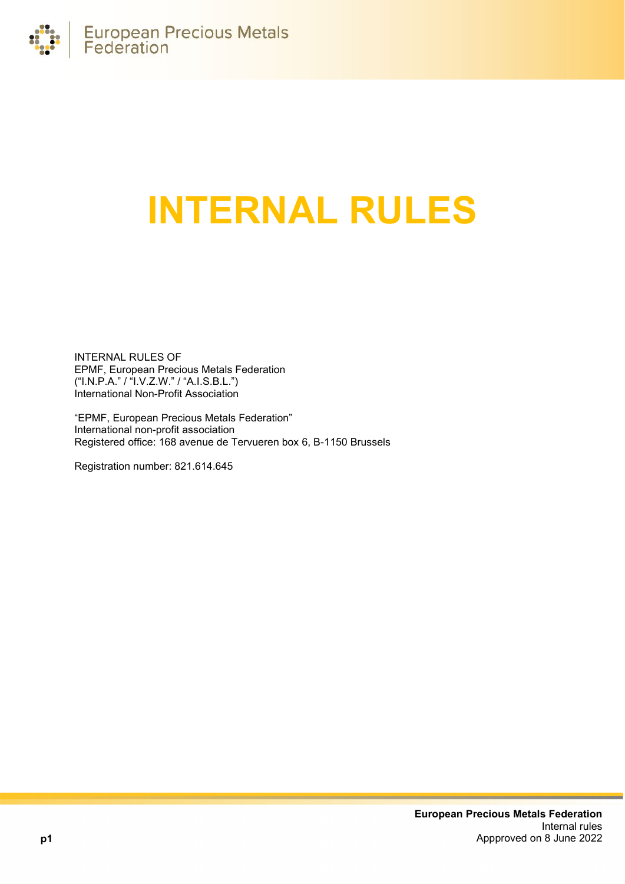# INTERNAL RULES

INTERNAL RULES OF
EPMF, European Precious Metals Federation
("I.N.P.A." / "I.V.Z.W." / "A.I.S.B.L.")
International Non-Profit Association

"EPMF, European Precious Metals Federation"
International non-profit association
Registered office: 168 avenue de Tervueren box 6, B-1150 Brussels

Registration number: 821.614.645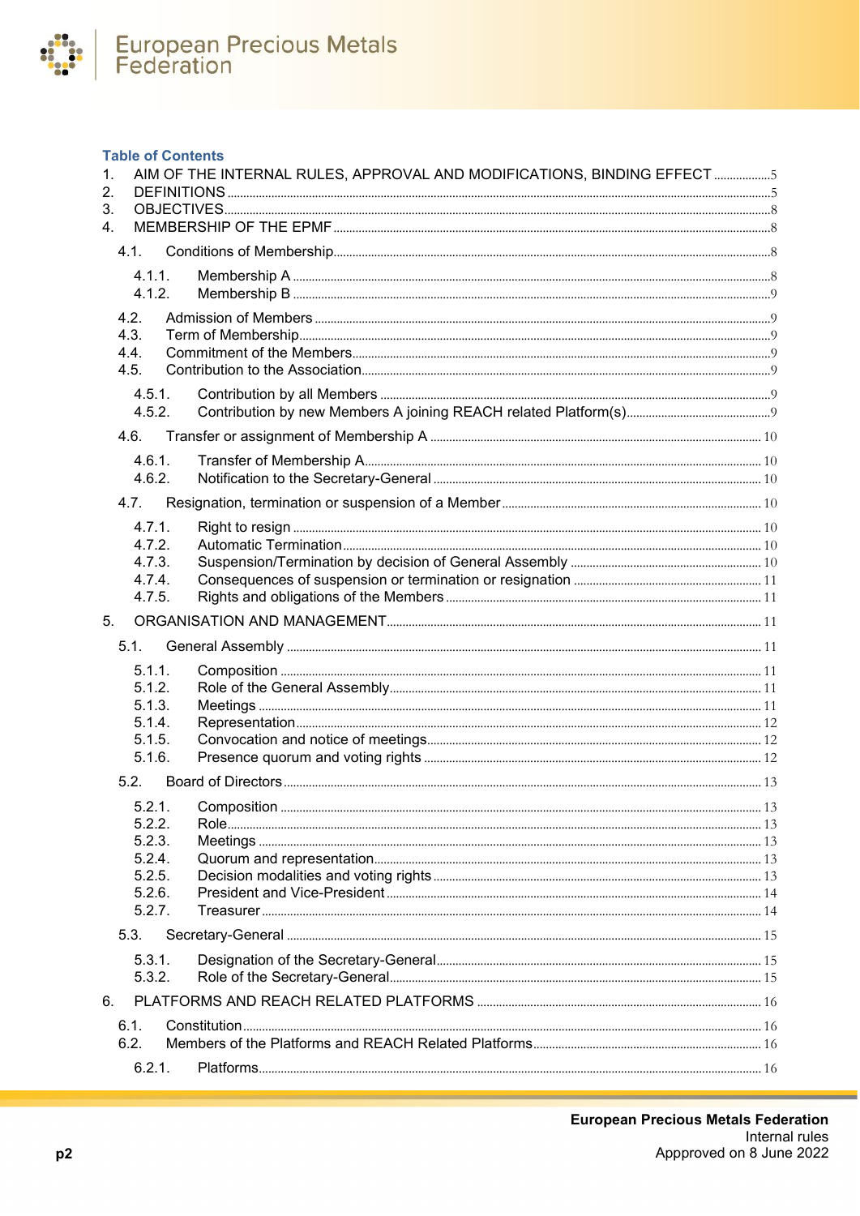**Table of Contents**

1. AIM OF THE INTERNAL RULES, APPROVAL AND MODIFICATIONS, BINDING EFFECT .................. 5
2. DEFINITIONS .................. 5
3. OBJECTIVES .................. 8
4. MEMBERSHIP OF THE EPMF .................. 8
   - 4.1. Conditions of Membership .................. 8
     - 4.1.1. Membership A .................. 8
     - 4.1.2. Membership B .................. 9
   - 4.2. Admission of Members .................. 9
   - 4.3. Term of Membership .................. 9
   - 4.4. Commitment of the Members .................. 9
   - 4.5. Contribution to the Association .................. 9
     - 4.5.1. Contribution by all Members .................. 9
     - 4.5.2. Contribution by new Members A joining REACH related Platform(s) .................. 9
   - 4.6. Transfer or assignment of Membership A .................. 10
     - 4.6.1. Transfer of Membership A .................. 10
     - 4.6.2. Notification to the Secretary-General .................. 10
   - 4.7. Resignation, termination or suspension of a Member .................. 10
     - 4.7.1. Right to resign .................. 10
     - 4.7.2. Automatic Termination .................. 10
     - 4.7.3. Suspension/Termination by decision of General Assembly .................. 10
     - 4.7.4. Consequences of suspension or termination or resignation .................. 11
     - 4.7.5. Rights and obligations of the Members .................. 11
5. ORGANISATION AND MANAGEMENT .................. 11
   - 5.1. General Assembly .................. 11
     - 5.1.1. Composition .................. 11
     - 5.1.2. Role of the General Assembly .................. 11
     - 5.1.3. Meetings .................. 11
     - 5.1.4. Representation .................. 12
     - 5.1.5. Convocation and notice of meetings .................. 12
     - 5.1.6. Presence quorum and voting rights .................. 12
   - 5.2. Board of Directors .................. 13
     - 5.2.1. Composition .................. 13
     - 5.2.2. Role .................. 13
     - 5.2.3. Meetings .................. 13
     - 5.2.4. Quorum and representation .................. 13
     - 5.2.5. Decision modalities and voting rights .................. 13
     - 5.2.6. President and Vice-President .................. 14
     - 5.2.7. Treasurer .................. 14
   - 5.3. Secretary-General .................. 15
     - 5.3.1. Designation of the Secretary-General .................. 15
     - 5.3.2. Role of the Secretary-General .................. 15
6. PLATFORMS AND REACH RELATED PLATFORMS .................. 16
   - 6.1. Constitution .................. 16
   - 6.2. Members of the Platforms and REACH Related Platforms .................. 16
     - 6.2.1. Platforms .................. 16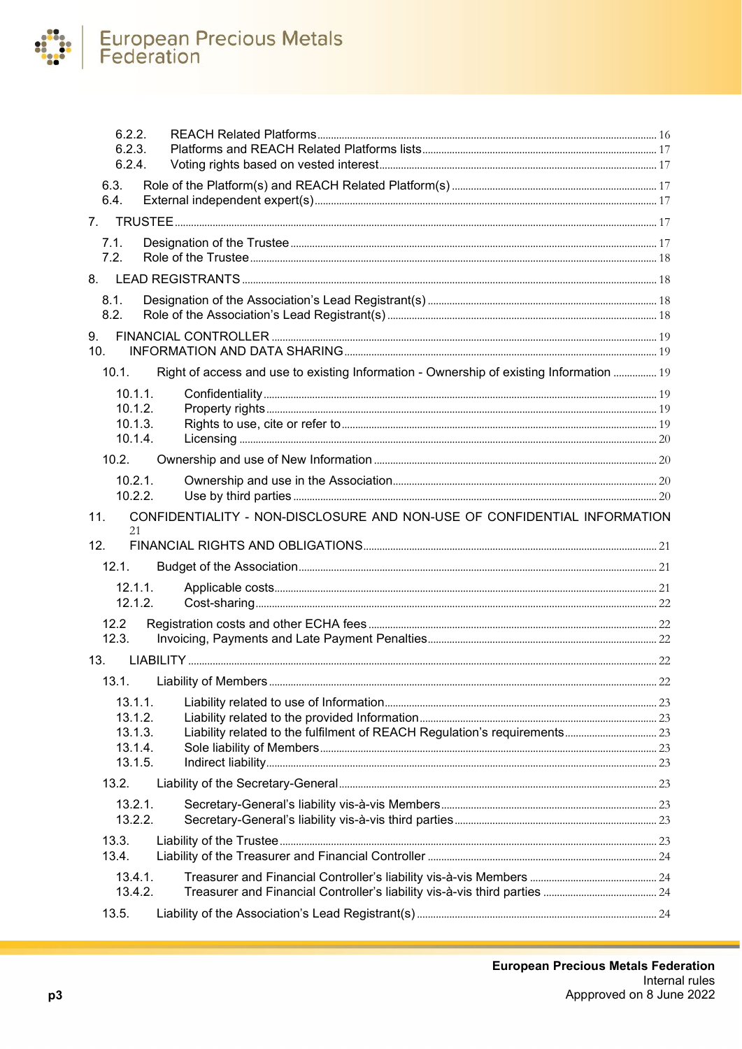6.2.2. REACH Related Platforms ........ 16
6.2.3. Platforms and REACH Related Platforms lists ........ 17
6.2.4. Voting rights based on vested interest ........ 17

6.3. Role of the Platform(s) and REACH Related Platform(s) ........ 17
6.4. External independent expert(s) ........ 17

7. TRUSTEE ........ 17

7.1. Designation of the Trustee ........ 17
7.2. Role of the Trustee ........ 18

8. LEAD REGISTRANTS ........ 18

8.1. Designation of the Association's Lead Registrant(s) ........ 18
8.2. Role of the Association's Lead Registrant(s) ........ 18

9. FINANCIAL CONTROLLER ........ 19
10. INFORMATION AND DATA SHARING ........ 19

10.1. Right of access and use to existing Information - Ownership of existing Information ........ 19

10.1.1. Confidentiality ........ 19
10.1.2. Property rights ........ 19
10.1.3. Rights to use, cite or refer to ........ 19
10.1.4. Licensing ........ 20

10.2. Ownership and use of New Information ........ 20

10.2.1. Ownership and use in the Association ........ 20
10.2.2. Use by third parties ........ 20

11. CONFIDENTIALITY - NON-DISCLOSURE AND NON-USE OF CONFIDENTIAL INFORMATION 21
12. FINANCIAL RIGHTS AND OBLIGATIONS ........ 21

12.1. Budget of the Association ........ 21

12.1.1. Applicable costs ........ 21
12.1.2. Cost-sharing ........ 22

12.2 Registration costs and other ECHA fees ........ 22
12.3. Invoicing, Payments and Late Payment Penalties ........ 22

13. LIABILITY ........ 22

13.1. Liability of Members ........ 22

13.1.1. Liability related to use of Information ........ 23
13.1.2. Liability related to the provided Information ........ 23
13.1.3. Liability related to the fulfilment of REACH Regulation's requirements ........ 23
13.1.4. Sole liability of Members ........ 23
13.1.5. Indirect liability ........ 23

13.2. Liability of the Secretary-General ........ 23

13.2.1. Secretary-General's liability vis-à-vis Members ........ 23
13.2.2. Secretary-General's liability vis-à-vis third parties ........ 23

13.3. Liability of the Trustee ........ 23
13.4. Liability of the Treasurer and Financial Controller ........ 24

13.4.1. Treasurer and Financial Controller's liability vis-à-vis Members ........ 24
13.4.2. Treasurer and Financial Controller's liability vis-à-vis third parties ........ 24

13.5. Liability of the Association's Lead Registrant(s) ........ 24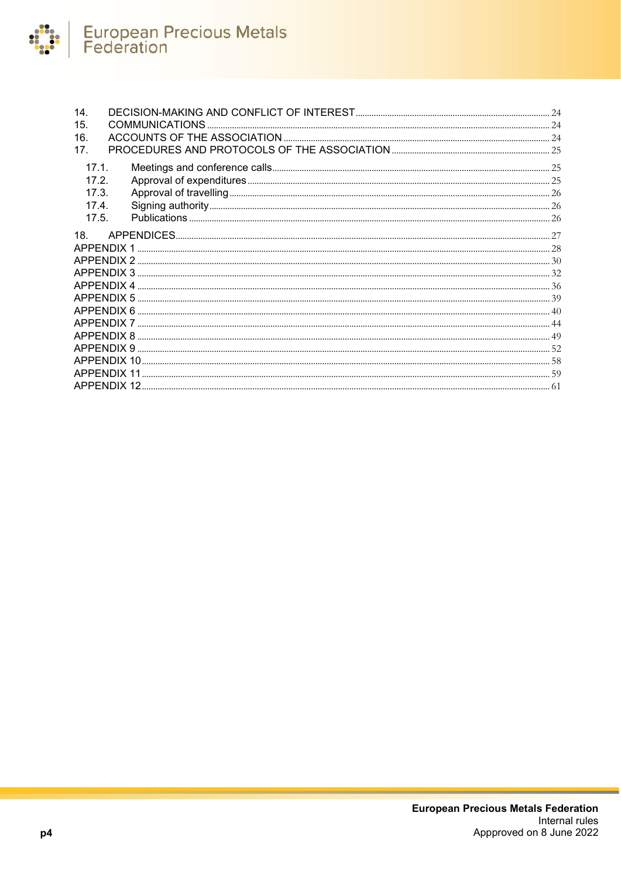14. DECISION-MAKING AND CONFLICT OF INTEREST ..... 24
15. COMMUNICATIONS ..... 24
16. ACCOUNTS OF THE ASSOCIATION ..... 24
17. PROCEDURES AND PROTOCOLS OF THE ASSOCIATION ..... 25

- 17.1. Meetings and conference calls ..... 25
- 17.2. Approval of expenditures ..... 25
- 17.3. Approval of travelling ..... 26
- 17.4. Signing authority ..... 26
- 17.5. Publications ..... 26

18. APPENDICES ..... 27

APPENDIX 1 ..... 28
APPENDIX 2 ..... 30
APPENDIX 3 ..... 32
APPENDIX 4 ..... 36
APPENDIX 5 ..... 39
APPENDIX 6 ..... 40
APPENDIX 7 ..... 44
APPENDIX 8 ..... 49
APPENDIX 9 ..... 52
APPENDIX 10 ..... 58
APPENDIX 11 ..... 59
APPENDIX 12 ..... 61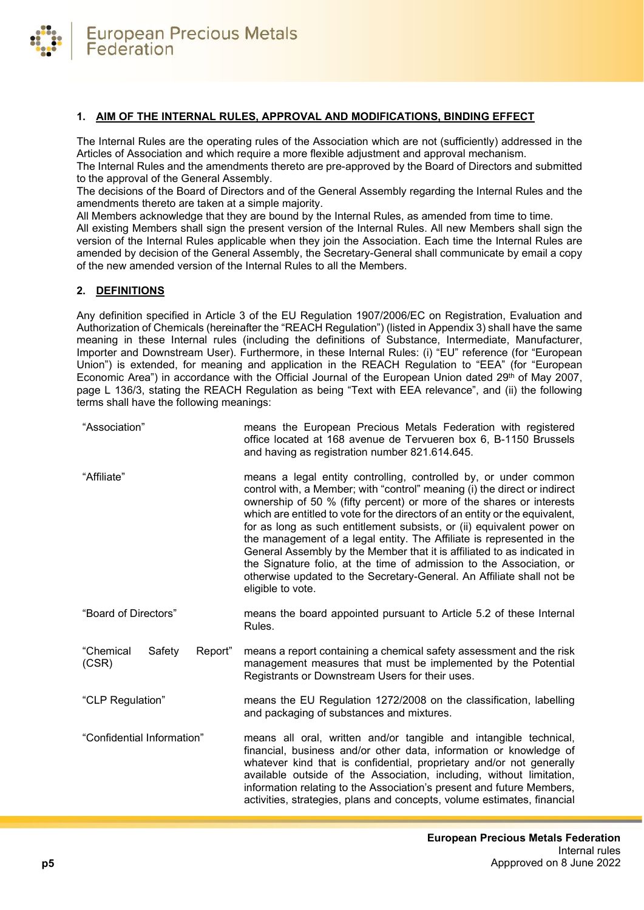## 1. AIM OF THE INTERNAL RULES, APPROVAL AND MODIFICATIONS, BINDING EFFECT

The Internal Rules are the operating rules of the Association which are not (sufficiently) addressed in the Articles of Association and which require a more flexible adjustment and approval mechanism.
The Internal Rules and the amendments thereto are pre-approved by the Board of Directors and submitted to the approval of the General Assembly.
The decisions of the Board of Directors and of the General Assembly regarding the Internal Rules and the amendments thereto are taken at a simple majority.
All Members acknowledge that they are bound by the Internal Rules, as amended from time to time.
All existing Members shall sign the present version of the Internal Rules. All new Members shall sign the version of the Internal Rules applicable when they join the Association. Each time the Internal Rules are amended by decision of the General Assembly, the Secretary-General shall communicate by email a copy of the new amended version of the Internal Rules to all the Members.

## 2. DEFINITIONS

Any definition specified in Article 3 of the EU Regulation 1907/2006/EC on Registration, Evaluation and Authorization of Chemicals (hereinafter the "REACH Regulation") (listed in Appendix 3) shall have the same meaning in these Internal rules (including the definitions of Substance, Intermediate, Manufacturer, Importer and Downstream User). Furthermore, in these Internal Rules: (i) "EU" reference (for "European Union") is extended, for meaning and application in the REACH Regulation to "EEA" (for "European Economic Area") in accordance with the Official Journal of the European Union dated 29th of May 2007, page L 136/3, stating the REACH Regulation as being "Text with EEA relevance", and (ii) the following terms shall have the following meanings:

| | |
|---|---|
| "Association" | means the European Precious Metals Federation with registered office located at 168 avenue de Tervueren box 6, B-1150 Brussels and having as registration number 821.614.645. |
| "Affiliate" | means a legal entity controlling, controlled by, or under common control with, a Member; with "control" meaning (i) the direct or indirect ownership of 50 % (fifty percent) or more of the shares or interests which are entitled to vote for the directors of an entity or the equivalent, for as long as such entitlement subsists, or (ii) equivalent power on the management of a legal entity. The Affiliate is represented in the General Assembly by the Member that it is affiliated to as indicated in the Signature folio, at the time of admission to the Association, or otherwise updated to the Secretary-General. An Affiliate shall not be eligible to vote. |
| "Board of Directors" | means the board appointed pursuant to Article 5.2 of these Internal Rules. |
| "Chemical Safety Report" (CSR) | means a report containing a chemical safety assessment and the risk management measures that must be implemented by the Potential Registrants or Downstream Users for their uses. |
| "CLP Regulation" | means the EU Regulation 1272/2008 on the classification, labelling and packaging of substances and mixtures. |
| "Confidential Information" | means all oral, written and/or tangible and intangible technical, financial, business and/or other data, information or knowledge of whatever kind that is confidential, proprietary and/or not generally available outside of the Association, including, without limitation, information relating to the Association's present and future Members, activities, strategies, plans and concepts, volume estimates, financial |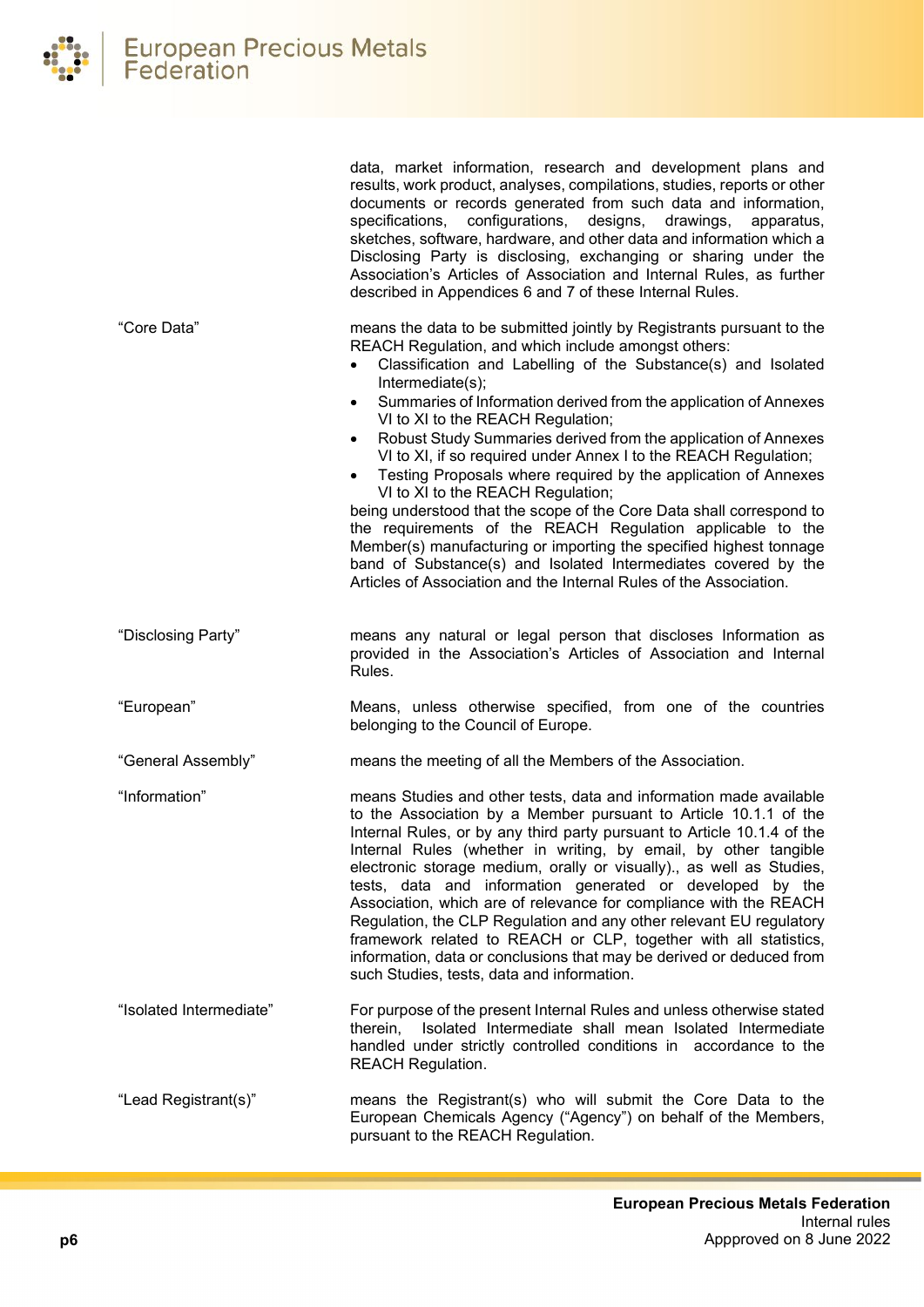data, market information, research and development plans and results, work product, analyses, compilations, studies, reports or other documents or records generated from such data and information, specifications, configurations, designs, drawings, apparatus, sketches, software, hardware, and other data and information which a Disclosing Party is disclosing, exchanging or sharing under the Association's Articles of Association and Internal Rules, as further described in Appendices 6 and 7 of these Internal Rules.

| | |
|---|---|
| "Core Data" | means the data to be submitted jointly by Registrants pursuant to the REACH Regulation, and which include amongst others:<br>• Classification and Labelling of the Substance(s) and Isolated Intermediate(s);<br>• Summaries of Information derived from the application of Annexes VI to XI to the REACH Regulation;<br>• Robust Study Summaries derived from the application of Annexes VI to XI, if so required under Annex I to the REACH Regulation;<br>• Testing Proposals where required by the application of Annexes VI to XI to the REACH Regulation;<br>being understood that the scope of the Core Data shall correspond to the requirements of the REACH Regulation applicable to the Member(s) manufacturing or importing the specified highest tonnage band of Substance(s) and Isolated Intermediates covered by the Articles of Association and the Internal Rules of the Association. |
| "Disclosing Party" | means any natural or legal person that discloses Information as provided in the Association's Articles of Association and Internal Rules. |
| "European" | Means, unless otherwise specified, from one of the countries belonging to the Council of Europe. |
| "General Assembly" | means the meeting of all the Members of the Association. |
| "Information" | means Studies and other tests, data and information made available to the Association by a Member pursuant to Article 10.1.1 of the Internal Rules, or by any third party pursuant to Article 10.1.4 of the Internal Rules (whether in writing, by email, by other tangible electronic storage medium, orally or visually)., as well as Studies, tests, data and information generated or developed by the Association, which are of relevance for compliance with the REACH Regulation, the CLP Regulation and any other relevant EU regulatory framework related to REACH or CLP, together with all statistics, information, data or conclusions that may be derived or deduced from such Studies, tests, data and information. |
| "Isolated Intermediate" | For purpose of the present Internal Rules and unless otherwise stated therein, Isolated Intermediate shall mean Isolated Intermediate handled under strictly controlled conditions in accordance to the REACH Regulation. |
| "Lead Registrant(s)" | means the Registrant(s) who will submit the Core Data to the European Chemicals Agency ("Agency") on behalf of the Members, pursuant to the REACH Regulation. |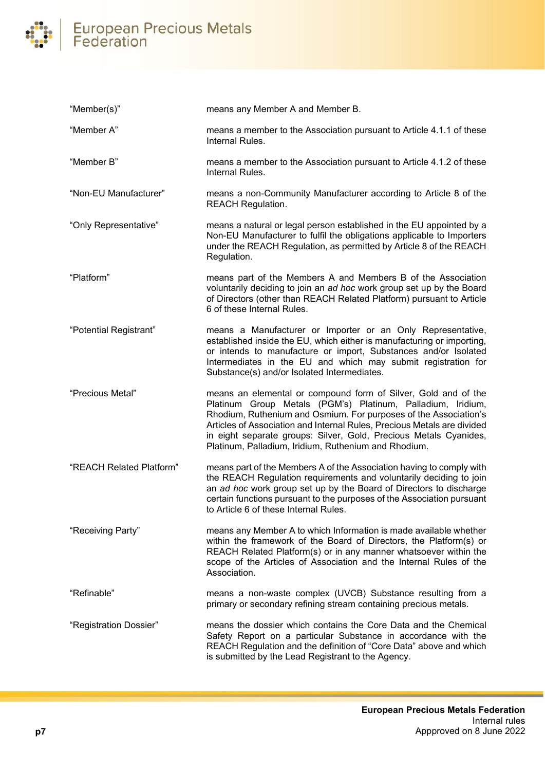| | |
|---|---|
| “Member(s)” | means any Member A and Member B. |
| “Member A” | means a member to the Association pursuant to Article 4.1.1 of these Internal Rules. |
| “Member B” | means a member to the Association pursuant to Article 4.1.2 of these Internal Rules. |
| “Non-EU Manufacturer” | means a non-Community Manufacturer according to Article 8 of the REACH Regulation. |
| “Only Representative” | means a natural or legal person established in the EU appointed by a Non-EU Manufacturer to fulfil the obligations applicable to Importers under the REACH Regulation, as permitted by Article 8 of the REACH Regulation. |
| “Platform” | means part of the Members A and Members B of the Association voluntarily deciding to join an *ad hoc* work group set up by the Board of Directors (other than REACH Related Platform) pursuant to Article 6 of these Internal Rules. |
| “Potential Registrant” | means a Manufacturer or Importer or an Only Representative, established inside the EU, which either is manufacturing or importing, or intends to manufacture or import, Substances and/or Isolated Intermediates in the EU and which may submit registration for Substance(s) and/or Isolated Intermediates. |
| “Precious Metal” | means an elemental or compound form of Silver, Gold and of the Platinum Group Metals (PGM’s) Platinum, Palladium, Iridium, Rhodium, Ruthenium and Osmium. For purposes of the Association’s Articles of Association and Internal Rules, Precious Metals are divided in eight separate groups: Silver, Gold, Precious Metals Cyanides, Platinum, Palladium, Iridium, Ruthenium and Rhodium. |
| “REACH Related Platform” | means part of the Members A of the Association having to comply with the REACH Regulation requirements and voluntarily deciding to join an *ad hoc* work group set up by the Board of Directors to discharge certain functions pursuant to the purposes of the Association pursuant to Article 6 of these Internal Rules. |
| “Receiving Party” | means any Member A to which Information is made available whether within the framework of the Board of Directors, the Platform(s) or REACH Related Platform(s) or in any manner whatsoever within the scope of the Articles of Association and the Internal Rules of the Association. |
| “Refinable” | means a non-waste complex (UVCB) Substance resulting from a primary or secondary refining stream containing precious metals. |
| “Registration Dossier” | means the dossier which contains the Core Data and the Chemical Safety Report on a particular Substance in accordance with the REACH Regulation and the definition of “Core Data” above and which is submitted by the Lead Registrant to the Agency. |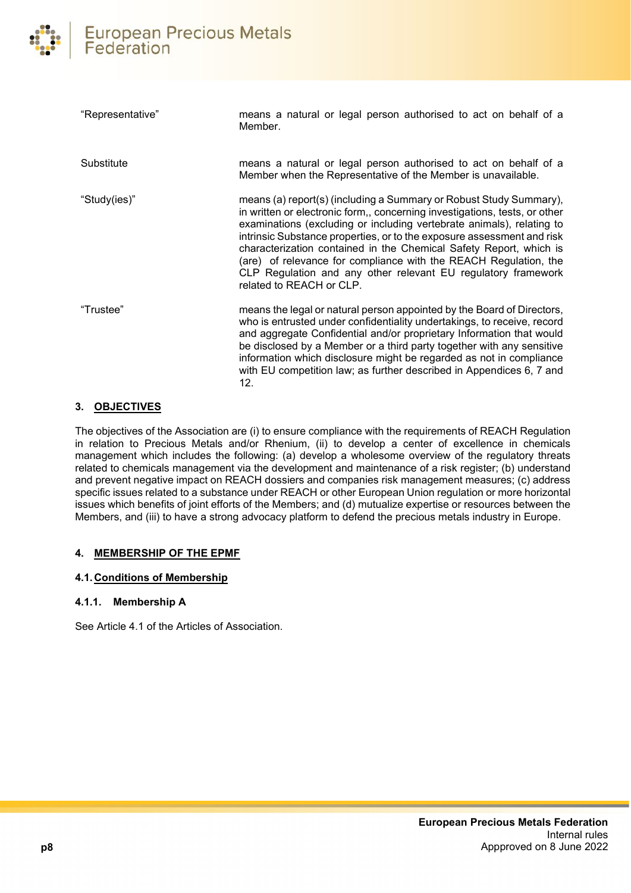| | |
|---|---|
| "Representative" | means a natural or legal person authorised to act on behalf of a Member. |
| Substitute | means a natural or legal person authorised to act on behalf of a Member when the Representative of the Member is unavailable. |
| "Study(ies)" | means (a) report(s) (including a Summary or Robust Study Summary), in written or electronic form,, concerning investigations, tests, or other examinations (excluding or including vertebrate animals), relating to intrinsic Substance properties, or to the exposure assessment and risk characterization contained in the Chemical Safety Report, which is (are) of relevance for compliance with the REACH Regulation, the CLP Regulation and any other relevant EU regulatory framework related to REACH or CLP. |
| "Trustee" | means the legal or natural person appointed by the Board of Directors, who is entrusted under confidentiality undertakings, to receive, record and aggregate Confidential and/or proprietary Information that would be disclosed by a Member or a third party together with any sensitive information which disclosure might be regarded as not in compliance with EU competition law; as further described in Appendices 6, 7 and 12. |

## 3. OBJECTIVES

The objectives of the Association are (i) to ensure compliance with the requirements of REACH Regulation in relation to Precious Metals and/or Rhenium, (ii) to develop a center of excellence in chemicals management which includes the following: (a) develop a wholesome overview of the regulatory threats related to chemicals management via the development and maintenance of a risk register; (b) understand and prevent negative impact on REACH dossiers and companies risk management measures; (c) address specific issues related to a substance under REACH or other European Union regulation or more horizontal issues which benefits of joint efforts of the Members; and (d) mutualize expertise or resources between the Members, and (iii) to have a strong advocacy platform to defend the precious metals industry in Europe.

## 4. MEMBERSHIP OF THE EPMF

### 4.1. Conditions of Membership

#### 4.1.1. Membership A

See Article 4.1 of the Articles of Association.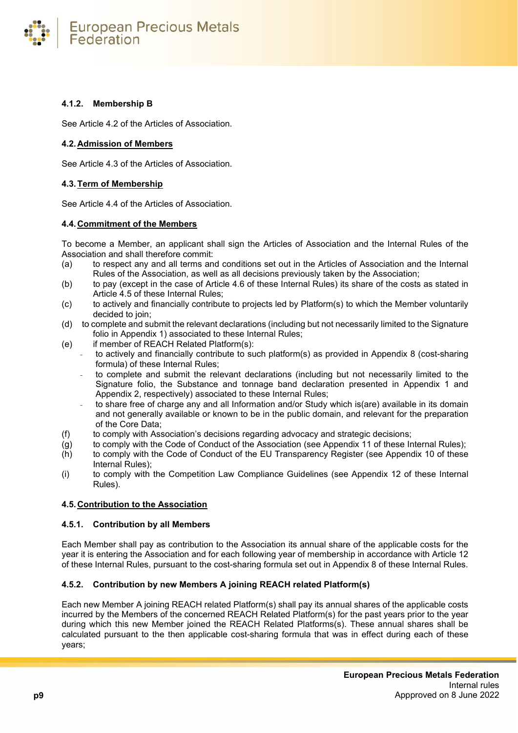#### 4.1.2. Membership B

See Article 4.2 of the Articles of Association.

### 4.2. Admission of Members

See Article 4.3 of the Articles of Association.

### 4.3. Term of Membership

See Article 4.4 of the Articles of Association.

### 4.4. Commitment of the Members

To become a Member, an applicant shall sign the Articles of Association and the Internal Rules of the Association and shall therefore commit:

(a) to respect any and all terms and conditions set out in the Articles of Association and the Internal Rules of the Association, as well as all decisions previously taken by the Association;

(b) to pay (except in the case of Article 4.6 of these Internal Rules) its share of the costs as stated in Article 4.5 of these Internal Rules;

(c) to actively and financially contribute to projects led by Platform(s) to which the Member voluntarily decided to join;

(d) to complete and submit the relevant declarations (including but not necessarily limited to the Signature folio in Appendix 1) associated to these Internal Rules;

(e) if member of REACH Related Platform(s):
- to actively and financially contribute to such platform(s) as provided in Appendix 8 (cost-sharing formula) of these Internal Rules;
- to complete and submit the relevant declarations (including but not necessarily limited to the Signature folio, the Substance and tonnage band declaration presented in Appendix 1 and Appendix 2, respectively) associated to these Internal Rules;
- to share free of charge any and all Information and/or Study which is(are) available in its domain and not generally available or known to be in the public domain, and relevant for the preparation of the Core Data;

(f) to comply with Association's decisions regarding advocacy and strategic decisions;

(g) to comply with the Code of Conduct of the Association (see Appendix 11 of these Internal Rules);

(h) to comply with the Code of Conduct of the EU Transparency Register (see Appendix 10 of these Internal Rules);

(i) to comply with the Competition Law Compliance Guidelines (see Appendix 12 of these Internal Rules).

### 4.5. Contribution to the Association

#### 4.5.1. Contribution by all Members

Each Member shall pay as contribution to the Association its annual share of the applicable costs for the year it is entering the Association and for each following year of membership in accordance with Article 12 of these Internal Rules, pursuant to the cost-sharing formula set out in Appendix 8 of these Internal Rules.

#### 4.5.2. Contribution by new Members A joining REACH related Platform(s)

Each new Member A joining REACH related Platform(s) shall pay its annual shares of the applicable costs incurred by the Members of the concerned REACH Related Platform(s) for the past years prior to the year during which this new Member joined the REACH Related Platforms(s). These annual shares shall be calculated pursuant to the then applicable cost-sharing formula that was in effect during each of these years;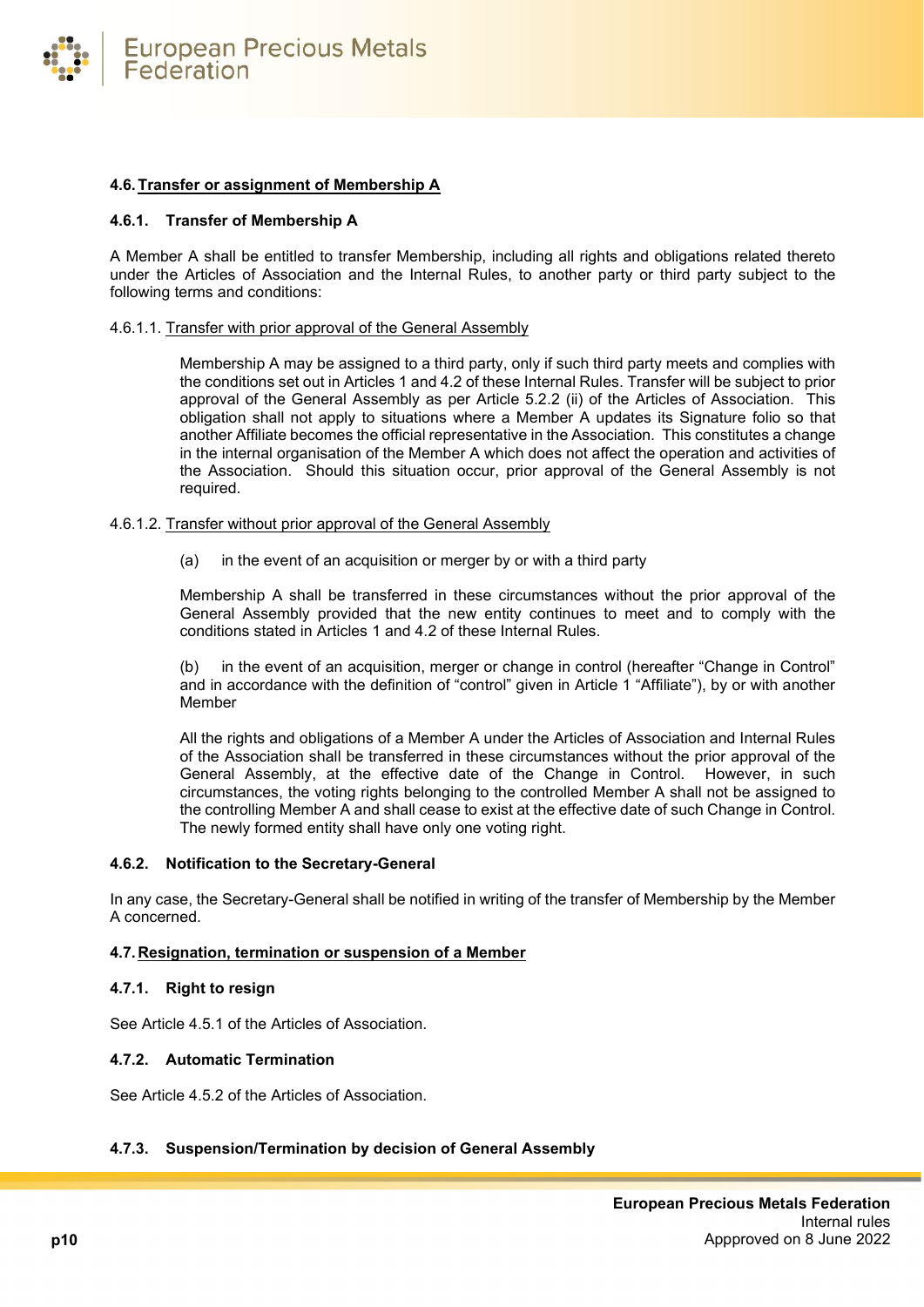### 4.6. Transfer or assignment of Membership A

#### 4.6.1. Transfer of Membership A

A Member A shall be entitled to transfer Membership, including all rights and obligations related thereto under the Articles of Association and the Internal Rules, to another party or third party subject to the following terms and conditions:

4.6.1.1. Transfer with prior approval of the General Assembly

Membership A may be assigned to a third party, only if such third party meets and complies with the conditions set out in Articles 1 and 4.2 of these Internal Rules. Transfer will be subject to prior approval of the General Assembly as per Article 5.2.2 (ii) of the Articles of Association. This obligation shall not apply to situations where a Member A updates its Signature folio so that another Affiliate becomes the official representative in the Association. This constitutes a change in the internal organisation of the Member A which does not affect the operation and activities of the Association. Should this situation occur, prior approval of the General Assembly is not required.

4.6.1.2. Transfer without prior approval of the General Assembly

(a) in the event of an acquisition or merger by or with a third party

Membership A shall be transferred in these circumstances without the prior approval of the General Assembly provided that the new entity continues to meet and to comply with the conditions stated in Articles 1 and 4.2 of these Internal Rules.

(b) in the event of an acquisition, merger or change in control (hereafter "Change in Control" and in accordance with the definition of "control" given in Article 1 "Affiliate"), by or with another Member

All the rights and obligations of a Member A under the Articles of Association and Internal Rules of the Association shall be transferred in these circumstances without the prior approval of the General Assembly, at the effective date of the Change in Control. However, in such circumstances, the voting rights belonging to the controlled Member A shall not be assigned to the controlling Member A and shall cease to exist at the effective date of such Change in Control. The newly formed entity shall have only one voting right.

#### 4.6.2. Notification to the Secretary-General

In any case, the Secretary-General shall be notified in writing of the transfer of Membership by the Member A concerned.

### 4.7. Resignation, termination or suspension of a Member

#### 4.7.1. Right to resign

See Article 4.5.1 of the Articles of Association.

#### 4.7.2. Automatic Termination

See Article 4.5.2 of the Articles of Association.

#### 4.7.3. Suspension/Termination by decision of General Assembly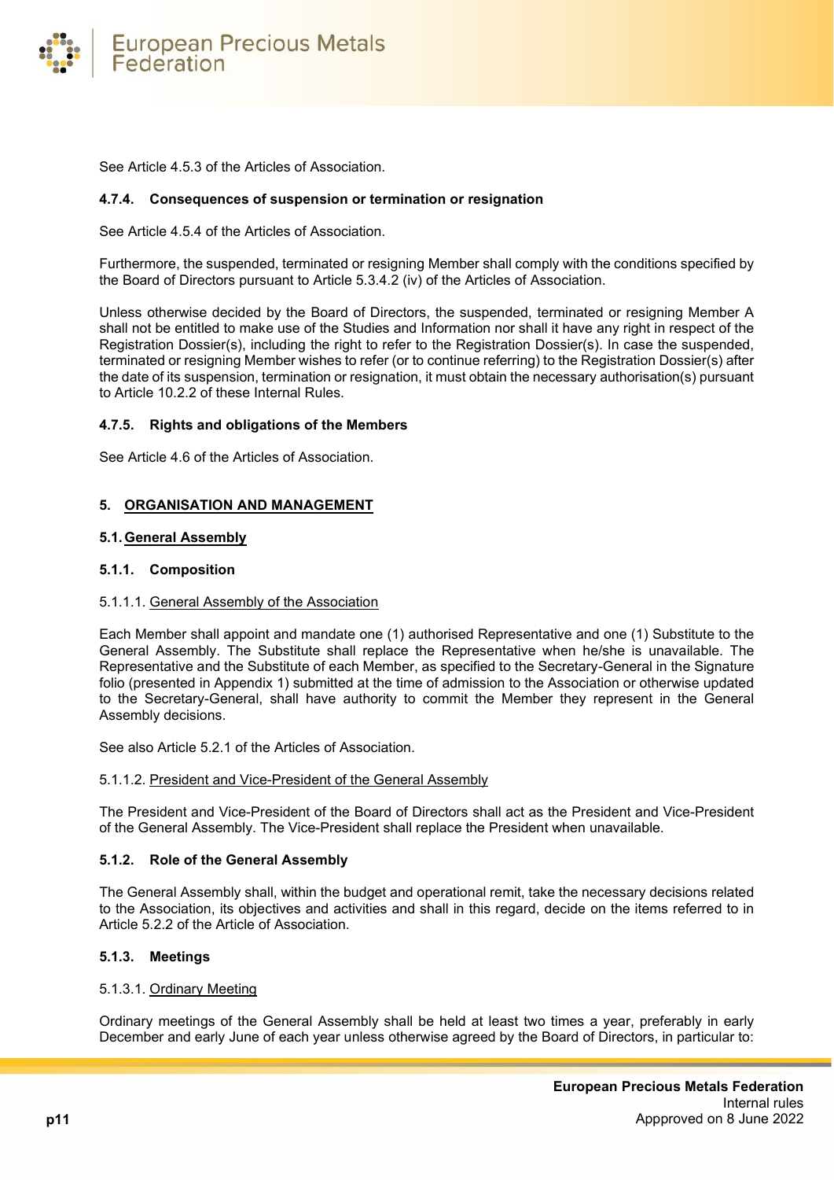See Article 4.5.3 of the Articles of Association.

#### 4.7.4. Consequences of suspension or termination or resignation

See Article 4.5.4 of the Articles of Association.

Furthermore, the suspended, terminated or resigning Member shall comply with the conditions specified by the Board of Directors pursuant to Article 5.3.4.2 (iv) of the Articles of Association.

Unless otherwise decided by the Board of Directors, the suspended, terminated or resigning Member A shall not be entitled to make use of the Studies and Information nor shall it have any right in respect of the Registration Dossier(s), including the right to refer to the Registration Dossier(s). In case the suspended, terminated or resigning Member wishes to refer (or to continue referring) to the Registration Dossier(s) after the date of its suspension, termination or resignation, it must obtain the necessary authorisation(s) pursuant to Article 10.2.2 of these Internal Rules.

#### 4.7.5. Rights and obligations of the Members

See Article 4.6 of the Articles of Association.

## 5. ORGANISATION AND MANAGEMENT

### 5.1. General Assembly

#### 5.1.1. Composition

5.1.1.1. General Assembly of the Association

Each Member shall appoint and mandate one (1) authorised Representative and one (1) Substitute to the General Assembly. The Substitute shall replace the Representative when he/she is unavailable. The Representative and the Substitute of each Member, as specified to the Secretary-General in the Signature folio (presented in Appendix 1) submitted at the time of admission to the Association or otherwise updated to the Secretary-General, shall have authority to commit the Member they represent in the General Assembly decisions.

See also Article 5.2.1 of the Articles of Association.

5.1.1.2. President and Vice-President of the General Assembly

The President and Vice-President of the Board of Directors shall act as the President and Vice-President of the General Assembly. The Vice-President shall replace the President when unavailable.

#### 5.1.2. Role of the General Assembly

The General Assembly shall, within the budget and operational remit, take the necessary decisions related to the Association, its objectives and activities and shall in this regard, decide on the items referred to in Article 5.2.2 of the Article of Association.

#### 5.1.3. Meetings

5.1.3.1. Ordinary Meeting

Ordinary meetings of the General Assembly shall be held at least two times a year, preferably in early December and early June of each year unless otherwise agreed by the Board of Directors, in particular to: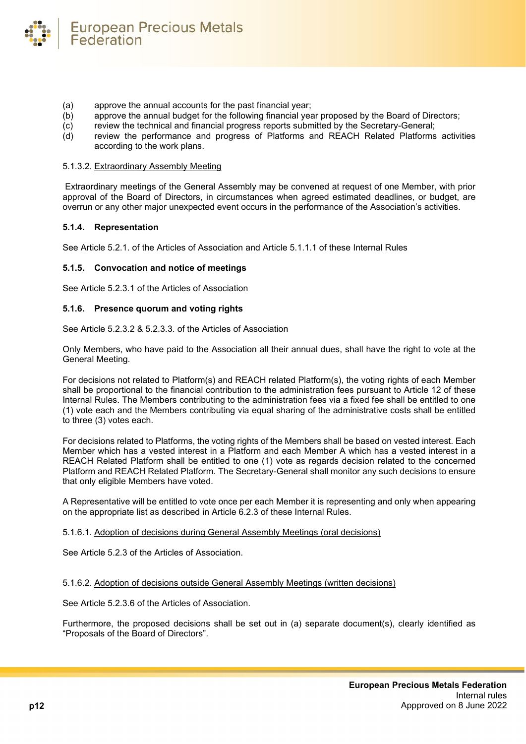(a) approve the annual accounts for the past financial year;
(b) approve the annual budget for the following financial year proposed by the Board of Directors;
(c) review the technical and financial progress reports submitted by the Secretary-General;
(d) review the performance and progress of Platforms and REACH Related Platforms activities according to the work plans.

5.1.3.2. <u>Extraordinary Assembly Meeting</u>

Extraordinary meetings of the General Assembly may be convened at request of one Member, with prior approval of the Board of Directors, in circumstances when agreed estimated deadlines, or budget, are overrun or any other major unexpected event occurs in the performance of the Association's activities.

#### 5.1.4. Representation

See Article 5.2.1. of the Articles of Association and Article 5.1.1.1 of these Internal Rules

#### 5.1.5. Convocation and notice of meetings

See Article 5.2.3.1 of the Articles of Association

#### 5.1.6. Presence quorum and voting rights

See Article 5.2.3.2 & 5.2.3.3. of the Articles of Association

Only Members, who have paid to the Association all their annual dues, shall have the right to vote at the General Meeting.

For decisions not related to Platform(s) and REACH related Platform(s), the voting rights of each Member shall be proportional to the financial contribution to the administration fees pursuant to Article 12 of these Internal Rules. The Members contributing to the administration fees via a fixed fee shall be entitled to one (1) vote each and the Members contributing via equal sharing of the administrative costs shall be entitled to three (3) votes each.

For decisions related to Platforms, the voting rights of the Members shall be based on vested interest. Each Member which has a vested interest in a Platform and each Member A which has a vested interest in a REACH Related Platform shall be entitled to one (1) vote as regards decision related to the concerned Platform and REACH Related Platform. The Secretary-General shall monitor any such decisions to ensure that only eligible Members have voted.

A Representative will be entitled to vote once per each Member it is representing and only when appearing on the appropriate list as described in Article 6.2.3 of these Internal Rules.

5.1.6.1. <u>Adoption of decisions during General Assembly Meetings (oral decisions)</u>

See Article 5.2.3 of the Articles of Association.

5.1.6.2. <u>Adoption of decisions outside General Assembly Meetings (written decisions)</u>

See Article 5.2.3.6 of the Articles of Association.

Furthermore, the proposed decisions shall be set out in (a) separate document(s), clearly identified as "Proposals of the Board of Directors".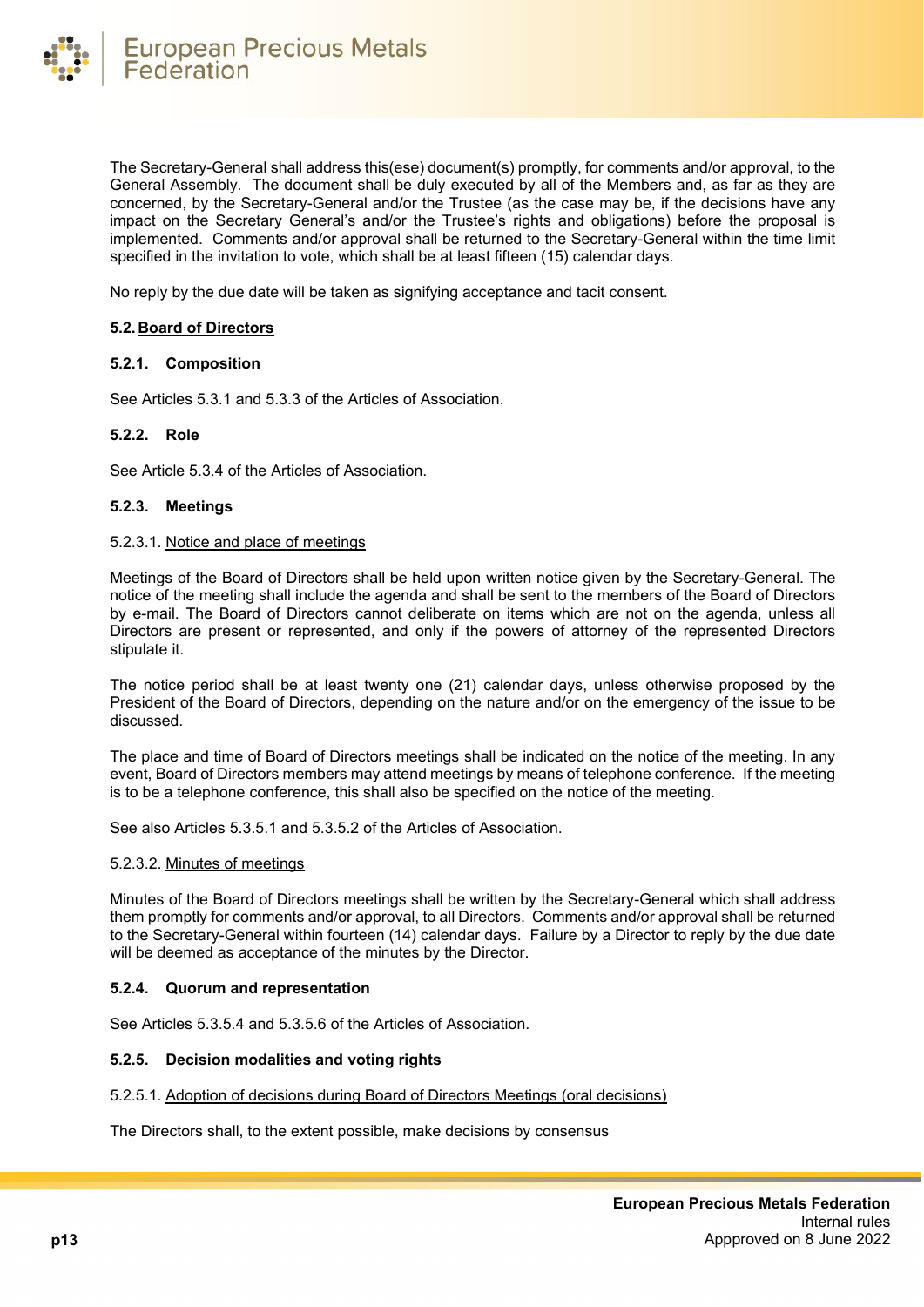The Secretary-General shall address this(ese) document(s) promptly, for comments and/or approval, to the General Assembly. The document shall be duly executed by all of the Members and, as far as they are concerned, by the Secretary-General and/or the Trustee (as the case may be, if the decisions have any impact on the Secretary General's and/or the Trustee's rights and obligations) before the proposal is implemented. Comments and/or approval shall be returned to the Secretary-General within the time limit specified in the invitation to vote, which shall be at least fifteen (15) calendar days.

No reply by the due date will be taken as signifying acceptance and tacit consent.

### 5.2. <u>Board of Directors</u>

#### 5.2.1. Composition

See Articles 5.3.1 and 5.3.3 of the Articles of Association.

#### 5.2.2. Role

See Article 5.3.4 of the Articles of Association.

#### 5.2.3. Meetings

5.2.3.1. <u>Notice and place of meetings</u>

Meetings of the Board of Directors shall be held upon written notice given by the Secretary-General. The notice of the meeting shall include the agenda and shall be sent to the members of the Board of Directors by e-mail. The Board of Directors cannot deliberate on items which are not on the agenda, unless all Directors are present or represented, and only if the powers of attorney of the represented Directors stipulate it.

The notice period shall be at least twenty one (21) calendar days, unless otherwise proposed by the President of the Board of Directors, depending on the nature and/or on the emergency of the issue to be discussed.

The place and time of Board of Directors meetings shall be indicated on the notice of the meeting. In any event, Board of Directors members may attend meetings by means of telephone conference. If the meeting is to be a telephone conference, this shall also be specified on the notice of the meeting.

See also Articles 5.3.5.1 and 5.3.5.2 of the Articles of Association.

5.2.3.2. <u>Minutes of meetings</u>

Minutes of the Board of Directors meetings shall be written by the Secretary-General which shall address them promptly for comments and/or approval, to all Directors. Comments and/or approval shall be returned to the Secretary-General within fourteen (14) calendar days. Failure by a Director to reply by the due date will be deemed as acceptance of the minutes by the Director.

#### 5.2.4. Quorum and representation

See Articles 5.3.5.4 and 5.3.5.6 of the Articles of Association.

#### 5.2.5. Decision modalities and voting rights

5.2.5.1. <u>Adoption of decisions during Board of Directors Meetings (oral decisions)</u>

The Directors shall, to the extent possible, make decisions by consensus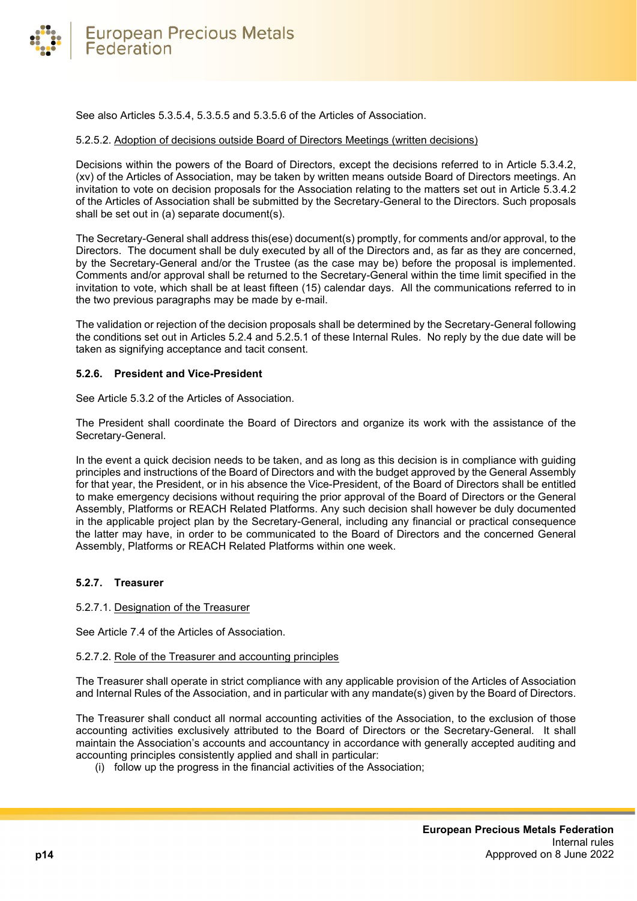See also Articles 5.3.5.4, 5.3.5.5 and 5.3.5.6 of the Articles of Association.

5.2.5.2. Adoption of decisions outside Board of Directors Meetings (written decisions)

Decisions within the powers of the Board of Directors, except the decisions referred to in Article 5.3.4.2, (xv) of the Articles of Association, may be taken by written means outside Board of Directors meetings. An invitation to vote on decision proposals for the Association relating to the matters set out in Article 5.3.4.2 of the Articles of Association shall be submitted by the Secretary-General to the Directors. Such proposals shall be set out in (a) separate document(s).

The Secretary-General shall address this(ese) document(s) promptly, for comments and/or approval, to the Directors. The document shall be duly executed by all of the Directors and, as far as they are concerned, by the Secretary-General and/or the Trustee (as the case may be) before the proposal is implemented. Comments and/or approval shall be returned to the Secretary-General within the time limit specified in the invitation to vote, which shall be at least fifteen (15) calendar days. All the communications referred to in the two previous paragraphs may be made by e-mail.

The validation or rejection of the decision proposals shall be determined by the Secretary-General following the conditions set out in Articles 5.2.4 and 5.2.5.1 of these Internal Rules. No reply by the due date will be taken as signifying acceptance and tacit consent.

### 5.2.6. President and Vice-President

See Article 5.3.2 of the Articles of Association.

The President shall coordinate the Board of Directors and organize its work with the assistance of the Secretary-General.

In the event a quick decision needs to be taken, and as long as this decision is in compliance with guiding principles and instructions of the Board of Directors and with the budget approved by the General Assembly for that year, the President, or in his absence the Vice-President, of the Board of Directors shall be entitled to make emergency decisions without requiring the prior approval of the Board of Directors or the General Assembly, Platforms or REACH Related Platforms. Any such decision shall however be duly documented in the applicable project plan by the Secretary-General, including any financial or practical consequence the latter may have, in order to be communicated to the Board of Directors and the concerned General Assembly, Platforms or REACH Related Platforms within one week.

### 5.2.7. Treasurer

5.2.7.1. Designation of the Treasurer

See Article 7.4 of the Articles of Association.

5.2.7.2. Role of the Treasurer and accounting principles

The Treasurer shall operate in strict compliance with any applicable provision of the Articles of Association and Internal Rules of the Association, and in particular with any mandate(s) given by the Board of Directors.

The Treasurer shall conduct all normal accounting activities of the Association, to the exclusion of those accounting activities exclusively attributed to the Board of Directors or the Secretary-General. It shall maintain the Association's accounts and accountancy in accordance with generally accepted auditing and accounting principles consistently applied and shall in particular:

(i) follow up the progress in the financial activities of the Association;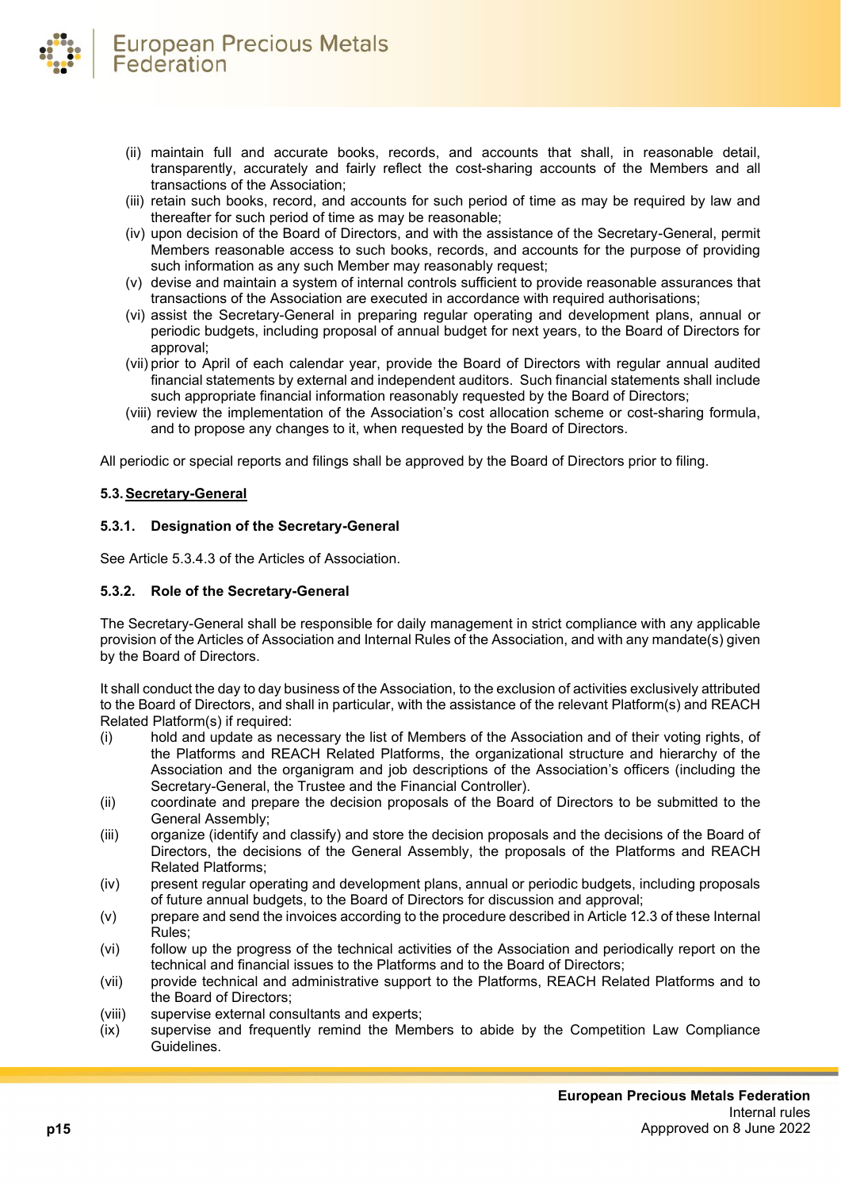(ii) maintain full and accurate books, records, and accounts that shall, in reasonable detail, transparently, accurately and fairly reflect the cost-sharing accounts of the Members and all transactions of the Association;

(iii) retain such books, record, and accounts for such period of time as may be required by law and thereafter for such period of time as may be reasonable;

(iv) upon decision of the Board of Directors, and with the assistance of the Secretary-General, permit Members reasonable access to such books, records, and accounts for the purpose of providing such information as any such Member may reasonably request;

(v) devise and maintain a system of internal controls sufficient to provide reasonable assurances that transactions of the Association are executed in accordance with required authorisations;

(vi) assist the Secretary-General in preparing regular operating and development plans, annual or periodic budgets, including proposal of annual budget for next years, to the Board of Directors for approval;

(vii) prior to April of each calendar year, provide the Board of Directors with regular annual audited financial statements by external and independent auditors. Such financial statements shall include such appropriate financial information reasonably requested by the Board of Directors;

(viii) review the implementation of the Association's cost allocation scheme or cost-sharing formula, and to propose any changes to it, when requested by the Board of Directors.

All periodic or special reports and filings shall be approved by the Board of Directors prior to filing.

### 5.3. Secretary-General

#### 5.3.1. Designation of the Secretary-General

See Article 5.3.4.3 of the Articles of Association.

#### 5.3.2. Role of the Secretary-General

The Secretary-General shall be responsible for daily management in strict compliance with any applicable provision of the Articles of Association and Internal Rules of the Association, and with any mandate(s) given by the Board of Directors.

It shall conduct the day to day business of the Association, to the exclusion of activities exclusively attributed to the Board of Directors, and shall in particular, with the assistance of the relevant Platform(s) and REACH Related Platform(s) if required:

(i) hold and update as necessary the list of Members of the Association and of their voting rights, of the Platforms and REACH Related Platforms, the organizational structure and hierarchy of the Association and the organigram and job descriptions of the Association's officers (including the Secretary-General, the Trustee and the Financial Controller).

(ii) coordinate and prepare the decision proposals of the Board of Directors to be submitted to the General Assembly;

(iii) organize (identify and classify) and store the decision proposals and the decisions of the Board of Directors, the decisions of the General Assembly, the proposals of the Platforms and REACH Related Platforms;

(iv) present regular operating and development plans, annual or periodic budgets, including proposals of future annual budgets, to the Board of Directors for discussion and approval;

(v) prepare and send the invoices according to the procedure described in Article 12.3 of these Internal Rules;

(vi) follow up the progress of the technical activities of the Association and periodically report on the technical and financial issues to the Platforms and to the Board of Directors;

(vii) provide technical and administrative support to the Platforms, REACH Related Platforms and to the Board of Directors;

(viii) supervise external consultants and experts;

(ix) supervise and frequently remind the Members to abide by the Competition Law Compliance Guidelines.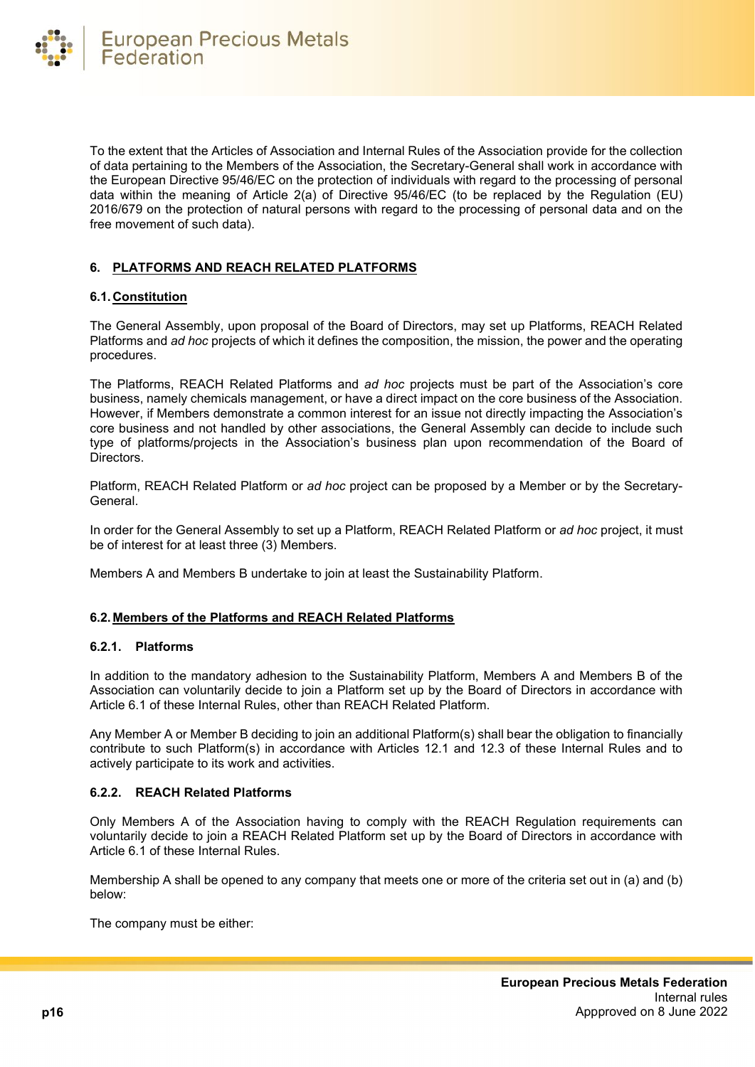To the extent that the Articles of Association and Internal Rules of the Association provide for the collection of data pertaining to the Members of the Association, the Secretary-General shall work in accordance with the European Directive 95/46/EC on the protection of individuals with regard to the processing of personal data within the meaning of Article 2(a) of Directive 95/46/EC (to be replaced by the Regulation (EU) 2016/679 on the protection of natural persons with regard to the processing of personal data and on the free movement of such data).

## 6. PLATFORMS AND REACH RELATED PLATFORMS

### 6.1. Constitution

The General Assembly, upon proposal of the Board of Directors, may set up Platforms, REACH Related Platforms and *ad hoc* projects of which it defines the composition, the mission, the power and the operating procedures.

The Platforms, REACH Related Platforms and *ad hoc* projects must be part of the Association's core business, namely chemicals management, or have a direct impact on the core business of the Association. However, if Members demonstrate a common interest for an issue not directly impacting the Association's core business and not handled by other associations, the General Assembly can decide to include such type of platforms/projects in the Association's business plan upon recommendation of the Board of Directors.

Platform, REACH Related Platform or *ad hoc* project can be proposed by a Member or by the Secretary-General.

In order for the General Assembly to set up a Platform, REACH Related Platform or *ad hoc* project, it must be of interest for at least three (3) Members.

Members A and Members B undertake to join at least the Sustainability Platform.

### 6.2. Members of the Platforms and REACH Related Platforms

#### 6.2.1. Platforms

In addition to the mandatory adhesion to the Sustainability Platform, Members A and Members B of the Association can voluntarily decide to join a Platform set up by the Board of Directors in accordance with Article 6.1 of these Internal Rules, other than REACH Related Platform.

Any Member A or Member B deciding to join an additional Platform(s) shall bear the obligation to financially contribute to such Platform(s) in accordance with Articles 12.1 and 12.3 of these Internal Rules and to actively participate to its work and activities.

#### 6.2.2. REACH Related Platforms

Only Members A of the Association having to comply with the REACH Regulation requirements can voluntarily decide to join a REACH Related Platform set up by the Board of Directors in accordance with Article 6.1 of these Internal Rules.

Membership A shall be opened to any company that meets one or more of the criteria set out in (a) and (b) below:

The company must be either: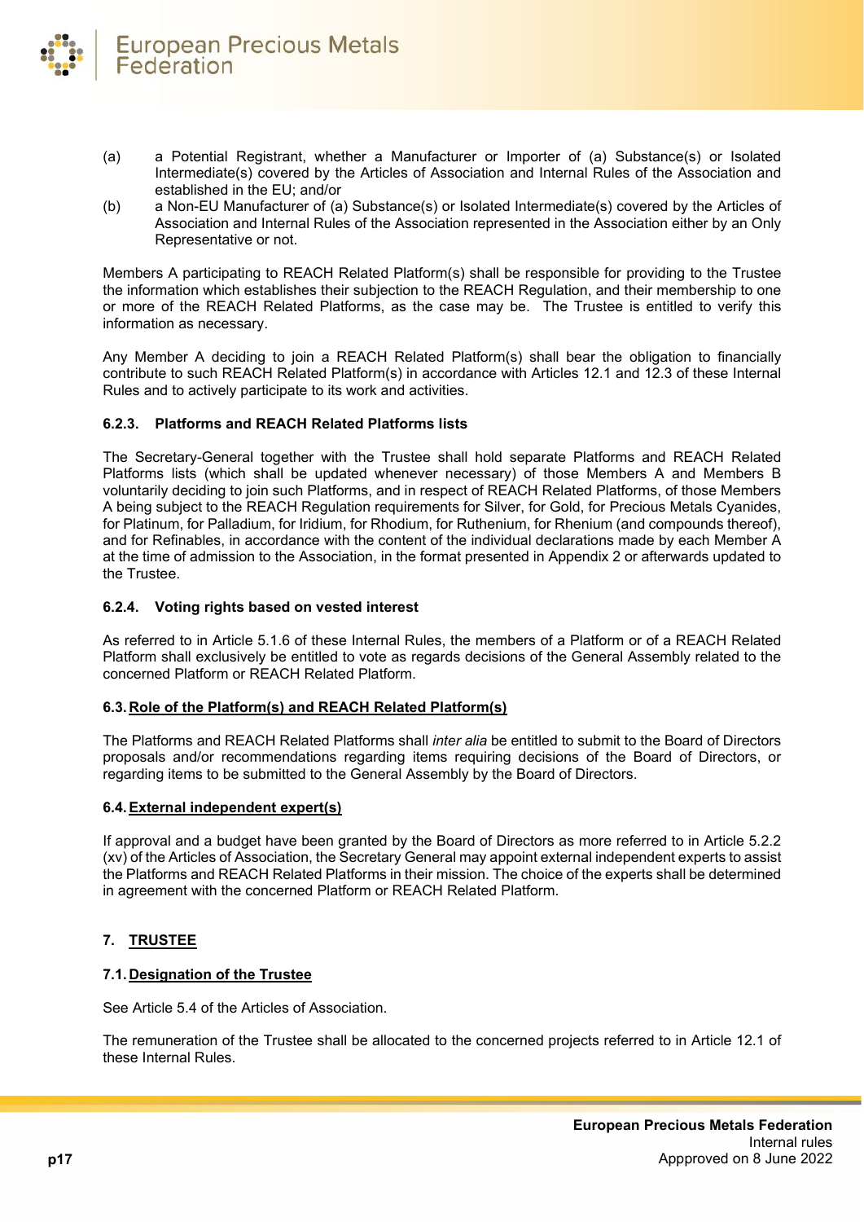(a) a Potential Registrant, whether a Manufacturer or Importer of (a) Substance(s) or Isolated Intermediate(s) covered by the Articles of Association and Internal Rules of the Association and established in the EU; and/or

(b) a Non-EU Manufacturer of (a) Substance(s) or Isolated Intermediate(s) covered by the Articles of Association and Internal Rules of the Association represented in the Association either by an Only Representative or not.

Members A participating to REACH Related Platform(s) shall be responsible for providing to the Trustee the information which establishes their subjection to the REACH Regulation, and their membership to one or more of the REACH Related Platforms, as the case may be. The Trustee is entitled to verify this information as necessary.

Any Member A deciding to join a REACH Related Platform(s) shall bear the obligation to financially contribute to such REACH Related Platform(s) in accordance with Articles 12.1 and 12.3 of these Internal Rules and to actively participate to its work and activities.

#### 6.2.3. Platforms and REACH Related Platforms lists

The Secretary-General together with the Trustee shall hold separate Platforms and REACH Related Platforms lists (which shall be updated whenever necessary) of those Members A and Members B voluntarily deciding to join such Platforms, and in respect of REACH Related Platforms, of those Members A being subject to the REACH Regulation requirements for Silver, for Gold, for Precious Metals Cyanides, for Platinum, for Palladium, for Iridium, for Rhodium, for Ruthenium, for Rhenium (and compounds thereof), and for Refinables, in accordance with the content of the individual declarations made by each Member A at the time of admission to the Association, in the format presented in Appendix 2 or afterwards updated to the Trustee.

#### 6.2.4. Voting rights based on vested interest

As referred to in Article 5.1.6 of these Internal Rules, the members of a Platform or of a REACH Related Platform shall exclusively be entitled to vote as regards decisions of the General Assembly related to the concerned Platform or REACH Related Platform.

### 6.3. Role of the Platform(s) and REACH Related Platform(s)

The Platforms and REACH Related Platforms shall *inter alia* be entitled to submit to the Board of Directors proposals and/or recommendations regarding items requiring decisions of the Board of Directors, or regarding items to be submitted to the General Assembly by the Board of Directors.

### 6.4. External independent expert(s)

If approval and a budget have been granted by the Board of Directors as more referred to in Article 5.2.2 (xv) of the Articles of Association, the Secretary General may appoint external independent experts to assist the Platforms and REACH Related Platforms in their mission. The choice of the experts shall be determined in agreement with the concerned Platform or REACH Related Platform.

## 7. TRUSTEE

### 7.1. Designation of the Trustee

See Article 5.4 of the Articles of Association.

The remuneration of the Trustee shall be allocated to the concerned projects referred to in Article 12.1 of these Internal Rules.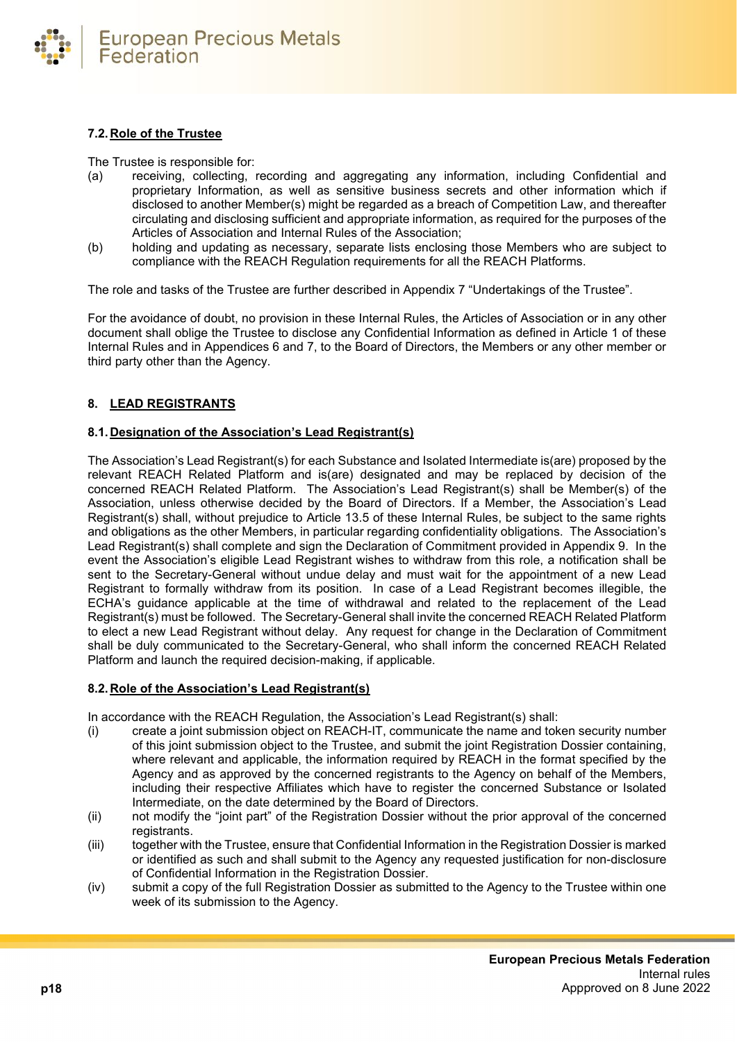### 7.2. Role of the Trustee

The Trustee is responsible for:

(a) receiving, collecting, recording and aggregating any information, including Confidential and proprietary Information, as well as sensitive business secrets and other information which if disclosed to another Member(s) might be regarded as a breach of Competition Law, and thereafter circulating and disclosing sufficient and appropriate information, as required for the purposes of the Articles of Association and Internal Rules of the Association;

(b) holding and updating as necessary, separate lists enclosing those Members who are subject to compliance with the REACH Regulation requirements for all the REACH Platforms.

The role and tasks of the Trustee are further described in Appendix 7 "Undertakings of the Trustee".

For the avoidance of doubt, no provision in these Internal Rules, the Articles of Association or in any other document shall oblige the Trustee to disclose any Confidential Information as defined in Article 1 of these Internal Rules and in Appendices 6 and 7, to the Board of Directors, the Members or any other member or third party other than the Agency.

## 8. LEAD REGISTRANTS

### 8.1. Designation of the Association's Lead Registrant(s)

The Association's Lead Registrant(s) for each Substance and Isolated Intermediate is(are) proposed by the relevant REACH Related Platform and is(are) designated and may be replaced by decision of the concerned REACH Related Platform. The Association's Lead Registrant(s) shall be Member(s) of the Association, unless otherwise decided by the Board of Directors. If a Member, the Association's Lead Registrant(s) shall, without prejudice to Article 13.5 of these Internal Rules, be subject to the same rights and obligations as the other Members, in particular regarding confidentiality obligations. The Association's Lead Registrant(s) shall complete and sign the Declaration of Commitment provided in Appendix 9. In the event the Association's eligible Lead Registrant wishes to withdraw from this role, a notification shall be sent to the Secretary-General without undue delay and must wait for the appointment of a new Lead Registrant to formally withdraw from its position. In case of a Lead Registrant becomes illegible, the ECHA's guidance applicable at the time of withdrawal and related to the replacement of the Lead Registrant(s) must be followed. The Secretary-General shall invite the concerned REACH Related Platform to elect a new Lead Registrant without delay. Any request for change in the Declaration of Commitment shall be duly communicated to the Secretary-General, who shall inform the concerned REACH Related Platform and launch the required decision-making, if applicable.

### 8.2. Role of the Association's Lead Registrant(s)

In accordance with the REACH Regulation, the Association's Lead Registrant(s) shall:

(i) create a joint submission object on REACH-IT, communicate the name and token security number of this joint submission object to the Trustee, and submit the joint Registration Dossier containing, where relevant and applicable, the information required by REACH in the format specified by the Agency and as approved by the concerned registrants to the Agency on behalf of the Members, including their respective Affiliates which have to register the concerned Substance or Isolated Intermediate, on the date determined by the Board of Directors.

(ii) not modify the "joint part" of the Registration Dossier without the prior approval of the concerned registrants.

(iii) together with the Trustee, ensure that Confidential Information in the Registration Dossier is marked or identified as such and shall submit to the Agency any requested justification for non-disclosure of Confidential Information in the Registration Dossier.

(iv) submit a copy of the full Registration Dossier as submitted to the Agency to the Trustee within one week of its submission to the Agency.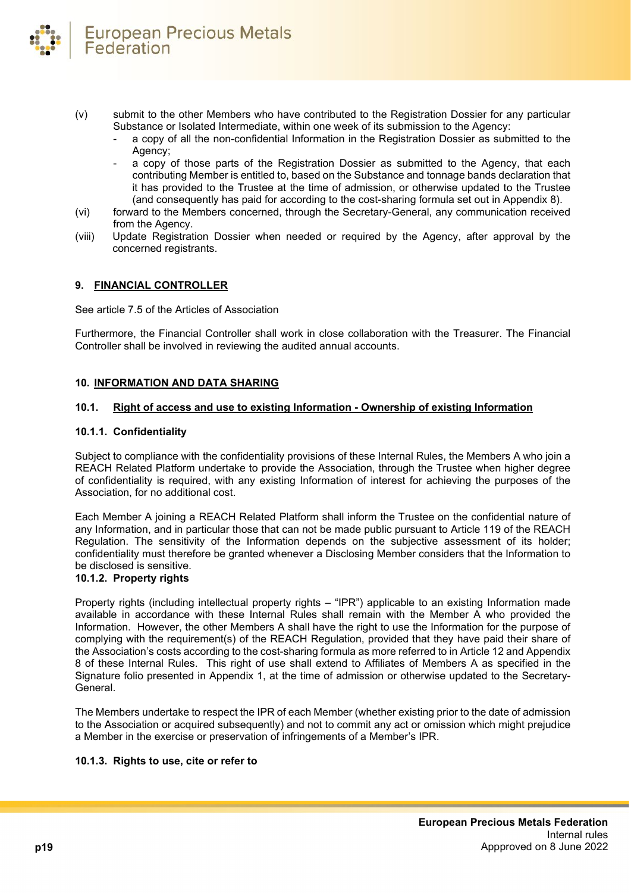(v) submit to the other Members who have contributed to the Registration Dossier for any particular Substance or Isolated Intermediate, within one week of its submission to the Agency:
  - a copy of all the non-confidential Information in the Registration Dossier as submitted to the Agency;
  - a copy of those parts of the Registration Dossier as submitted to the Agency, that each contributing Member is entitled to, based on the Substance and tonnage bands declaration that it has provided to the Trustee at the time of admission, or otherwise updated to the Trustee (and consequently has paid for according to the cost-sharing formula set out in Appendix 8).

(vi) forward to the Members concerned, through the Secretary-General, any communication received from the Agency.

(viii) Update Registration Dossier when needed or required by the Agency, after approval by the concerned registrants.

## 9. FINANCIAL CONTROLLER

See article 7.5 of the Articles of Association

Furthermore, the Financial Controller shall work in close collaboration with the Treasurer. The Financial Controller shall be involved in reviewing the audited annual accounts.

## 10. INFORMATION AND DATA SHARING

### 10.1. Right of access and use to existing Information - Ownership of existing Information

#### 10.1.1. Confidentiality

Subject to compliance with the confidentiality provisions of these Internal Rules, the Members A who join a REACH Related Platform undertake to provide the Association, through the Trustee when higher degree of confidentiality is required, with any existing Information of interest for achieving the purposes of the Association, for no additional cost.

Each Member A joining a REACH Related Platform shall inform the Trustee on the confidential nature of any Information, and in particular those that can not be made public pursuant to Article 119 of the REACH Regulation. The sensitivity of the Information depends on the subjective assessment of its holder; confidentiality must therefore be granted whenever a Disclosing Member considers that the Information to be disclosed is sensitive.

#### 10.1.2. Property rights

Property rights (including intellectual property rights – "IPR") applicable to an existing Information made available in accordance with these Internal Rules shall remain with the Member A who provided the Information. However, the other Members A shall have the right to use the Information for the purpose of complying with the requirement(s) of the REACH Regulation, provided that they have paid their share of the Association's costs according to the cost-sharing formula as more referred to in Article 12 and Appendix 8 of these Internal Rules. This right of use shall extend to Affiliates of Members A as specified in the Signature folio presented in Appendix 1, at the time of admission or otherwise updated to the Secretary-General.

The Members undertake to respect the IPR of each Member (whether existing prior to the date of admission to the Association or acquired subsequently) and not to commit any act or omission which might prejudice a Member in the exercise or preservation of infringements of a Member's IPR.

#### 10.1.3. Rights to use, cite or refer to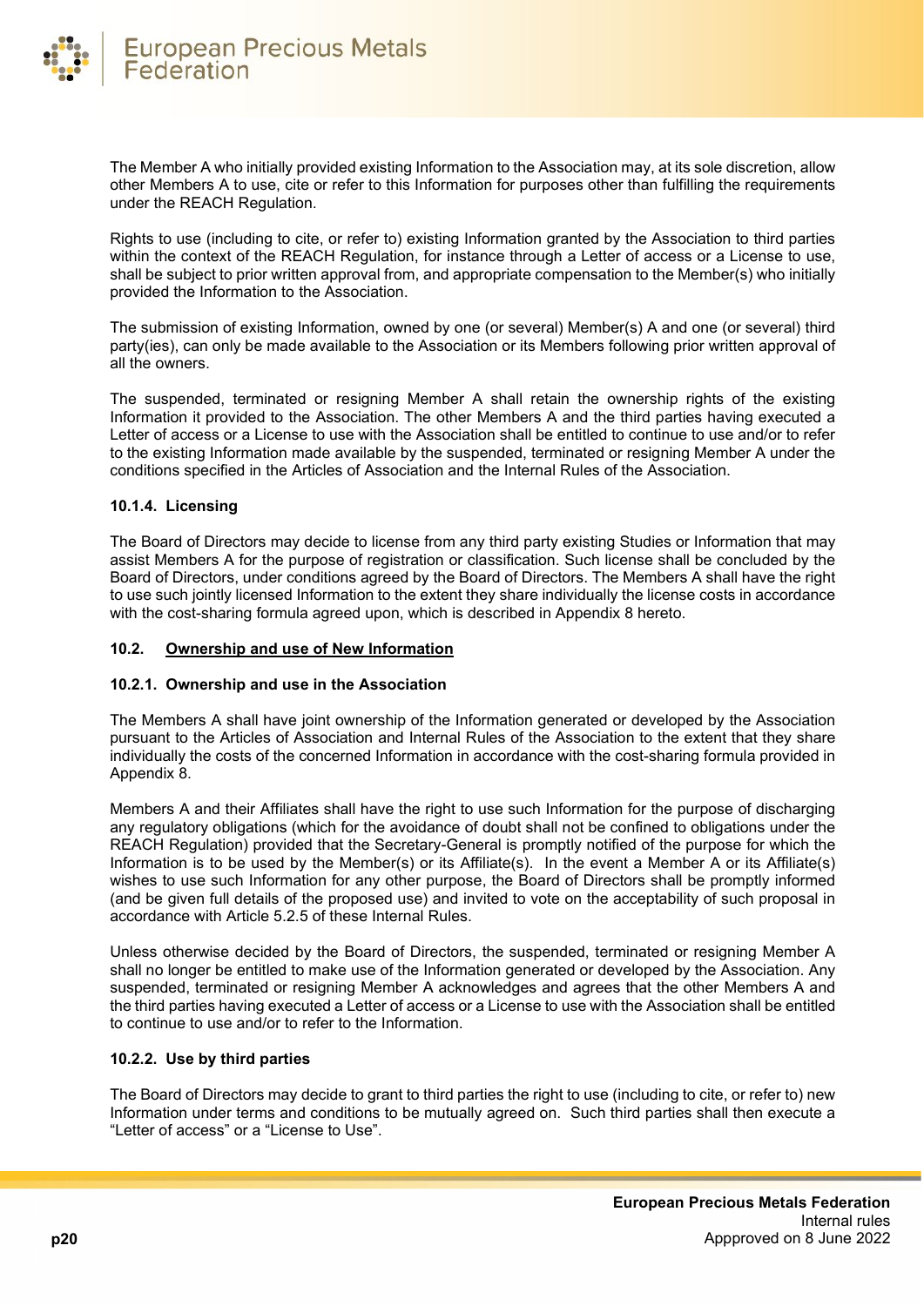The Member A who initially provided existing Information to the Association may, at its sole discretion, allow other Members A to use, cite or refer to this Information for purposes other than fulfilling the requirements under the REACH Regulation.

Rights to use (including to cite, or refer to) existing Information granted by the Association to third parties within the context of the REACH Regulation, for instance through a Letter of access or a License to use, shall be subject to prior written approval from, and appropriate compensation to the Member(s) who initially provided the Information to the Association.

The submission of existing Information, owned by one (or several) Member(s) A and one (or several) third party(ies), can only be made available to the Association or its Members following prior written approval of all the owners.

The suspended, terminated or resigning Member A shall retain the ownership rights of the existing Information it provided to the Association. The other Members A and the third parties having executed a Letter of access or a License to use with the Association shall be entitled to continue to use and/or to refer to the existing Information made available by the suspended, terminated or resigning Member A under the conditions specified in the Articles of Association and the Internal Rules of the Association.

#### 10.1.4. Licensing

The Board of Directors may decide to license from any third party existing Studies or Information that may assist Members A for the purpose of registration or classification. Such license shall be concluded by the Board of Directors, under conditions agreed by the Board of Directors. The Members A shall have the right to use such jointly licensed Information to the extent they share individually the license costs in accordance with the cost-sharing formula agreed upon, which is described in Appendix 8 hereto.

### 10.2. Ownership and use of New Information

#### 10.2.1. Ownership and use in the Association

The Members A shall have joint ownership of the Information generated or developed by the Association pursuant to the Articles of Association and Internal Rules of the Association to the extent that they share individually the costs of the concerned Information in accordance with the cost-sharing formula provided in Appendix 8.

Members A and their Affiliates shall have the right to use such Information for the purpose of discharging any regulatory obligations (which for the avoidance of doubt shall not be confined to obligations under the REACH Regulation) provided that the Secretary-General is promptly notified of the purpose for which the Information is to be used by the Member(s) or its Affiliate(s). In the event a Member A or its Affiliate(s) wishes to use such Information for any other purpose, the Board of Directors shall be promptly informed (and be given full details of the proposed use) and invited to vote on the acceptability of such proposal in accordance with Article 5.2.5 of these Internal Rules.

Unless otherwise decided by the Board of Directors, the suspended, terminated or resigning Member A shall no longer be entitled to make use of the Information generated or developed by the Association. Any suspended, terminated or resigning Member A acknowledges and agrees that the other Members A and the third parties having executed a Letter of access or a License to use with the Association shall be entitled to continue to use and/or to refer to the Information.

#### 10.2.2. Use by third parties

The Board of Directors may decide to grant to third parties the right to use (including to cite, or refer to) new Information under terms and conditions to be mutually agreed on. Such third parties shall then execute a "Letter of access" or a "License to Use".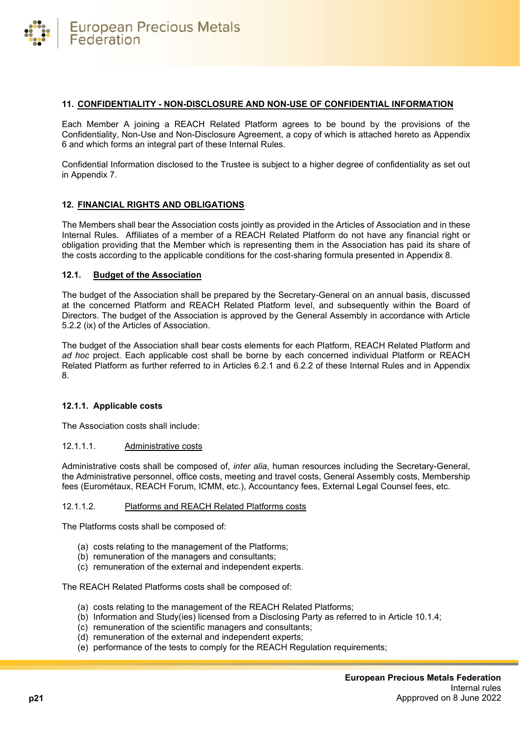## 11. CONFIDENTIALITY - NON-DISCLOSURE AND NON-USE OF CONFIDENTIAL INFORMATION

Each Member A joining a REACH Related Platform agrees to be bound by the provisions of the Confidentiality, Non-Use and Non-Disclosure Agreement, a copy of which is attached hereto as Appendix 6 and which forms an integral part of these Internal Rules.

Confidential Information disclosed to the Trustee is subject to a higher degree of confidentiality as set out in Appendix 7.

## 12. FINANCIAL RIGHTS AND OBLIGATIONS

The Members shall bear the Association costs jointly as provided in the Articles of Association and in these Internal Rules. Affiliates of a member of a REACH Related Platform do not have any financial right or obligation providing that the Member which is representing them in the Association has paid its share of the costs according to the applicable conditions for the cost-sharing formula presented in Appendix 8.

### 12.1. Budget of the Association

The budget of the Association shall be prepared by the Secretary-General on an annual basis, discussed at the concerned Platform and REACH Related Platform level, and subsequently within the Board of Directors. The budget of the Association is approved by the General Assembly in accordance with Article 5.2.2 (ix) of the Articles of Association.

The budget of the Association shall bear costs elements for each Platform, REACH Related Platform and *ad hoc* project. Each applicable cost shall be borne by each concerned individual Platform or REACH Related Platform as further referred to in Articles 6.2.1 and 6.2.2 of these Internal Rules and in Appendix 8.

#### 12.1.1. Applicable costs

The Association costs shall include:

12.1.1.1. Administrative costs

Administrative costs shall be composed of, *inter alia*, human resources including the Secretary-General, the Administrative personnel, office costs, meeting and travel costs, General Assembly costs, Membership fees (Eurométaux, REACH Forum, ICMM, etc.), Accountancy fees, External Legal Counsel fees, etc.

12.1.1.2. Platforms and REACH Related Platforms costs

The Platforms costs shall be composed of:

(a) costs relating to the management of the Platforms;
(b) remuneration of the managers and consultants;
(c) remuneration of the external and independent experts.

The REACH Related Platforms costs shall be composed of:

(a) costs relating to the management of the REACH Related Platforms;
(b) Information and Study(ies) licensed from a Disclosing Party as referred to in Article 10.1.4;
(c) remuneration of the scientific managers and consultants;
(d) remuneration of the external and independent experts;
(e) performance of the tests to comply for the REACH Regulation requirements;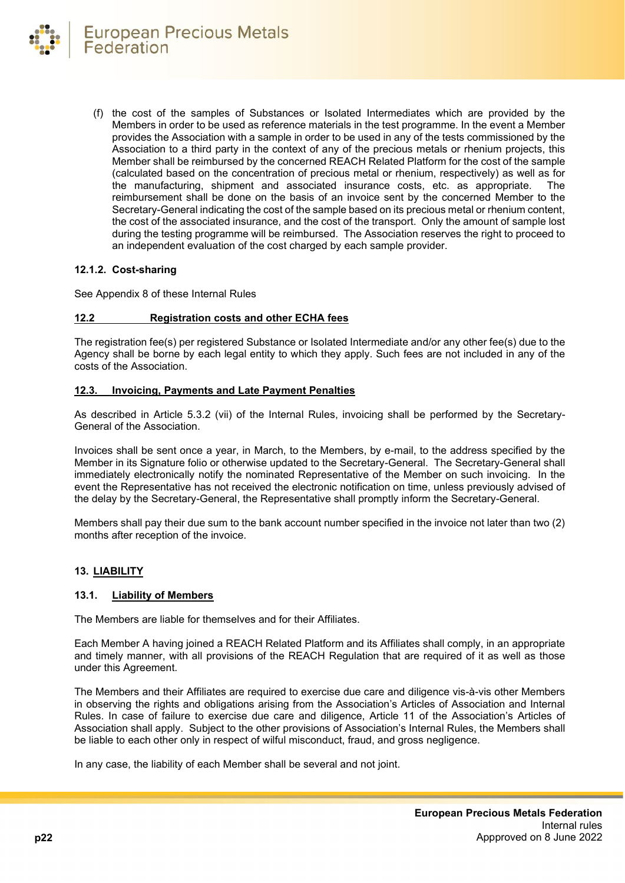(f) the cost of the samples of Substances or Isolated Intermediates which are provided by the Members in order to be used as reference materials in the test programme. In the event a Member provides the Association with a sample in order to be used in any of the tests commissioned by the Association to a third party in the context of any of the precious metals or rhenium projects, this Member shall be reimbursed by the concerned REACH Related Platform for the cost of the sample (calculated based on the concentration of precious metal or rhenium, respectively) as well as for the manufacturing, shipment and associated insurance costs, etc. as appropriate. The reimbursement shall be done on the basis of an invoice sent by the concerned Member to the Secretary-General indicating the cost of the sample based on its precious metal or rhenium content, the cost of the associated insurance, and the cost of the transport. Only the amount of sample lost during the testing programme will be reimbursed. The Association reserves the right to proceed to an independent evaluation of the cost charged by each sample provider.

#### 12.1.2. Cost-sharing

See Appendix 8 of these Internal Rules

### 12.2 Registration costs and other ECHA fees

The registration fee(s) per registered Substance or Isolated Intermediate and/or any other fee(s) due to the Agency shall be borne by each legal entity to which they apply. Such fees are not included in any of the costs of the Association.

### 12.3. Invoicing, Payments and Late Payment Penalties

As described in Article 5.3.2 (vii) of the Internal Rules, invoicing shall be performed by the Secretary-General of the Association.

Invoices shall be sent once a year, in March, to the Members, by e-mail, to the address specified by the Member in its Signature folio or otherwise updated to the Secretary-General. The Secretary-General shall immediately electronically notify the nominated Representative of the Member on such invoicing. In the event the Representative has not received the electronic notification on time, unless previously advised of the delay by the Secretary-General, the Representative shall promptly inform the Secretary-General.

Members shall pay their due sum to the bank account number specified in the invoice not later than two (2) months after reception of the invoice.

## 13. LIABILITY

### 13.1. Liability of Members

The Members are liable for themselves and for their Affiliates.

Each Member A having joined a REACH Related Platform and its Affiliates shall comply, in an appropriate and timely manner, with all provisions of the REACH Regulation that are required of it as well as those under this Agreement.

The Members and their Affiliates are required to exercise due care and diligence vis-à-vis other Members in observing the rights and obligations arising from the Association's Articles of Association and Internal Rules. In case of failure to exercise due care and diligence, Article 11 of the Association's Articles of Association shall apply. Subject to the other provisions of Association's Internal Rules, the Members shall be liable to each other only in respect of wilful misconduct, fraud, and gross negligence.

In any case, the liability of each Member shall be several and not joint.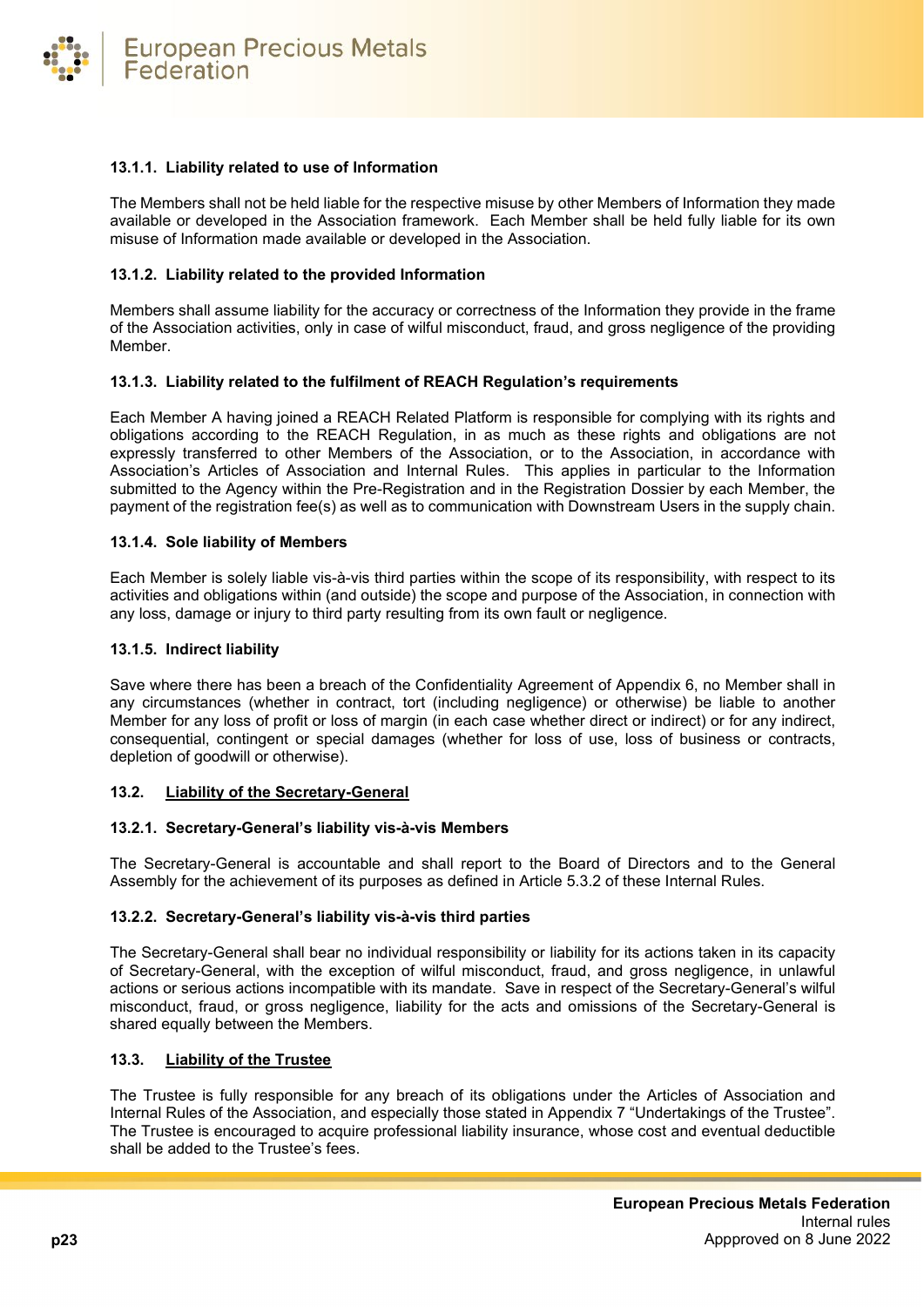#### 13.1.1. Liability related to use of Information

The Members shall not be held liable for the respective misuse by other Members of Information they made available or developed in the Association framework. Each Member shall be held fully liable for its own misuse of Information made available or developed in the Association.

#### 13.1.2. Liability related to the provided Information

Members shall assume liability for the accuracy or correctness of the Information they provide in the frame of the Association activities, only in case of wilful misconduct, fraud, and gross negligence of the providing Member.

#### 13.1.3. Liability related to the fulfilment of REACH Regulation's requirements

Each Member A having joined a REACH Related Platform is responsible for complying with its rights and obligations according to the REACH Regulation, in as much as these rights and obligations are not expressly transferred to other Members of the Association, or to the Association, in accordance with Association's Articles of Association and Internal Rules. This applies in particular to the Information submitted to the Agency within the Pre-Registration and in the Registration Dossier by each Member, the payment of the registration fee(s) as well as to communication with Downstream Users in the supply chain.

#### 13.1.4. Sole liability of Members

Each Member is solely liable vis-à-vis third parties within the scope of its responsibility, with respect to its activities and obligations within (and outside) the scope and purpose of the Association, in connection with any loss, damage or injury to third party resulting from its own fault or negligence.

#### 13.1.5. Indirect liability

Save where there has been a breach of the Confidentiality Agreement of Appendix 6, no Member shall in any circumstances (whether in contract, tort (including negligence) or otherwise) be liable to another Member for any loss of profit or loss of margin (in each case whether direct or indirect) or for any indirect, consequential, contingent or special damages (whether for loss of use, loss of business or contracts, depletion of goodwill or otherwise).

### 13.2. Liability of the Secretary-General

#### 13.2.1. Secretary-General's liability vis-à-vis Members

The Secretary-General is accountable and shall report to the Board of Directors and to the General Assembly for the achievement of its purposes as defined in Article 5.3.2 of these Internal Rules.

#### 13.2.2. Secretary-General's liability vis-à-vis third parties

The Secretary-General shall bear no individual responsibility or liability for its actions taken in its capacity of Secretary-General, with the exception of wilful misconduct, fraud, and gross negligence, in unlawful actions or serious actions incompatible with its mandate. Save in respect of the Secretary-General's wilful misconduct, fraud, or gross negligence, liability for the acts and omissions of the Secretary-General is shared equally between the Members.

### 13.3. Liability of the Trustee

The Trustee is fully responsible for any breach of its obligations under the Articles of Association and Internal Rules of the Association, and especially those stated in Appendix 7 "Undertakings of the Trustee". The Trustee is encouraged to acquire professional liability insurance, whose cost and eventual deductible shall be added to the Trustee's fees.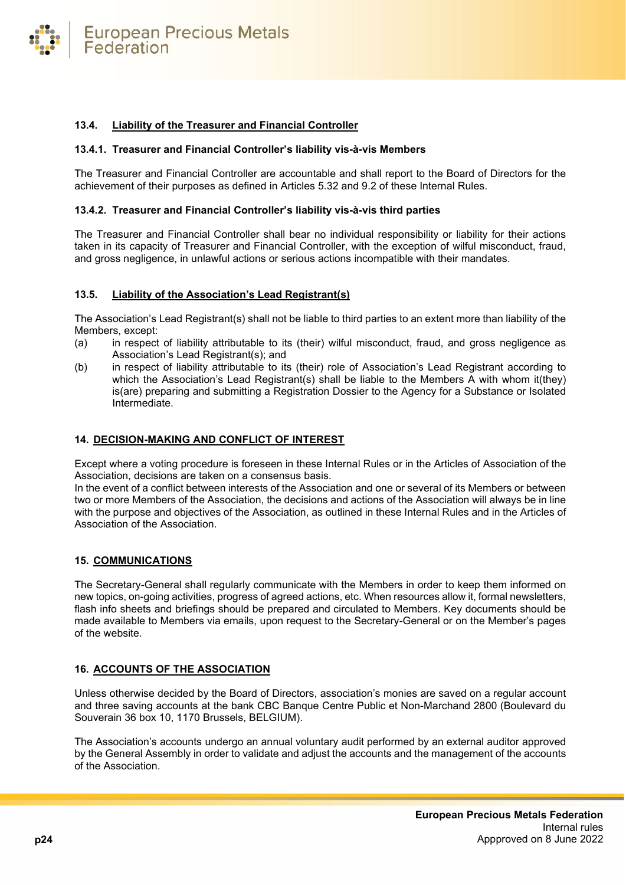### 13.4. Liability of the Treasurer and Financial Controller

#### 13.4.1. Treasurer and Financial Controller's liability vis-à-vis Members

The Treasurer and Financial Controller are accountable and shall report to the Board of Directors for the achievement of their purposes as defined in Articles 5.32 and 9.2 of these Internal Rules.

#### 13.4.2. Treasurer and Financial Controller's liability vis-à-vis third parties

The Treasurer and Financial Controller shall bear no individual responsibility or liability for their actions taken in its capacity of Treasurer and Financial Controller, with the exception of wilful misconduct, fraud, and gross negligence, in unlawful actions or serious actions incompatible with their mandates.

### 13.5. Liability of the Association's Lead Registrant(s)

The Association's Lead Registrant(s) shall not be liable to third parties to an extent more than liability of the Members, except:

(a) in respect of liability attributable to its (their) wilful misconduct, fraud, and gross negligence as Association's Lead Registrant(s); and

(b) in respect of liability attributable to its (their) role of Association's Lead Registrant according to which the Association's Lead Registrant(s) shall be liable to the Members A with whom it(they) is(are) preparing and submitting a Registration Dossier to the Agency for a Substance or Isolated Intermediate.

## 14. DECISION-MAKING AND CONFLICT OF INTEREST

Except where a voting procedure is foreseen in these Internal Rules or in the Articles of Association of the Association, decisions are taken on a consensus basis.
In the event of a conflict between interests of the Association and one or several of its Members or between two or more Members of the Association, the decisions and actions of the Association will always be in line with the purpose and objectives of the Association, as outlined in these Internal Rules and in the Articles of Association of the Association.

## 15. COMMUNICATIONS

The Secretary-General shall regularly communicate with the Members in order to keep them informed on new topics, on-going activities, progress of agreed actions, etc. When resources allow it, formal newsletters, flash info sheets and briefings should be prepared and circulated to Members. Key documents should be made available to Members via emails, upon request to the Secretary-General or on the Member's pages of the website.

## 16. ACCOUNTS OF THE ASSOCIATION

Unless otherwise decided by the Board of Directors, association's monies are saved on a regular account and three saving accounts at the bank CBC Banque Centre Public et Non-Marchand 2800 (Boulevard du Souverain 36 box 10, 1170 Brussels, BELGIUM).

The Association's accounts undergo an annual voluntary audit performed by an external auditor approved by the General Assembly in order to validate and adjust the accounts and the management of the accounts of the Association.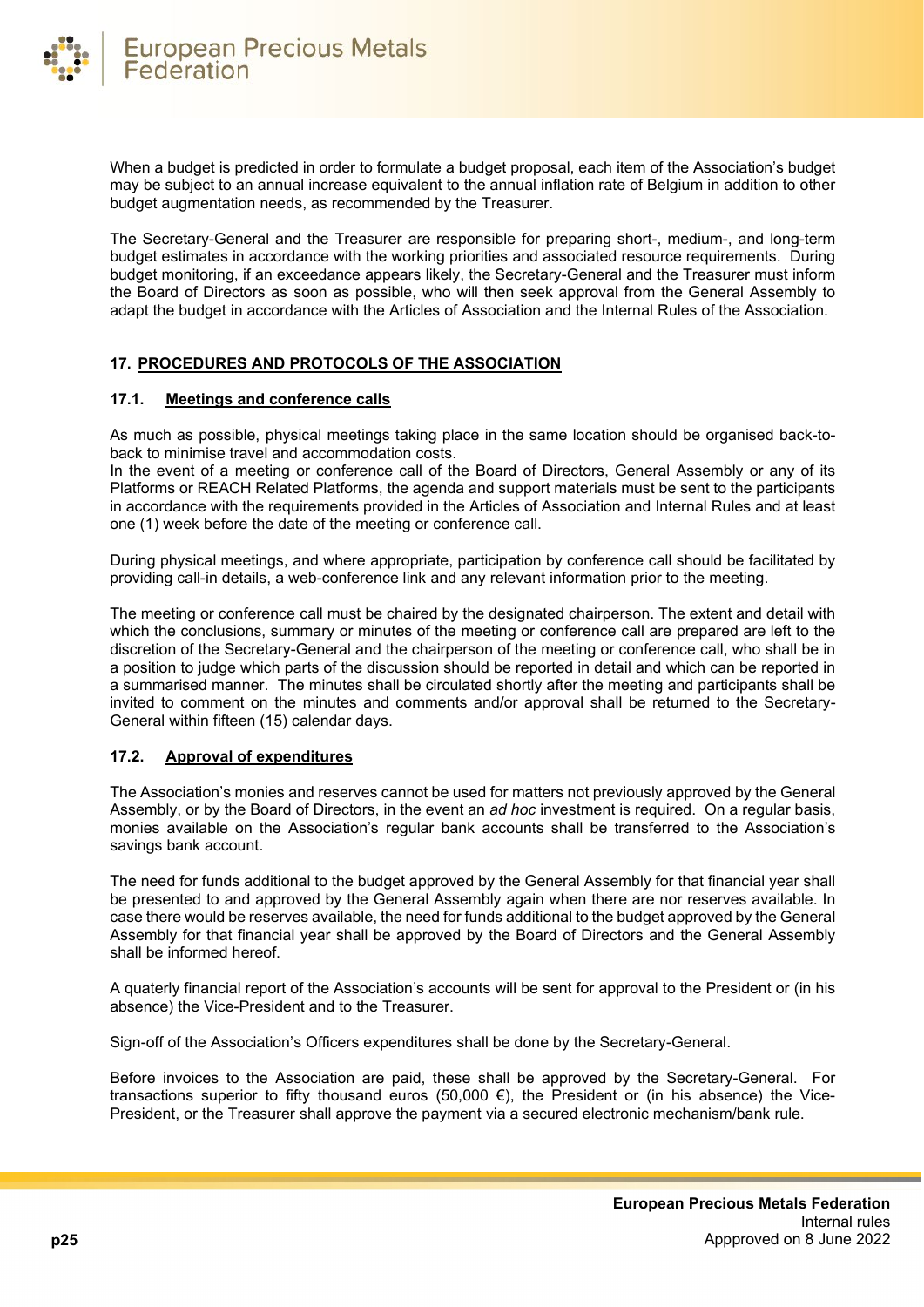When a budget is predicted in order to formulate a budget proposal, each item of the Association's budget may be subject to an annual increase equivalent to the annual inflation rate of Belgium in addition to other budget augmentation needs, as recommended by the Treasurer.

The Secretary-General and the Treasurer are responsible for preparing short-, medium-, and long-term budget estimates in accordance with the working priorities and associated resource requirements. During budget monitoring, if an exceedance appears likely, the Secretary-General and the Treasurer must inform the Board of Directors as soon as possible, who will then seek approval from the General Assembly to adapt the budget in accordance with the Articles of Association and the Internal Rules of the Association.

## 17. PROCEDURES AND PROTOCOLS OF THE ASSOCIATION

### 17.1. Meetings and conference calls

As much as possible, physical meetings taking place in the same location should be organised back-to-back to minimise travel and accommodation costs.
In the event of a meeting or conference call of the Board of Directors, General Assembly or any of its Platforms or REACH Related Platforms, the agenda and support materials must be sent to the participants in accordance with the requirements provided in the Articles of Association and Internal Rules and at least one (1) week before the date of the meeting or conference call.

During physical meetings, and where appropriate, participation by conference call should be facilitated by providing call-in details, a web-conference link and any relevant information prior to the meeting.

The meeting or conference call must be chaired by the designated chairperson. The extent and detail with which the conclusions, summary or minutes of the meeting or conference call are prepared are left to the discretion of the Secretary-General and the chairperson of the meeting or conference call, who shall be in a position to judge which parts of the discussion should be reported in detail and which can be reported in a summarised manner. The minutes shall be circulated shortly after the meeting and participants shall be invited to comment on the minutes and comments and/or approval shall be returned to the Secretary-General within fifteen (15) calendar days.

### 17.2. Approval of expenditures

The Association's monies and reserves cannot be used for matters not previously approved by the General Assembly, or by the Board of Directors, in the event an *ad hoc* investment is required. On a regular basis, monies available on the Association's regular bank accounts shall be transferred to the Association's savings bank account.

The need for funds additional to the budget approved by the General Assembly for that financial year shall be presented to and approved by the General Assembly again when there are nor reserves available. In case there would be reserves available, the need for funds additional to the budget approved by the General Assembly for that financial year shall be approved by the Board of Directors and the General Assembly shall be informed hereof.

A quaterly financial report of the Association's accounts will be sent for approval to the President or (in his absence) the Vice-President and to the Treasurer.

Sign-off of the Association's Officers expenditures shall be done by the Secretary-General.

Before invoices to the Association are paid, these shall be approved by the Secretary-General. For transactions superior to fifty thousand euros (50,000 €), the President or (in his absence) the Vice-President, or the Treasurer shall approve the payment via a secured electronic mechanism/bank rule.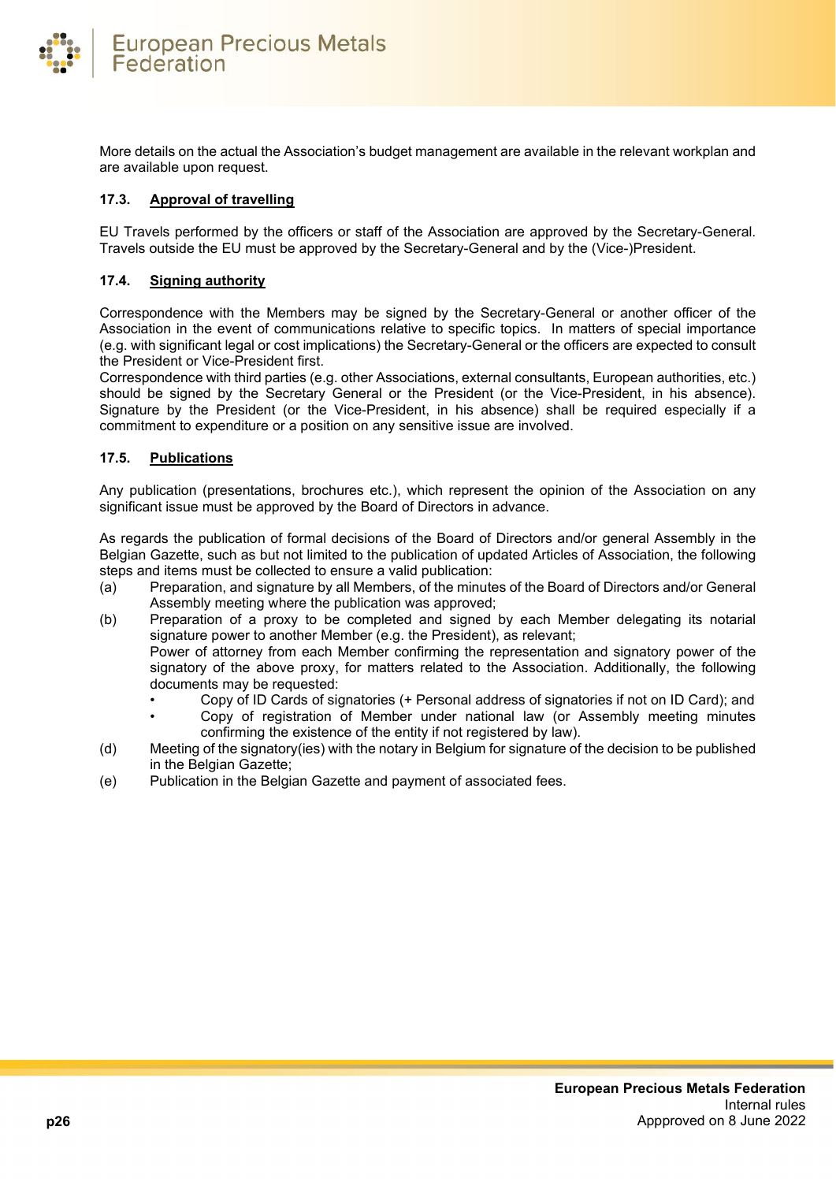More details on the actual the Association's budget management are available in the relevant workplan and are available upon request.

### 17.3. Approval of travelling

EU Travels performed by the officers or staff of the Association are approved by the Secretary-General. Travels outside the EU must be approved by the Secretary-General and by the (Vice-)President.

### 17.4. Signing authority

Correspondence with the Members may be signed by the Secretary-General or another officer of the Association in the event of communications relative to specific topics. In matters of special importance (e.g. with significant legal or cost implications) the Secretary-General or the officers are expected to consult the President or Vice-President first.
Correspondence with third parties (e.g. other Associations, external consultants, European authorities, etc.) should be signed by the Secretary General or the President (or the Vice-President, in his absence). Signature by the President (or the Vice-President, in his absence) shall be required especially if a commitment to expenditure or a position on any sensitive issue are involved.

### 17.5. Publications

Any publication (presentations, brochures etc.), which represent the opinion of the Association on any significant issue must be approved by the Board of Directors in advance.

As regards the publication of formal decisions of the Board of Directors and/or general Assembly in the Belgian Gazette, such as but not limited to the publication of updated Articles of Association, the following steps and items must be collected to ensure a valid publication:

(a) Preparation, and signature by all Members, of the minutes of the Board of Directors and/or General Assembly meeting where the publication was approved;

(b) Preparation of a proxy to be completed and signed by each Member delegating its notarial signature power to another Member (e.g. the President), as relevant;
Power of attorney from each Member confirming the representation and signatory power of the signatory of the above proxy, for matters related to the Association. Additionally, the following documents may be requested:
- Copy of ID Cards of signatories (+ Personal address of signatories if not on ID Card); and
- Copy of registration of Member under national law (or Assembly meeting minutes confirming the existence of the entity if not registered by law).

(d) Meeting of the signatory(ies) with the notary in Belgium for signature of the decision to be published in the Belgian Gazette;

(e) Publication in the Belgian Gazette and payment of associated fees.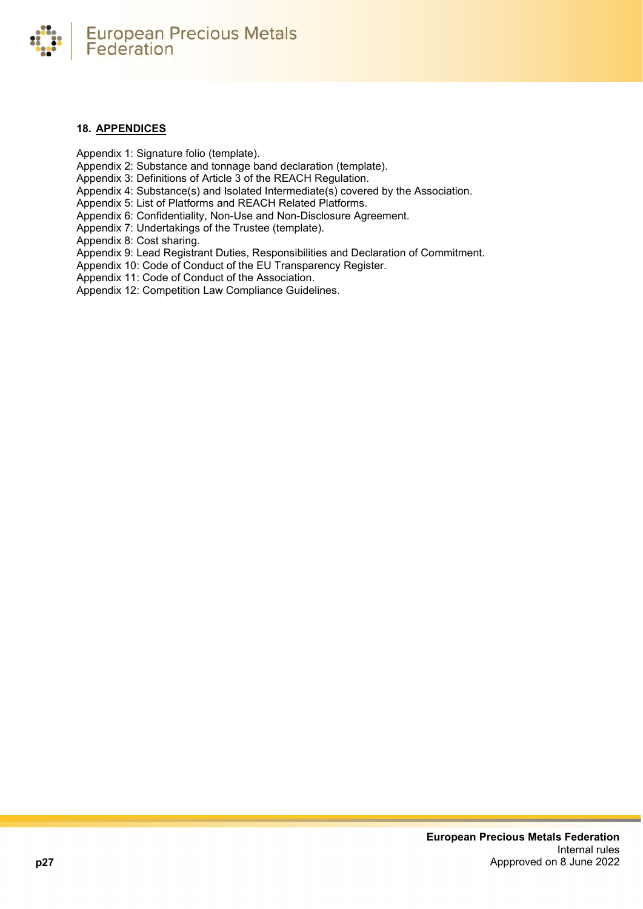## 18. APPENDICES

Appendix 1: Signature folio (template).
Appendix 2: Substance and tonnage band declaration (template).
Appendix 3: Definitions of Article 3 of the REACH Regulation.
Appendix 4: Substance(s) and Isolated Intermediate(s) covered by the Association.
Appendix 5: List of Platforms and REACH Related Platforms.
Appendix 6: Confidentiality, Non-Use and Non-Disclosure Agreement.
Appendix 7: Undertakings of the Trustee (template).
Appendix 8: Cost sharing.
Appendix 9: Lead Registrant Duties, Responsibilities and Declaration of Commitment.
Appendix 10: Code of Conduct of the EU Transparency Register.
Appendix 11: Code of Conduct of the Association.
Appendix 12: Competition Law Compliance Guidelines.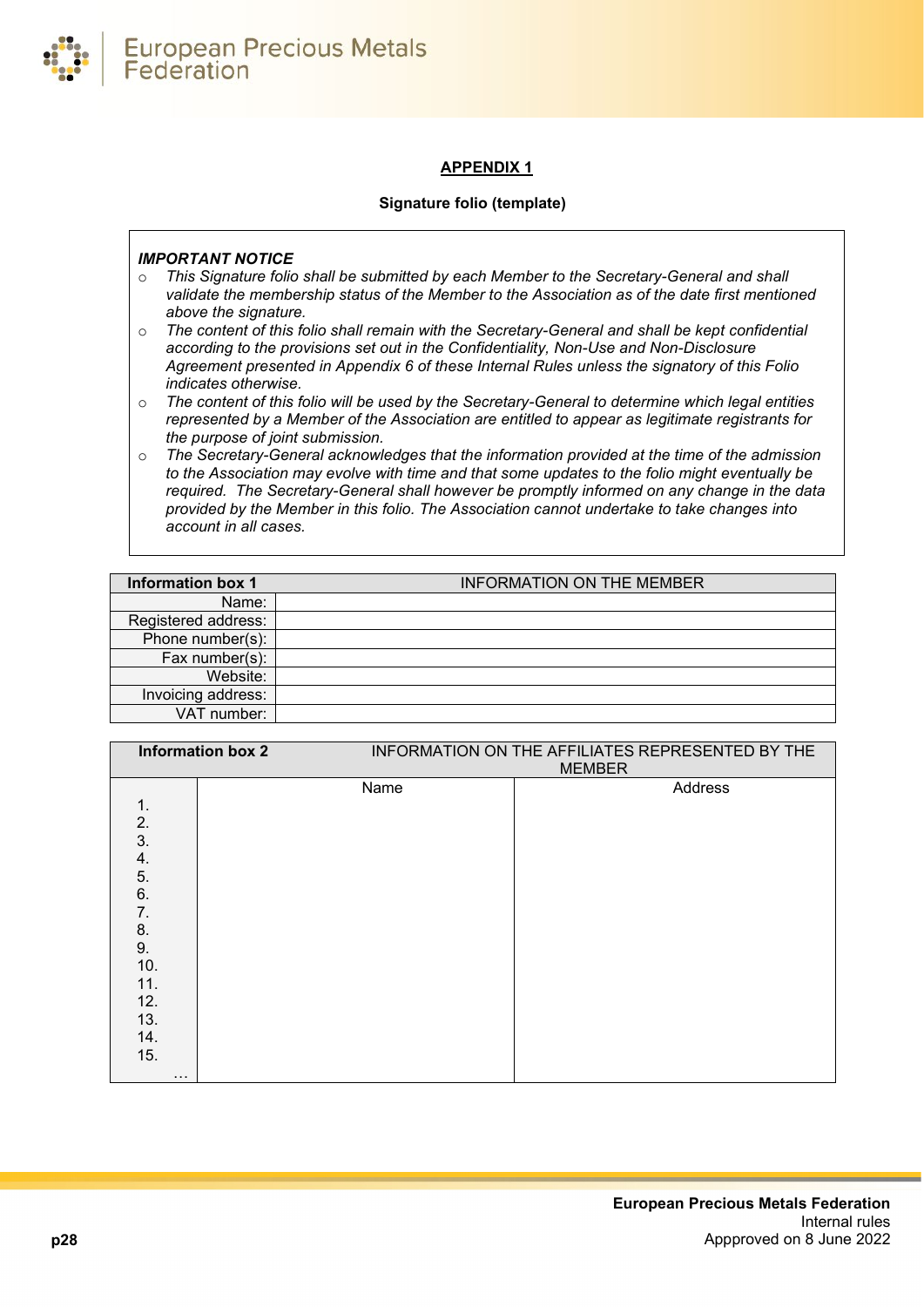**APPENDIX 1**

**Signature folio (template)**

***IMPORTANT NOTICE***

- *This Signature folio shall be submitted by each Member to the Secretary-General and shall validate the membership status of the Member to the Association as of the date first mentioned above the signature.*
- *The content of this folio shall remain with the Secretary-General and shall be kept confidential according to the provisions set out in the Confidentiality, Non-Use and Non-Disclosure Agreement presented in Appendix 6 of these Internal Rules unless the signatory of this Folio indicates otherwise.*
- *The content of this folio will be used by the Secretary-General to determine which legal entities represented by a Member of the Association are entitled to appear as legitimate registrants for the purpose of joint submission.*
- *The Secretary-General acknowledges that the information provided at the time of the admission to the Association may evolve with time and that some updates to the folio might eventually be required. The Secretary-General shall however be promptly informed on any change in the data provided by the Member in this folio. The Association cannot undertake to take changes into account in all cases.*

| **Information box 1** | INFORMATION ON THE MEMBER |
|---|---|
| Name: | |
| Registered address: | |
| Phone number(s): | |
| Fax number(s): | |
| Website: | |
| Invoicing address: | |
| VAT number: | |

| **Information box 2** | INFORMATION ON THE AFFILIATES REPRESENTED BY THE MEMBER | |
|---|---|---|
| | Name | Address |
| 1. | | |
| 2. | | |
| 3. | | |
| 4. | | |
| 5. | | |
| 6. | | |
| 7. | | |
| 8. | | |
| 9. | | |
| 10. | | |
| 11. | | |
| 12. | | |
| 13. | | |
| 14. | | |
| 15. | | |
| … | | |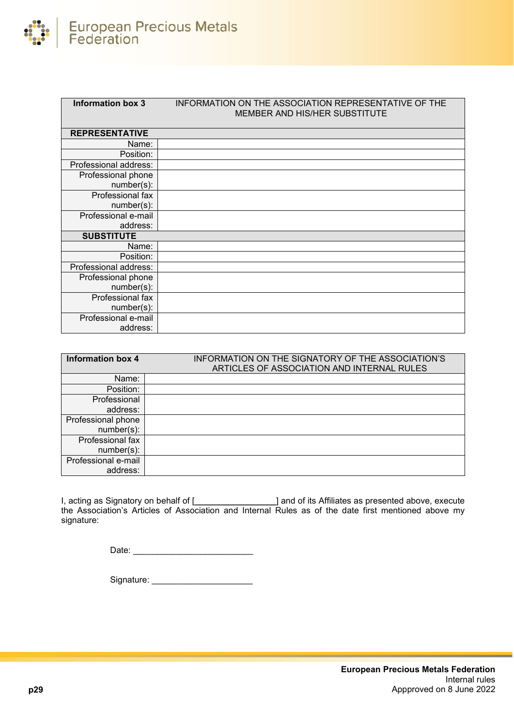| Information box 3 | INFORMATION ON THE ASSOCIATION REPRESENTATIVE OF THE MEMBER AND HIS/HER SUBSTITUTE |
|---|---|
| **REPRESENTATIVE** | |
| Name: | |
| Position: | |
| Professional address: | |
| Professional phone number(s): | |
| Professional fax number(s): | |
| Professional e-mail address: | |
| **SUBSTITUTE** | |
| Name: | |
| Position: | |
| Professional address: | |
| Professional phone number(s): | |
| Professional fax number(s): | |
| Professional e-mail address: | |

| Information box 4 | INFORMATION ON THE SIGNATORY OF THE ASSOCIATION'S ARTICLES OF ASSOCIATION AND INTERNAL RULES |
|---|---|
| Name: | |
| Position: | |
| Professional address: | |
| Professional phone number(s): | |
| Professional fax number(s): | |
| Professional e-mail address: | |

I, acting as Signatory on behalf of [_________________] and of its Affiliates as presented above, execute the Association's Articles of Association and Internal Rules as of the date first mentioned above my signature:

Date: _________________________

Signature: _____________________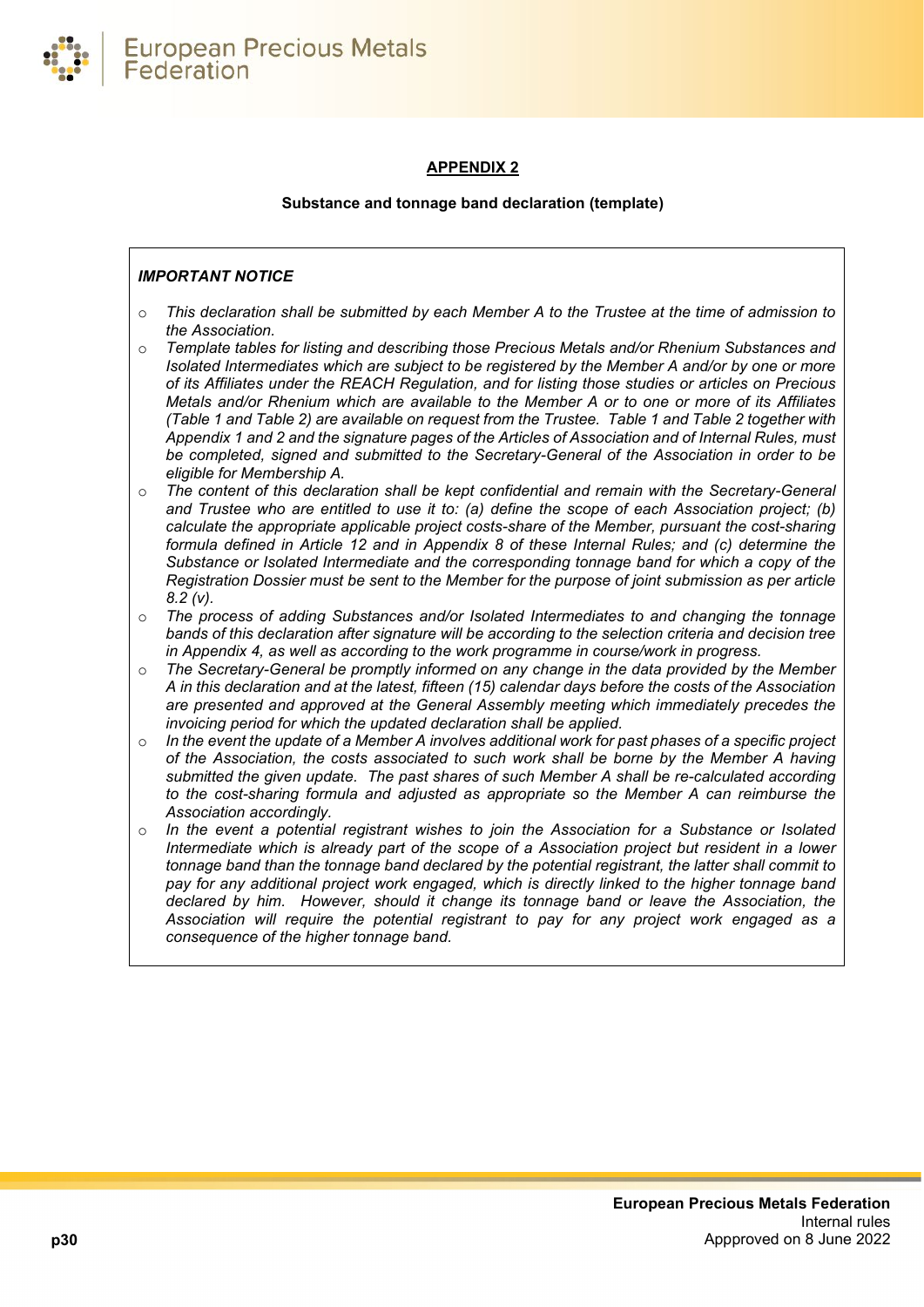## APPENDIX 2

**Substance and tonnage band declaration (template)**

***IMPORTANT NOTICE***

- *This declaration shall be submitted by each Member A to the Trustee at the time of admission to the Association.*
- *Template tables for listing and describing those Precious Metals and/or Rhenium Substances and Isolated Intermediates which are subject to be registered by the Member A and/or by one or more of its Affiliates under the REACH Regulation, and for listing those studies or articles on Precious Metals and/or Rhenium which are available to the Member A or to one or more of its Affiliates (Table 1 and Table 2) are available on request from the Trustee. Table 1 and Table 2 together with Appendix 1 and 2 and the signature pages of the Articles of Association and of Internal Rules, must be completed, signed and submitted to the Secretary-General of the Association in order to be eligible for Membership A.*
- *The content of this declaration shall be kept confidential and remain with the Secretary-General and Trustee who are entitled to use it to: (a) define the scope of each Association project; (b) calculate the appropriate applicable project costs-share of the Member, pursuant the cost-sharing formula defined in Article 12 and in Appendix 8 of these Internal Rules; and (c) determine the Substance or Isolated Intermediate and the corresponding tonnage band for which a copy of the Registration Dossier must be sent to the Member for the purpose of joint submission as per article 8.2 (v).*
- *The process of adding Substances and/or Isolated Intermediates to and changing the tonnage bands of this declaration after signature will be according to the selection criteria and decision tree in Appendix 4, as well as according to the work programme in course/work in progress.*
- *The Secretary-General be promptly informed on any change in the data provided by the Member A in this declaration and at the latest, fifteen (15) calendar days before the costs of the Association are presented and approved at the General Assembly meeting which immediately precedes the invoicing period for which the updated declaration shall be applied.*
- *In the event the update of a Member A involves additional work for past phases of a specific project of the Association, the costs associated to such work shall be borne by the Member A having submitted the given update. The past shares of such Member A shall be re-calculated according to the cost-sharing formula and adjusted as appropriate so the Member A can reimburse the Association accordingly.*
- *In the event a potential registrant wishes to join the Association for a Substance or Isolated Intermediate which is already part of the scope of a Association project but resident in a lower tonnage band than the tonnage band declared by the potential registrant, the latter shall commit to pay for any additional project work engaged, which is directly linked to the higher tonnage band declared by him. However, should it change its tonnage band or leave the Association, the Association will require the potential registrant to pay for any project work engaged as a consequence of the higher tonnage band.*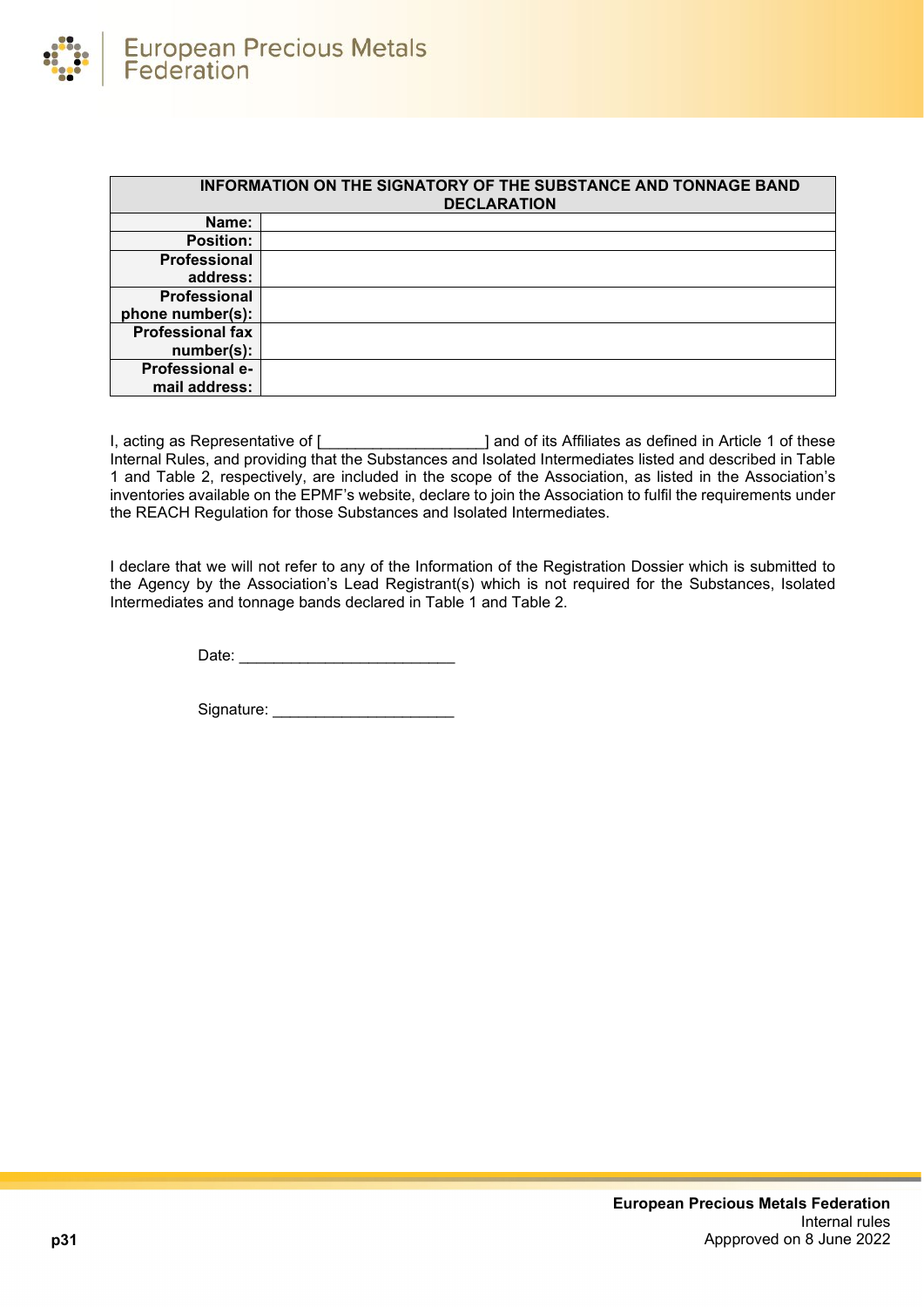| INFORMATION ON THE SIGNATORY OF THE SUBSTANCE AND TONNAGE BAND DECLARATION | |
|---|---|
| **Name:** | |
| **Position:** | |
| **Professional address:** | |
| **Professional phone number(s):** | |
| **Professional fax number(s):** | |
| **Professional e-mail address:** | |

I, acting as Representative of [___________________] and of its Affiliates as defined in Article 1 of these Internal Rules, and providing that the Substances and Isolated Intermediates listed and described in Table 1 and Table 2, respectively, are included in the scope of the Association, as listed in the Association's inventories available on the EPMF's website, declare to join the Association to fulfil the requirements under the REACH Regulation for those Substances and Isolated Intermediates.

I declare that we will not refer to any of the Information of the Registration Dossier which is submitted to the Agency by the Association's Lead Registrant(s) which is not required for the Substances, Isolated Intermediates and tonnage bands declared in Table 1 and Table 2.

Date: _________________________

Signature: _____________________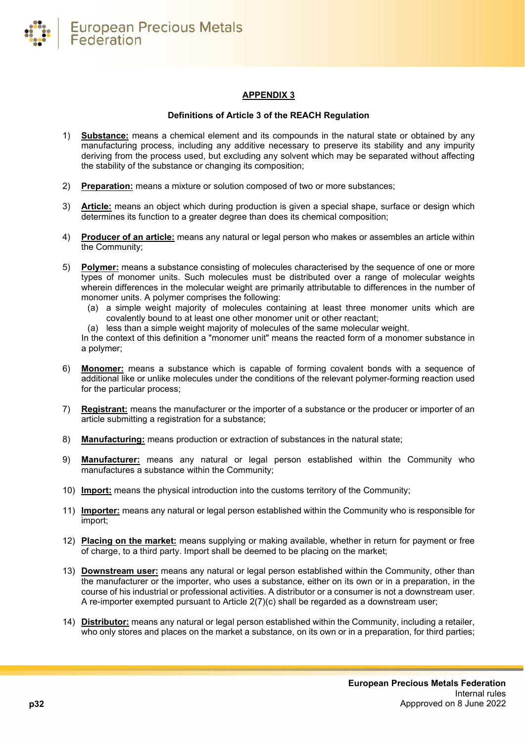## APPENDIX 3

**Definitions of Article 3 of the REACH Regulation**

1) **Substance:** means a chemical element and its compounds in the natural state or obtained by any manufacturing process, including any additive necessary to preserve its stability and any impurity deriving from the process used, but excluding any solvent which may be separated without affecting the stability of the substance or changing its composition;

2) **Preparation:** means a mixture or solution composed of two or more substances;

3) **Article:** means an object which during production is given a special shape, surface or design which determines its function to a greater degree than does its chemical composition;

4) **Producer of an article:** means any natural or legal person who makes or assembles an article within the Community;

5) **Polymer:** means a substance consisting of molecules characterised by the sequence of one or more types of monomer units. Such molecules must be distributed over a range of molecular weights wherein differences in the molecular weight are primarily attributable to differences in the number of monomer units. A polymer comprises the following:
   (a) a simple weight majority of molecules containing at least three monomer units which are covalently bound to at least one other monomer unit or other reactant;
   (a) less than a simple weight majority of molecules of the same molecular weight.
   In the context of this definition a "monomer unit" means the reacted form of a monomer substance in a polymer;

6) **Monomer:** means a substance which is capable of forming covalent bonds with a sequence of additional like or unlike molecules under the conditions of the relevant polymer-forming reaction used for the particular process;

7) **Registrant:** means the manufacturer or the importer of a substance or the producer or importer of an article submitting a registration for a substance;

8) **Manufacturing:** means production or extraction of substances in the natural state;

9) **Manufacturer:** means any natural or legal person established within the Community who manufactures a substance within the Community;

10) **Import:** means the physical introduction into the customs territory of the Community;

11) **Importer:** means any natural or legal person established within the Community who is responsible for import;

12) **Placing on the market:** means supplying or making available, whether in return for payment or free of charge, to a third party. Import shall be deemed to be placing on the market;

13) **Downstream user:** means any natural or legal person established within the Community, other than the manufacturer or the importer, who uses a substance, either on its own or in a preparation, in the course of his industrial or professional activities. A distributor or a consumer is not a downstream user. A re-importer exempted pursuant to Article 2(7)(c) shall be regarded as a downstream user;

14) **Distributor:** means any natural or legal person established within the Community, including a retailer, who only stores and places on the market a substance, on its own or in a preparation, for third parties;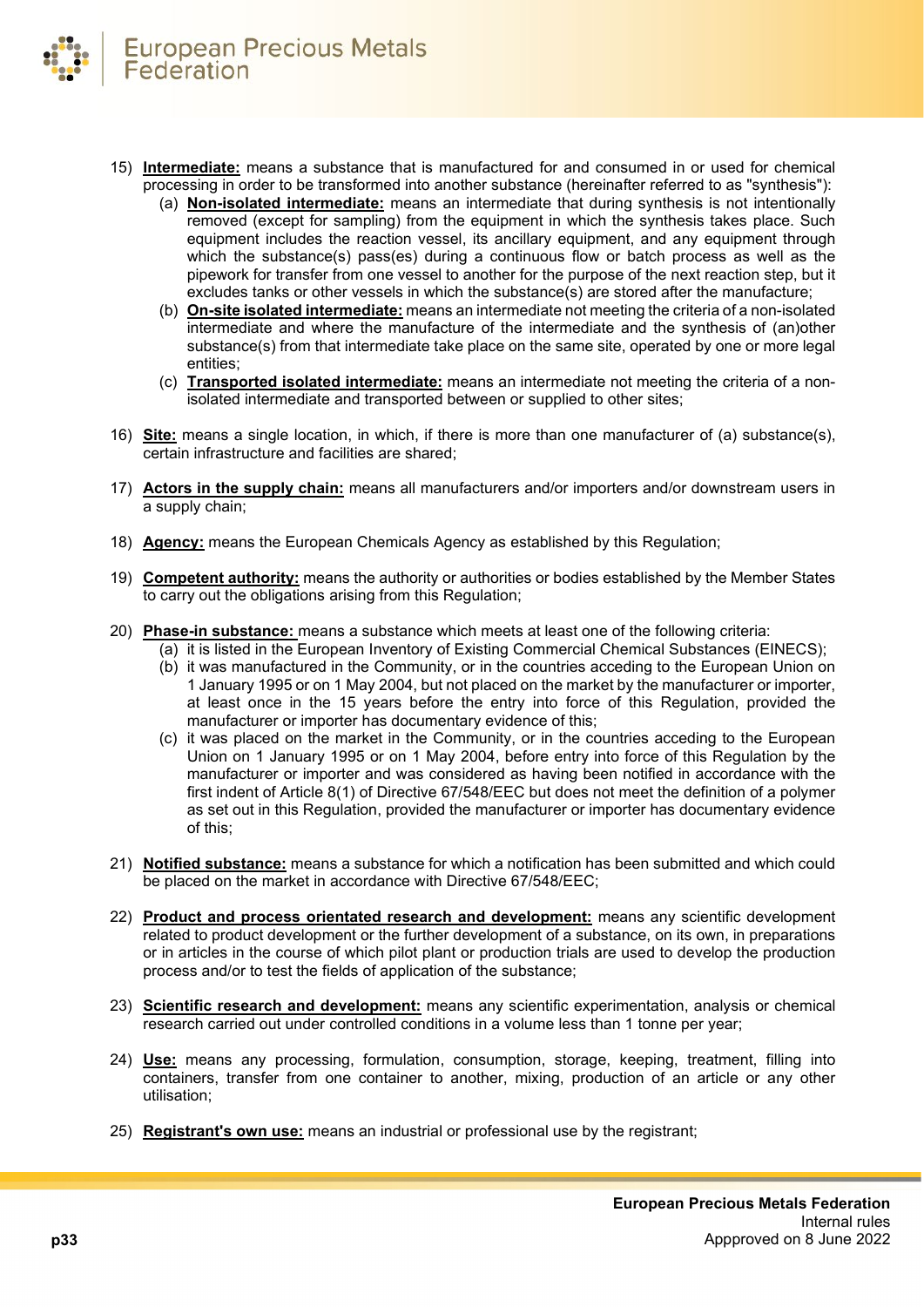15) **Intermediate:** means a substance that is manufactured for and consumed in or used for chemical processing in order to be transformed into another substance (hereinafter referred to as "synthesis"):
    (a) **Non-isolated intermediate:** means an intermediate that during synthesis is not intentionally removed (except for sampling) from the equipment in which the synthesis takes place. Such equipment includes the reaction vessel, its ancillary equipment, and any equipment through which the substance(s) pass(es) during a continuous flow or batch process as well as the pipework for transfer from one vessel to another for the purpose of the next reaction step, but it excludes tanks or other vessels in which the substance(s) are stored after the manufacture;
    (b) **On-site isolated intermediate:** means an intermediate not meeting the criteria of a non-isolated intermediate and where the manufacture of the intermediate and the synthesis of (an)other substance(s) from that intermediate take place on the same site, operated by one or more legal entities;
    (c) **Transported isolated intermediate:** means an intermediate not meeting the criteria of a non-isolated intermediate and transported between or supplied to other sites;

16) **Site:** means a single location, in which, if there is more than one manufacturer of (a) substance(s), certain infrastructure and facilities are shared;

17) **Actors in the supply chain:** means all manufacturers and/or importers and/or downstream users in a supply chain;

18) **Agency:** means the European Chemicals Agency as established by this Regulation;

19) **Competent authority:** means the authority or authorities or bodies established by the Member States to carry out the obligations arising from this Regulation;

20) **Phase-in substance:** means a substance which meets at least one of the following criteria:
    (a) it is listed in the European Inventory of Existing Commercial Chemical Substances (EINECS);
    (b) it was manufactured in the Community, or in the countries acceding to the European Union on 1 January 1995 or on 1 May 2004, but not placed on the market by the manufacturer or importer, at least once in the 15 years before the entry into force of this Regulation, provided the manufacturer or importer has documentary evidence of this;
    (c) it was placed on the market in the Community, or in the countries acceding to the European Union on 1 January 1995 or on 1 May 2004, before entry into force of this Regulation by the manufacturer or importer and was considered as having been notified in accordance with the first indent of Article 8(1) of Directive 67/548/EEC but does not meet the definition of a polymer as set out in this Regulation, provided the manufacturer or importer has documentary evidence of this;

21) **Notified substance:** means a substance for which a notification has been submitted and which could be placed on the market in accordance with Directive 67/548/EEC;

22) **Product and process orientated research and development:** means any scientific development related to product development or the further development of a substance, on its own, in preparations or in articles in the course of which pilot plant or production trials are used to develop the production process and/or to test the fields of application of the substance;

23) **Scientific research and development:** means any scientific experimentation, analysis or chemical research carried out under controlled conditions in a volume less than 1 tonne per year;

24) **Use:** means any processing, formulation, consumption, storage, keeping, treatment, filling into containers, transfer from one container to another, mixing, production of an article or any other utilisation;

25) **Registrant's own use:** means an industrial or professional use by the registrant;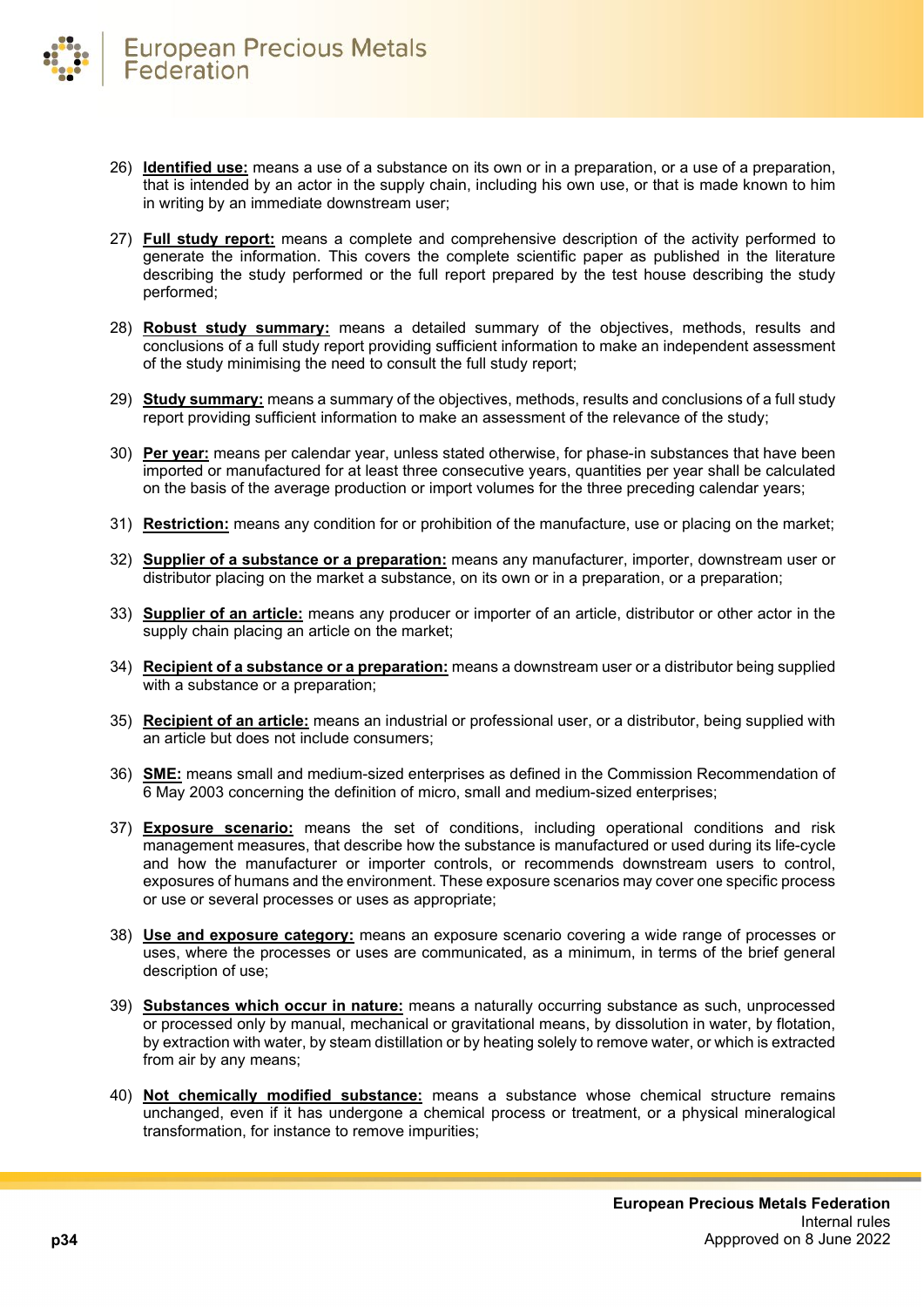26) **<u>Identified use:</u>** means a use of a substance on its own or in a preparation, or a use of a preparation, that is intended by an actor in the supply chain, including his own use, or that is made known to him in writing by an immediate downstream user;

27) **<u>Full study report:</u>** means a complete and comprehensive description of the activity performed to generate the information. This covers the complete scientific paper as published in the literature describing the study performed or the full report prepared by the test house describing the study performed;

28) **<u>Robust study summary:</u>** means a detailed summary of the objectives, methods, results and conclusions of a full study report providing sufficient information to make an independent assessment of the study minimising the need to consult the full study report;

29) **<u>Study summary:</u>** means a summary of the objectives, methods, results and conclusions of a full study report providing sufficient information to make an assessment of the relevance of the study;

30) **<u>Per year:</u>** means per calendar year, unless stated otherwise, for phase-in substances that have been imported or manufactured for at least three consecutive years, quantities per year shall be calculated on the basis of the average production or import volumes for the three preceding calendar years;

31) **<u>Restriction:</u>** means any condition for or prohibition of the manufacture, use or placing on the market;

32) **<u>Supplier of a substance or a preparation:</u>** means any manufacturer, importer, downstream user or distributor placing on the market a substance, on its own or in a preparation, or a preparation;

33) **<u>Supplier of an article:</u>** means any producer or importer of an article, distributor or other actor in the supply chain placing an article on the market;

34) **<u>Recipient of a substance or a preparation:</u>** means a downstream user or a distributor being supplied with a substance or a preparation;

35) **<u>Recipient of an article:</u>** means an industrial or professional user, or a distributor, being supplied with an article but does not include consumers;

36) **<u>SME:</u>** means small and medium-sized enterprises as defined in the Commission Recommendation of 6 May 2003 concerning the definition of micro, small and medium-sized enterprises;

37) **<u>Exposure scenario:</u>** means the set of conditions, including operational conditions and risk management measures, that describe how the substance is manufactured or used during its life-cycle and how the manufacturer or importer controls, or recommends downstream users to control, exposures of humans and the environment. These exposure scenarios may cover one specific process or use or several processes or uses as appropriate;

38) **<u>Use and exposure category:</u>** means an exposure scenario covering a wide range of processes or uses, where the processes or uses are communicated, as a minimum, in terms of the brief general description of use;

39) **<u>Substances which occur in nature:</u>** means a naturally occurring substance as such, unprocessed or processed only by manual, mechanical or gravitational means, by dissolution in water, by flotation, by extraction with water, by steam distillation or by heating solely to remove water, or which is extracted from air by any means;

40) **<u>Not chemically modified substance:</u>** means a substance whose chemical structure remains unchanged, even if it has undergone a chemical process or treatment, or a physical mineralogical transformation, for instance to remove impurities;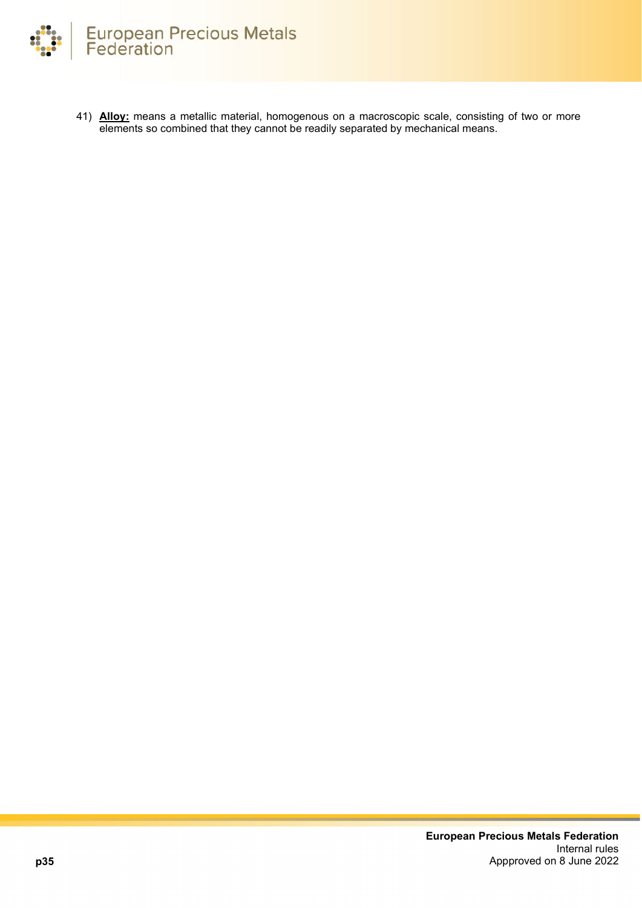41) **Alloy:** means a metallic material, homogenous on a macroscopic scale, consisting of two or more elements so combined that they cannot be readily separated by mechanical means.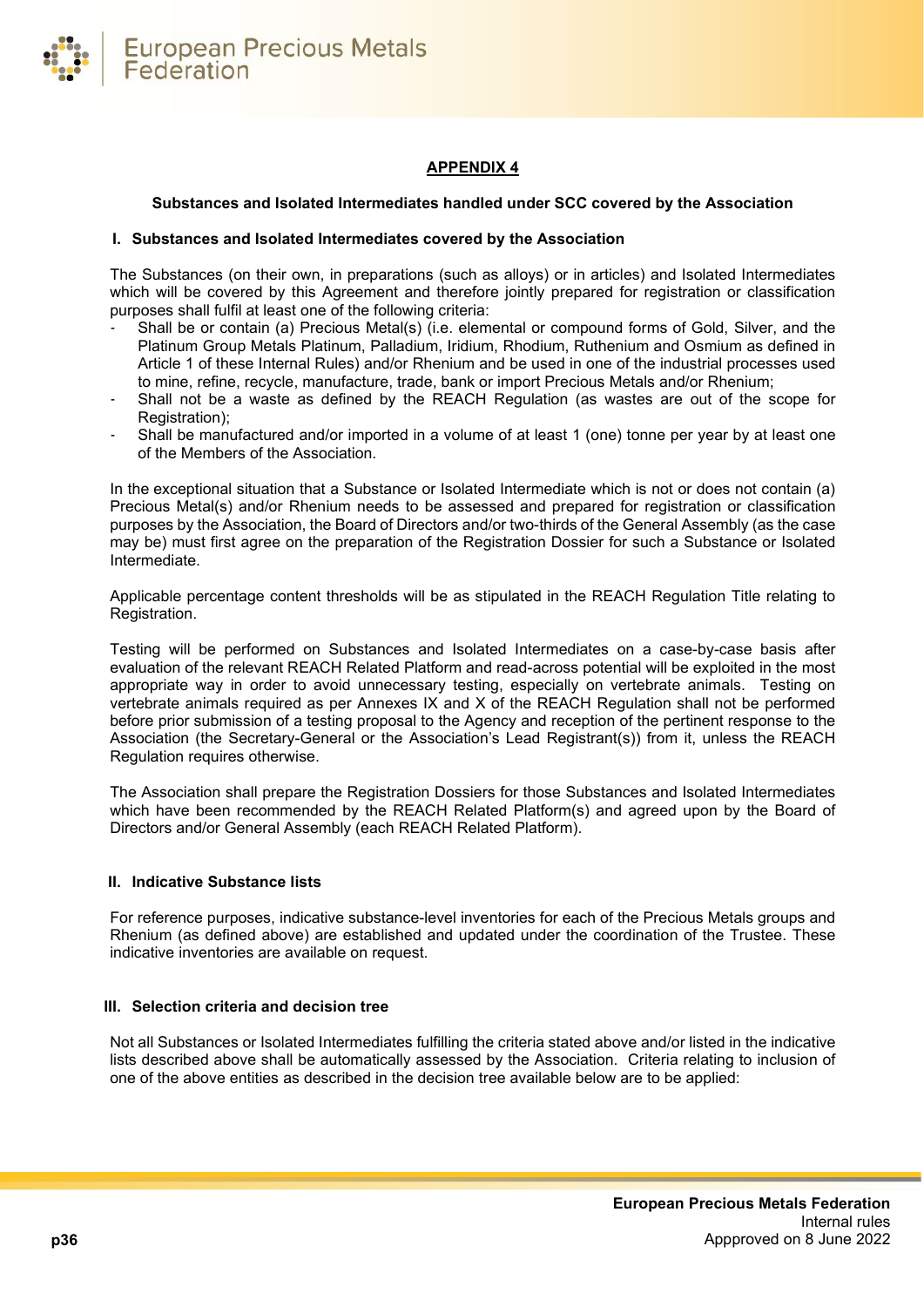## APPENDIX 4

**Substances and Isolated Intermediates handled under SCC covered by the Association**

### I. Substances and Isolated Intermediates covered by the Association

The Substances (on their own, in preparations (such as alloys) or in articles) and Isolated Intermediates which will be covered by this Agreement and therefore jointly prepared for registration or classification purposes shall fulfil at least one of the following criteria:

- Shall be or contain (a) Precious Metal(s) (i.e. elemental or compound forms of Gold, Silver, and the Platinum Group Metals Platinum, Palladium, Iridium, Rhodium, Ruthenium and Osmium as defined in Article 1 of these Internal Rules) and/or Rhenium and be used in one of the industrial processes used to mine, refine, recycle, manufacture, trade, bank or import Precious Metals and/or Rhenium;
- Shall not be a waste as defined by the REACH Regulation (as wastes are out of the scope for Registration);
- Shall be manufactured and/or imported in a volume of at least 1 (one) tonne per year by at least one of the Members of the Association.

In the exceptional situation that a Substance or Isolated Intermediate which is not or does not contain (a) Precious Metal(s) and/or Rhenium needs to be assessed and prepared for registration or classification purposes by the Association, the Board of Directors and/or two-thirds of the General Assembly (as the case may be) must first agree on the preparation of the Registration Dossier for such a Substance or Isolated Intermediate.

Applicable percentage content thresholds will be as stipulated in the REACH Regulation Title relating to Registration.

Testing will be performed on Substances and Isolated Intermediates on a case-by-case basis after evaluation of the relevant REACH Related Platform and read-across potential will be exploited in the most appropriate way in order to avoid unnecessary testing, especially on vertebrate animals. Testing on vertebrate animals required as per Annexes IX and X of the REACH Regulation shall not be performed before prior submission of a testing proposal to the Agency and reception of the pertinent response to the Association (the Secretary-General or the Association's Lead Registrant(s)) from it, unless the REACH Regulation requires otherwise.

The Association shall prepare the Registration Dossiers for those Substances and Isolated Intermediates which have been recommended by the REACH Related Platform(s) and agreed upon by the Board of Directors and/or General Assembly (each REACH Related Platform).

### II. Indicative Substance lists

For reference purposes, indicative substance-level inventories for each of the Precious Metals groups and Rhenium (as defined above) are established and updated under the coordination of the Trustee. These indicative inventories are available on request.

### III. Selection criteria and decision tree

Not all Substances or Isolated Intermediates fulfilling the criteria stated above and/or listed in the indicative lists described above shall be automatically assessed by the Association. Criteria relating to inclusion of one of the above entities as described in the decision tree available below are to be applied: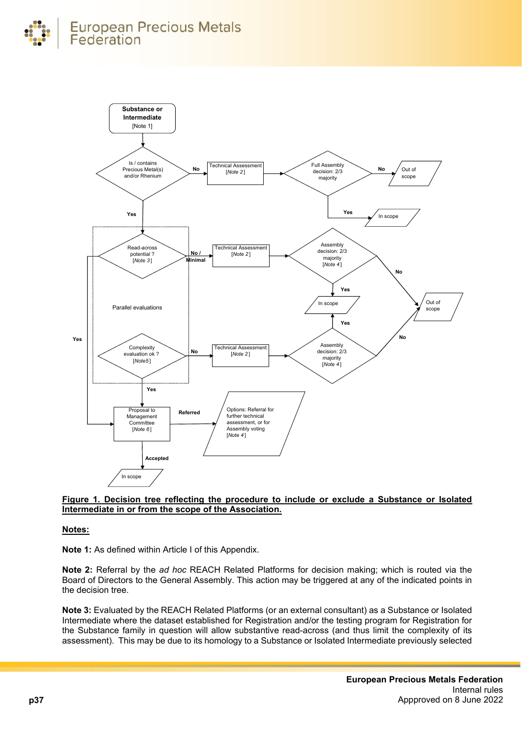Substance or Intermediate [Note 1]

Is / contains Precious Metal(s) and/or Rhenium

No → Technical Assessment [Note 2] → Full Assembly decision: 2/3 majority → No → Out of scope; Yes → In scope

Yes → Parallel evaluations:

- Read-across potential ? [Note 3]
  - No / Minimal → Technical Assessment [Note 2] → Assembly decision: 2/3 majority [Note 4] → Yes → In scope; No → Out of scope
  - Yes → Proposal to Management Committee [Note 6]
- Complexity evaluation ok ? [Note5]
  - No → Technical Assessment [Note 2] → Assembly decision: 2/3 majority [Note 4] → Yes → In scope; No → Out of scope
  - Yes → Proposal to Management Committee [Note 6]

Proposal to Management Committee [Note 6]

- Referred → Options: Referral for further technical assessment, or for Assembly voting [Note 4]
- Accepted → In scope

**Figure 1. Decision tree reflecting the procedure to include or exclude a Substance or Isolated Intermediate in or from the scope of the Association.**

**Notes:**

**Note 1:** As defined within Article I of this Appendix.

**Note 2:** Referral by the *ad hoc* REACH Related Platforms for decision making; which is routed via the Board of Directors to the General Assembly. This action may be triggered at any of the indicated points in the decision tree.

**Note 3:** Evaluated by the REACH Related Platforms (or an external consultant) as a Substance or Isolated Intermediate where the dataset established for Registration and/or the testing program for Registration for the Substance family in question will allow substantive read-across (and thus limit the complexity of its assessment). This may be due to its homology to a Substance or Isolated Intermediate previously selected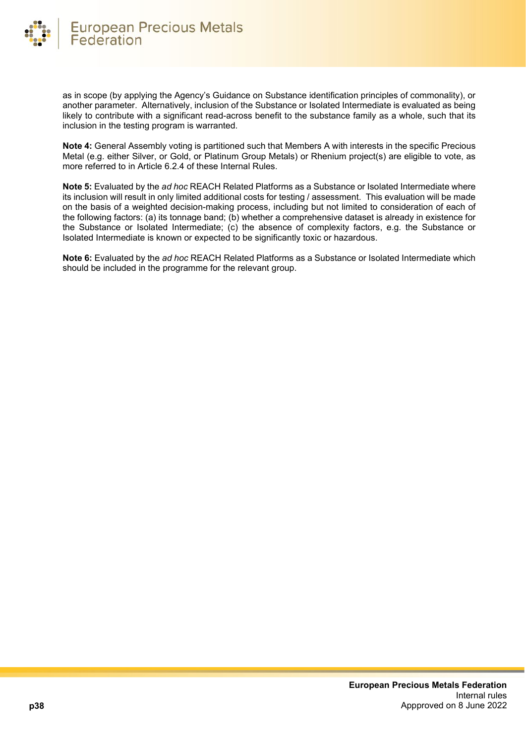as in scope (by applying the Agency's Guidance on Substance identification principles of commonality), or another parameter. Alternatively, inclusion of the Substance or Isolated Intermediate is evaluated as being likely to contribute with a significant read-across benefit to the substance family as a whole, such that its inclusion in the testing program is warranted.

**Note 4:** General Assembly voting is partitioned such that Members A with interests in the specific Precious Metal (e.g. either Silver, or Gold, or Platinum Group Metals) or Rhenium project(s) are eligible to vote, as more referred to in Article 6.2.4 of these Internal Rules.

**Note 5:** Evaluated by the *ad hoc* REACH Related Platforms as a Substance or Isolated Intermediate where its inclusion will result in only limited additional costs for testing / assessment. This evaluation will be made on the basis of a weighted decision-making process, including but not limited to consideration of each of the following factors: (a) its tonnage band; (b) whether a comprehensive dataset is already in existence for the Substance or Isolated Intermediate; (c) the absence of complexity factors, e.g. the Substance or Isolated Intermediate is known or expected to be significantly toxic or hazardous.

**Note 6:** Evaluated by the *ad hoc* REACH Related Platforms as a Substance or Isolated Intermediate which should be included in the programme for the relevant group.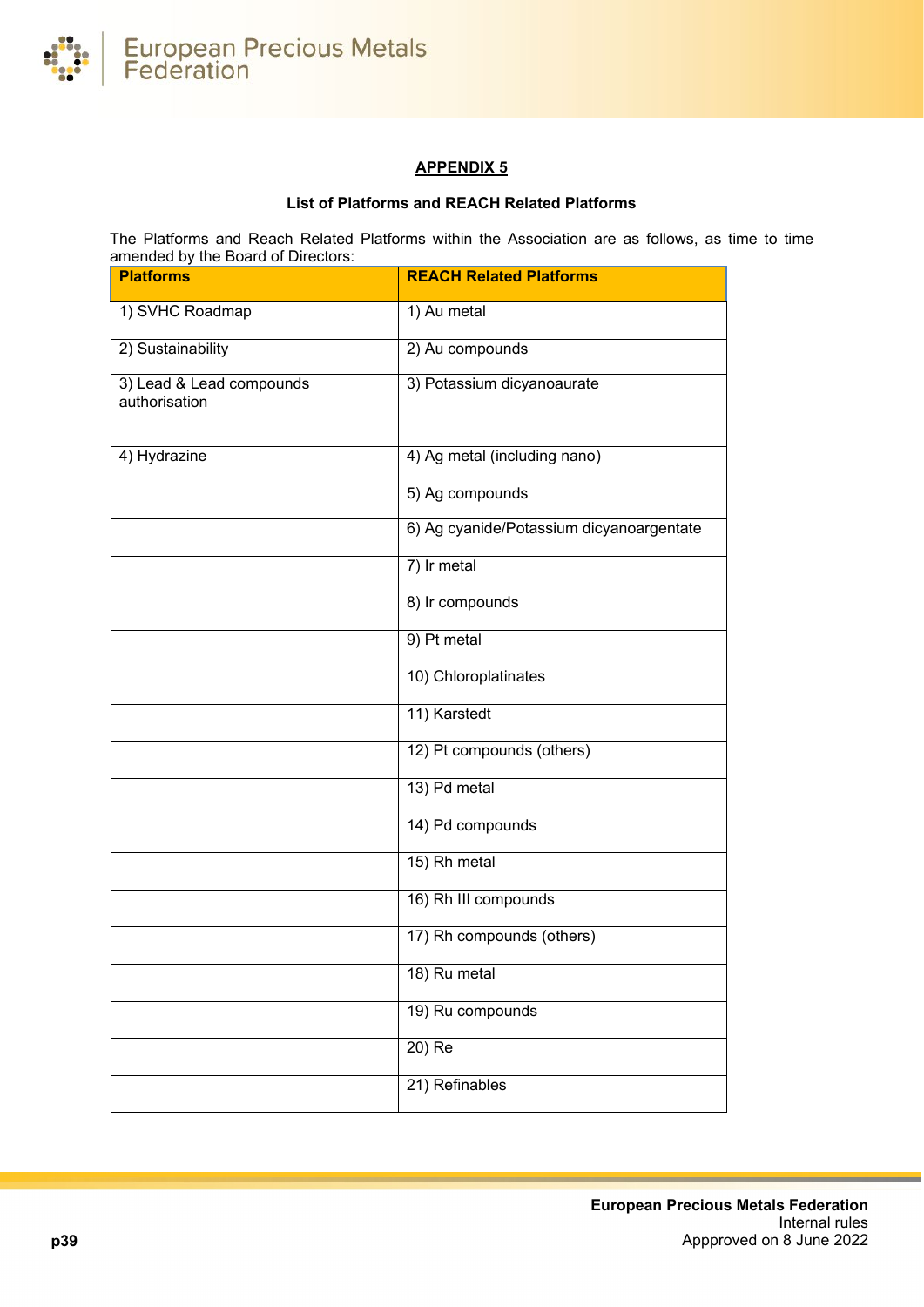## APPENDIX 5

**List of Platforms and REACH Related Platforms**

The Platforms and Reach Related Platforms within the Association are as follows, as time to time amended by the Board of Directors:

| Platforms | REACH Related Platforms |
|---|---|
| 1) SVHC Roadmap | 1) Au metal |
| 2) Sustainability | 2) Au compounds |
| 3) Lead & Lead compounds authorisation | 3) Potassium dicyanoaurate |
| 4) Hydrazine | 4) Ag metal (including nano) |
| | 5) Ag compounds |
| | 6) Ag cyanide/Potassium dicyanoargentate |
| | 7) Ir metal |
| | 8) Ir compounds |
| | 9) Pt metal |
| | 10) Chloroplatinates |
| | 11) Karstedt |
| | 12) Pt compounds (others) |
| | 13) Pd metal |
| | 14) Pd compounds |
| | 15) Rh metal |
| | 16) Rh III compounds |
| | 17) Rh compounds (others) |
| | 18) Ru metal |
| | 19) Ru compounds |
| | 20) Re |
| | 21) Refinables |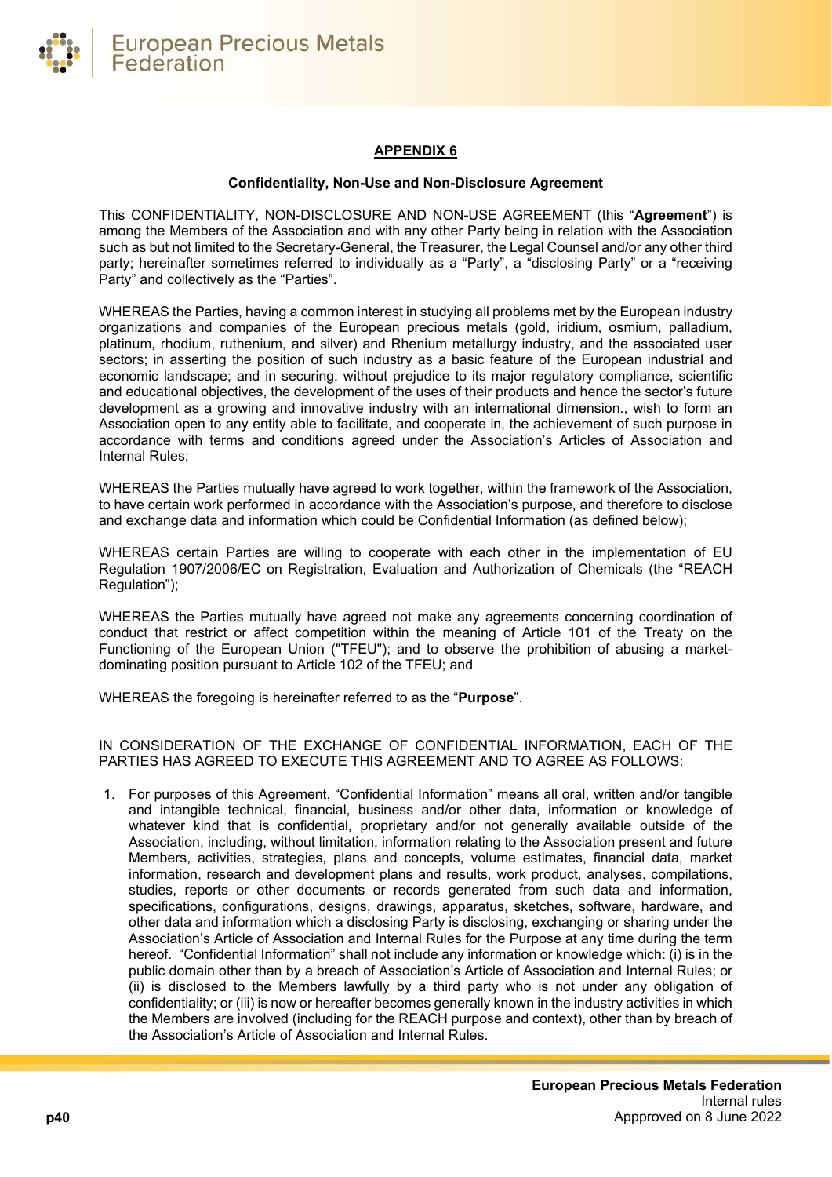## APPENDIX 6

**Confidentiality, Non-Use and Non-Disclosure Agreement**

This CONFIDENTIALITY, NON-DISCLOSURE AND NON-USE AGREEMENT (this "**Agreement**") is among the Members of the Association and with any other Party being in relation with the Association such as but not limited to the Secretary-General, the Treasurer, the Legal Counsel and/or any other third party; hereinafter sometimes referred to individually as a "Party", a "disclosing Party" or a "receiving Party" and collectively as the "Parties".

WHEREAS the Parties, having a common interest in studying all problems met by the European industry organizations and companies of the European precious metals (gold, iridium, osmium, palladium, platinum, rhodium, ruthenium, and silver) and Rhenium metallurgy industry, and the associated user sectors; in asserting the position of such industry as a basic feature of the European industrial and economic landscape; and in securing, without prejudice to its major regulatory compliance, scientific and educational objectives, the development of the uses of their products and hence the sector's future development as a growing and innovative industry with an international dimension., wish to form an Association open to any entity able to facilitate, and cooperate in, the achievement of such purpose in accordance with terms and conditions agreed under the Association's Articles of Association and Internal Rules;

WHEREAS the Parties mutually have agreed to work together, within the framework of the Association, to have certain work performed in accordance with the Association's purpose, and therefore to disclose and exchange data and information which could be Confidential Information (as defined below);

WHEREAS certain Parties are willing to cooperate with each other in the implementation of EU Regulation 1907/2006/EC on Registration, Evaluation and Authorization of Chemicals (the "REACH Regulation");

WHEREAS the Parties mutually have agreed not make any agreements concerning coordination of conduct that restrict or affect competition within the meaning of Article 101 of the Treaty on the Functioning of the European Union ("TFEU"); and to observe the prohibition of abusing a market-dominating position pursuant to Article 102 of the TFEU; and

WHEREAS the foregoing is hereinafter referred to as the "**Purpose**".

IN CONSIDERATION OF THE EXCHANGE OF CONFIDENTIAL INFORMATION, EACH OF THE PARTIES HAS AGREED TO EXECUTE THIS AGREEMENT AND TO AGREE AS FOLLOWS:

1. For purposes of this Agreement, "Confidential Information" means all oral, written and/or tangible and intangible technical, financial, business and/or other data, information or knowledge of whatever kind that is confidential, proprietary and/or not generally available outside of the Association, including, without limitation, information relating to the Association present and future Members, activities, strategies, plans and concepts, volume estimates, financial data, market information, research and development plans and results, work product, analyses, compilations, studies, reports or other documents or records generated from such data and information, specifications, configurations, designs, drawings, apparatus, sketches, software, hardware, and other data and information which a disclosing Party is disclosing, exchanging or sharing under the Association's Article of Association and Internal Rules for the Purpose at any time during the term hereof. "Confidential Information" shall not include any information or knowledge which: (i) is in the public domain other than by a breach of Association's Article of Association and Internal Rules; or (ii) is disclosed to the Members lawfully by a third party who is not under any obligation of confidentiality; or (iii) is now or hereafter becomes generally known in the industry activities in which the Members are involved (including for the REACH purpose and context), other than by breach of the Association's Article of Association and Internal Rules.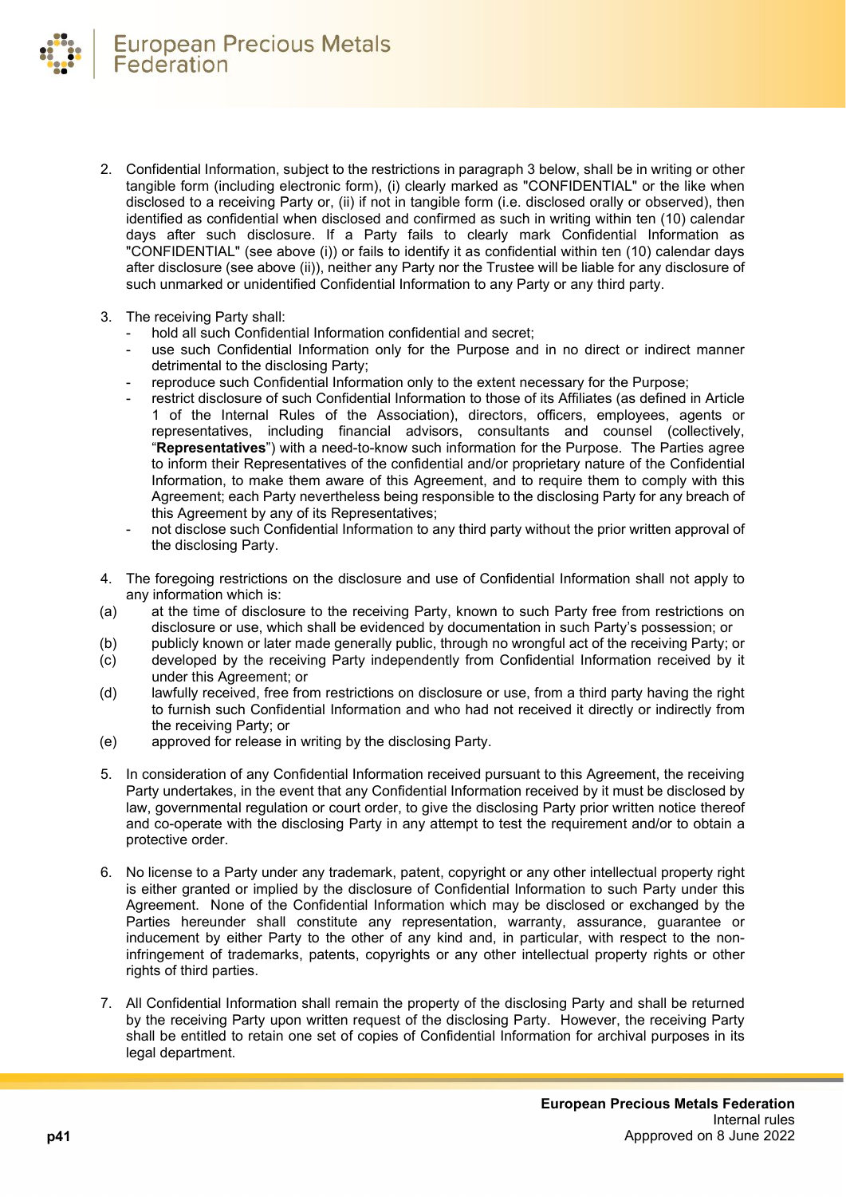2. Confidential Information, subject to the restrictions in paragraph 3 below, shall be in writing or other tangible form (including electronic form), (i) clearly marked as "CONFIDENTIAL" or the like when disclosed to a receiving Party or, (ii) if not in tangible form (i.e. disclosed orally or observed), then identified as confidential when disclosed and confirmed as such in writing within ten (10) calendar days after such disclosure. If a Party fails to clearly mark Confidential Information as "CONFIDENTIAL" (see above (i)) or fails to identify it as confidential within ten (10) calendar days after disclosure (see above (ii)), neither any Party nor the Trustee will be liable for any disclosure of such unmarked or unidentified Confidential Information to any Party or any third party.

3. The receiving Party shall:
   - hold all such Confidential Information confidential and secret;
   - use such Confidential Information only for the Purpose and in no direct or indirect manner detrimental to the disclosing Party;
   - reproduce such Confidential Information only to the extent necessary for the Purpose;
   - restrict disclosure of such Confidential Information to those of its Affiliates (as defined in Article 1 of the Internal Rules of the Association), directors, officers, employees, agents or representatives, including financial advisors, consultants and counsel (collectively, "**Representatives**") with a need-to-know such information for the Purpose. The Parties agree to inform their Representatives of the confidential and/or proprietary nature of the Confidential Information, to make them aware of this Agreement, and to require them to comply with this Agreement; each Party nevertheless being responsible to the disclosing Party for any breach of this Agreement by any of its Representatives;
   - not disclose such Confidential Information to any third party without the prior written approval of the disclosing Party.

4. The foregoing restrictions on the disclosure and use of Confidential Information shall not apply to any information which is:

(a) at the time of disclosure to the receiving Party, known to such Party free from restrictions on disclosure or use, which shall be evidenced by documentation in such Party's possession; or

(b) publicly known or later made generally public, through no wrongful act of the receiving Party; or

(c) developed by the receiving Party independently from Confidential Information received by it under this Agreement; or

(d) lawfully received, free from restrictions on disclosure or use, from a third party having the right to furnish such Confidential Information and who had not received it directly or indirectly from the receiving Party; or

(e) approved for release in writing by the disclosing Party.

5. In consideration of any Confidential Information received pursuant to this Agreement, the receiving Party undertakes, in the event that any Confidential Information received by it must be disclosed by law, governmental regulation or court order, to give the disclosing Party prior written notice thereof and co-operate with the disclosing Party in any attempt to test the requirement and/or to obtain a protective order.

6. No license to a Party under any trademark, patent, copyright or any other intellectual property right is either granted or implied by the disclosure of Confidential Information to such Party under this Agreement. None of the Confidential Information which may be disclosed or exchanged by the Parties hereunder shall constitute any representation, warranty, assurance, guarantee or inducement by either Party to the other of any kind and, in particular, with respect to the non-infringement of trademarks, patents, copyrights or any other intellectual property rights or other rights of third parties.

7. All Confidential Information shall remain the property of the disclosing Party and shall be returned by the receiving Party upon written request of the disclosing Party. However, the receiving Party shall be entitled to retain one set of copies of Confidential Information for archival purposes in its legal department.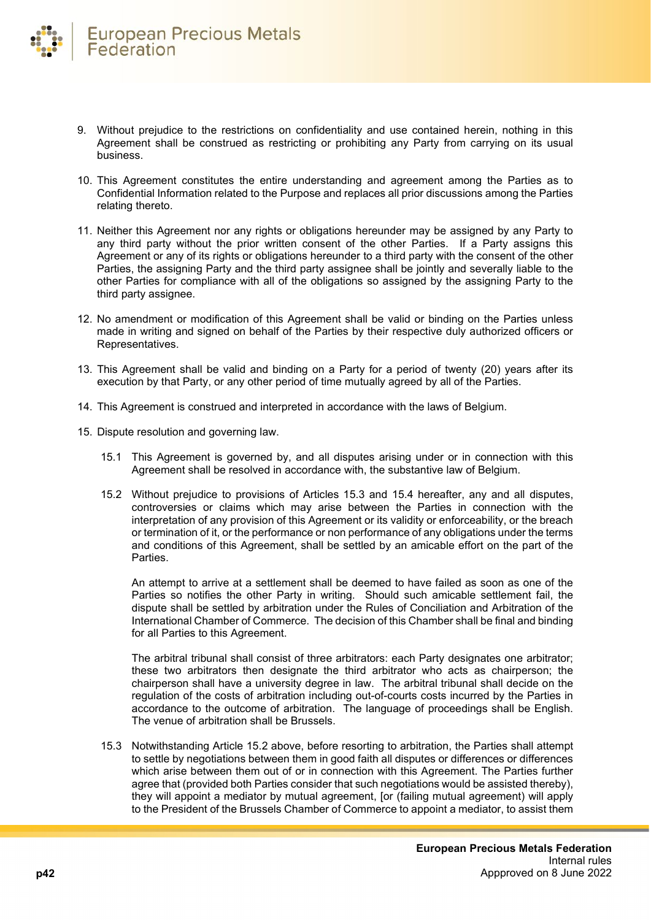9. Without prejudice to the restrictions on confidentiality and use contained herein, nothing in this Agreement shall be construed as restricting or prohibiting any Party from carrying on its usual business.

10. This Agreement constitutes the entire understanding and agreement among the Parties as to Confidential Information related to the Purpose and replaces all prior discussions among the Parties relating thereto.

11. Neither this Agreement nor any rights or obligations hereunder may be assigned by any Party to any third party without the prior written consent of the other Parties. If a Party assigns this Agreement or any of its rights or obligations hereunder to a third party with the consent of the other Parties, the assigning Party and the third party assignee shall be jointly and severally liable to the other Parties for compliance with all of the obligations so assigned by the assigning Party to the third party assignee.

12. No amendment or modification of this Agreement shall be valid or binding on the Parties unless made in writing and signed on behalf of the Parties by their respective duly authorized officers or Representatives.

13. This Agreement shall be valid and binding on a Party for a period of twenty (20) years after its execution by that Party, or any other period of time mutually agreed by all of the Parties.

14. This Agreement is construed and interpreted in accordance with the laws of Belgium.

15. Dispute resolution and governing law.

    15.1 This Agreement is governed by, and all disputes arising under or in connection with this Agreement shall be resolved in accordance with, the substantive law of Belgium.

    15.2 Without prejudice to provisions of Articles 15.3 and 15.4 hereafter, any and all disputes, controversies or claims which may arise between the Parties in connection with the interpretation of any provision of this Agreement or its validity or enforceability, or the breach or termination of it, or the performance or non performance of any obligations under the terms and conditions of this Agreement, shall be settled by an amicable effort on the part of the Parties.

    An attempt to arrive at a settlement shall be deemed to have failed as soon as one of the Parties so notifies the other Party in writing. Should such amicable settlement fail, the dispute shall be settled by arbitration under the Rules of Conciliation and Arbitration of the International Chamber of Commerce. The decision of this Chamber shall be final and binding for all Parties to this Agreement.

    The arbitral tribunal shall consist of three arbitrators: each Party designates one arbitrator; these two arbitrators then designate the third arbitrator who acts as chairperson; the chairperson shall have a university degree in law. The arbitral tribunal shall decide on the regulation of the costs of arbitration including out-of-courts costs incurred by the Parties in accordance to the outcome of arbitration. The language of proceedings shall be English. The venue of arbitration shall be Brussels.

    15.3 Notwithstanding Article 15.2 above, before resorting to arbitration, the Parties shall attempt to settle by negotiations between them in good faith all disputes or differences or differences which arise between them out of or in connection with this Agreement. The Parties further agree that (provided both Parties consider that such negotiations would be assisted thereby), they will appoint a mediator by mutual agreement, [or (failing mutual agreement) will apply to the President of the Brussels Chamber of Commerce to appoint a mediator, to assist them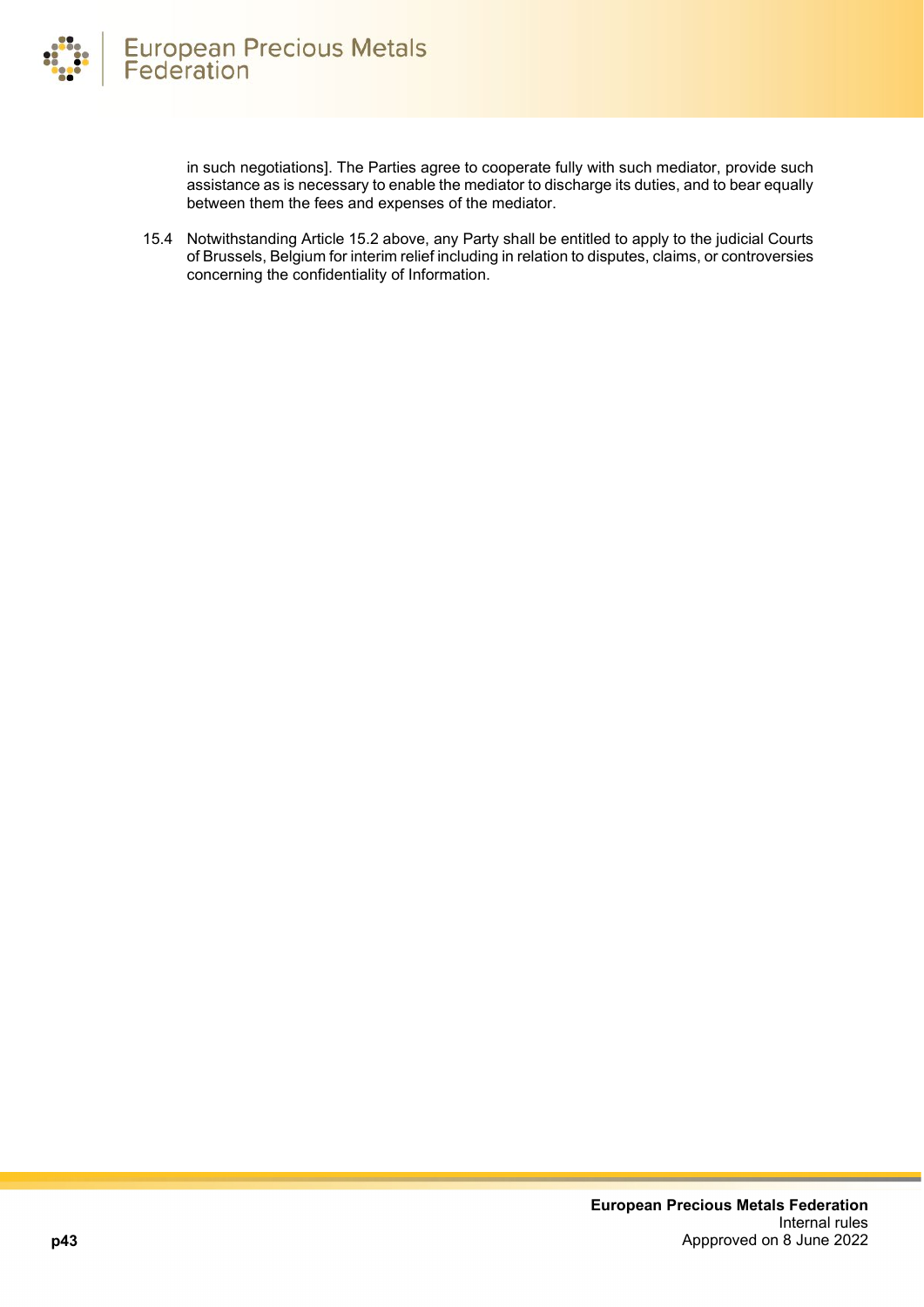in such negotiations]. The Parties agree to cooperate fully with such mediator, provide such assistance as is necessary to enable the mediator to discharge its duties, and to bear equally between them the fees and expenses of the mediator.

15.4 Notwithstanding Article 15.2 above, any Party shall be entitled to apply to the judicial Courts of Brussels, Belgium for interim relief including in relation to disputes, claims, or controversies concerning the confidentiality of Information.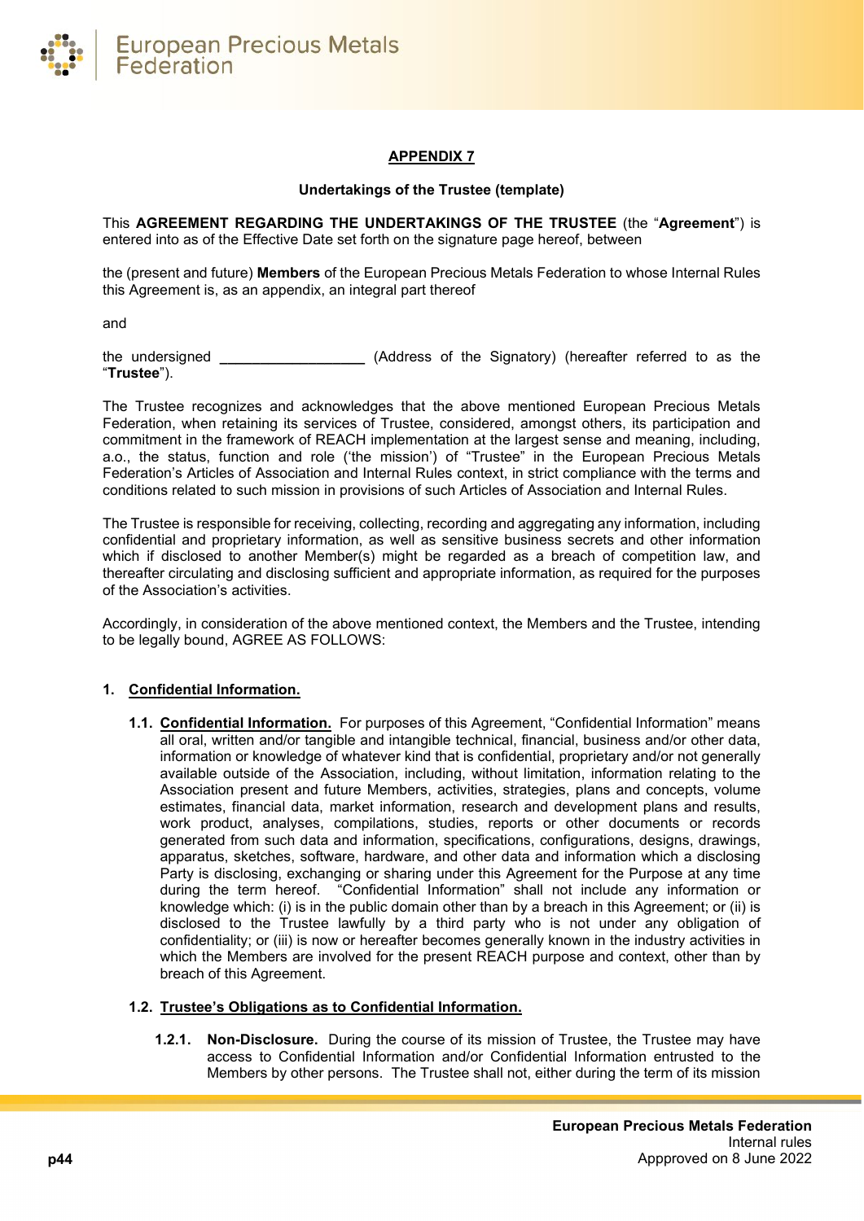## APPENDIX 7

**Undertakings of the Trustee (template)**

This **AGREEMENT REGARDING THE UNDERTAKINGS OF THE TRUSTEE** (the "**Agreement**") is entered into as of the Effective Date set forth on the signature page hereof, between

the (present and future) **Members** of the European Precious Metals Federation to whose Internal Rules this Agreement is, as an appendix, an integral part thereof

and

the undersigned ___________________ (Address of the Signatory) (hereafter referred to as the "**Trustee**").

The Trustee recognizes and acknowledges that the above mentioned European Precious Metals Federation, when retaining its services of Trustee, considered, amongst others, its participation and commitment in the framework of REACH implementation at the largest sense and meaning, including, a.o., the status, function and role ('the mission') of "Trustee" in the European Precious Metals Federation's Articles of Association and Internal Rules context, in strict compliance with the terms and conditions related to such mission in provisions of such Articles of Association and Internal Rules.

The Trustee is responsible for receiving, collecting, recording and aggregating any information, including confidential and proprietary information, as well as sensitive business secrets and other information which if disclosed to another Member(s) might be regarded as a breach of competition law, and thereafter circulating and disclosing sufficient and appropriate information, as required for the purposes of the Association's activities.

Accordingly, in consideration of the above mentioned context, the Members and the Trustee, intending to be legally bound, AGREE AS FOLLOWS:

### 1. Confidential Information.

**1.1. Confidential Information.** For purposes of this Agreement, "Confidential Information" means all oral, written and/or tangible and intangible technical, financial, business and/or other data, information or knowledge of whatever kind that is confidential, proprietary and/or not generally available outside of the Association, including, without limitation, information relating to the Association present and future Members, activities, strategies, plans and concepts, volume estimates, financial data, market information, research and development plans and results, work product, analyses, compilations, studies, reports or other documents or records generated from such data and information, specifications, configurations, designs, drawings, apparatus, sketches, software, hardware, and other data and information which a disclosing Party is disclosing, exchanging or sharing under this Agreement for the Purpose at any time during the term hereof. "Confidential Information" shall not include any information or knowledge which: (i) is in the public domain other than by a breach in this Agreement; or (ii) is disclosed to the Trustee lawfully by a third party who is not under any obligation of confidentiality; or (iii) is now or hereafter becomes generally known in the industry activities in which the Members are involved for the present REACH purpose and context, other than by breach of this Agreement.

**1.2. Trustee's Obligations as to Confidential Information.**

**1.2.1. Non-Disclosure.** During the course of its mission of Trustee, the Trustee may have access to Confidential Information and/or Confidential Information entrusted to the Members by other persons. The Trustee shall not, either during the term of its mission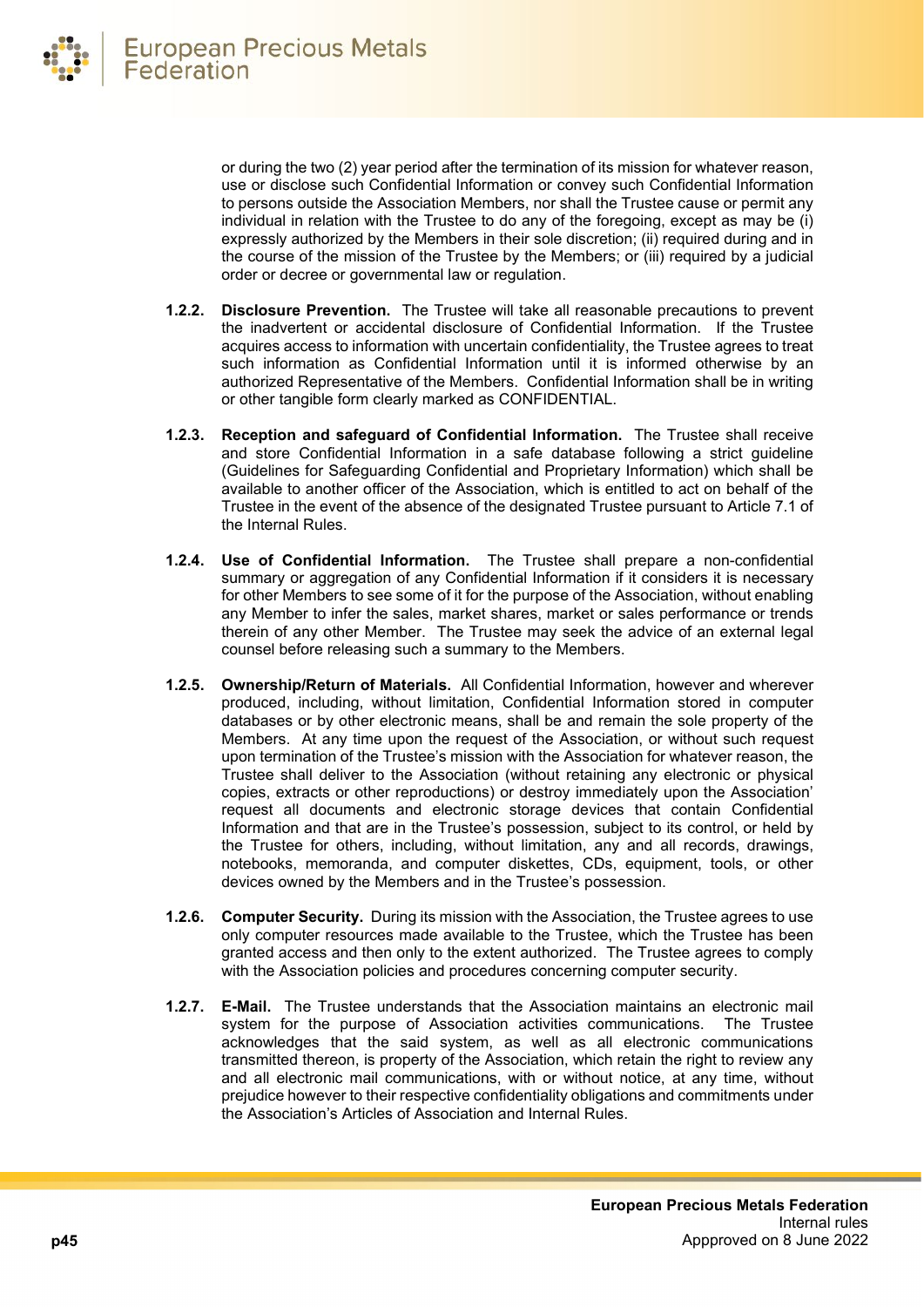or during the two (2) year period after the termination of its mission for whatever reason, use or disclose such Confidential Information or convey such Confidential Information to persons outside the Association Members, nor shall the Trustee cause or permit any individual in relation with the Trustee to do any of the foregoing, except as may be (i) expressly authorized by the Members in their sole discretion; (ii) required during and in the course of the mission of the Trustee by the Members; or (iii) required by a judicial order or decree or governmental law or regulation.

**1.2.2. Disclosure Prevention.** The Trustee will take all reasonable precautions to prevent the inadvertent or accidental disclosure of Confidential Information. If the Trustee acquires access to information with uncertain confidentiality, the Trustee agrees to treat such information as Confidential Information until it is informed otherwise by an authorized Representative of the Members. Confidential Information shall be in writing or other tangible form clearly marked as CONFIDENTIAL.

**1.2.3. Reception and safeguard of Confidential Information.** The Trustee shall receive and store Confidential Information in a safe database following a strict guideline (Guidelines for Safeguarding Confidential and Proprietary Information) which shall be available to another officer of the Association, which is entitled to act on behalf of the Trustee in the event of the absence of the designated Trustee pursuant to Article 7.1 of the Internal Rules.

**1.2.4. Use of Confidential Information.** The Trustee shall prepare a non-confidential summary or aggregation of any Confidential Information if it considers it is necessary for other Members to see some of it for the purpose of the Association, without enabling any Member to infer the sales, market shares, market or sales performance or trends therein of any other Member. The Trustee may seek the advice of an external legal counsel before releasing such a summary to the Members.

**1.2.5. Ownership/Return of Materials.** All Confidential Information, however and wherever produced, including, without limitation, Confidential Information stored in computer databases or by other electronic means, shall be and remain the sole property of the Members. At any time upon the request of the Association, or without such request upon termination of the Trustee's mission with the Association for whatever reason, the Trustee shall deliver to the Association (without retaining any electronic or physical copies, extracts or other reproductions) or destroy immediately upon the Association' request all documents and electronic storage devices that contain Confidential Information and that are in the Trustee's possession, subject to its control, or held by the Trustee for others, including, without limitation, any and all records, drawings, notebooks, memoranda, and computer diskettes, CDs, equipment, tools, or other devices owned by the Members and in the Trustee's possession.

**1.2.6. Computer Security.** During its mission with the Association, the Trustee agrees to use only computer resources made available to the Trustee, which the Trustee has been granted access and then only to the extent authorized. The Trustee agrees to comply with the Association policies and procedures concerning computer security.

**1.2.7. E-Mail.** The Trustee understands that the Association maintains an electronic mail system for the purpose of Association activities communications. The Trustee acknowledges that the said system, as well as all electronic communications transmitted thereon, is property of the Association, which retain the right to review any and all electronic mail communications, with or without notice, at any time, without prejudice however to their respective confidentiality obligations and commitments under the Association's Articles of Association and Internal Rules.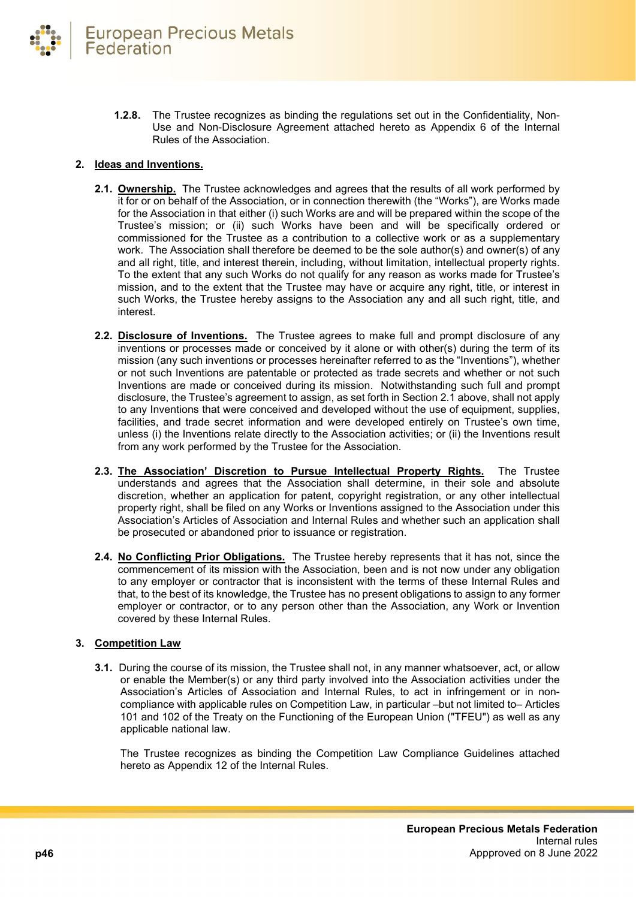**1.2.8.** The Trustee recognizes as binding the regulations set out in the Confidentiality, Non-Use and Non-Disclosure Agreement attached hereto as Appendix 6 of the Internal Rules of the Association.

## 2. Ideas and Inventions.

**2.1. Ownership.** The Trustee acknowledges and agrees that the results of all work performed by it for or on behalf of the Association, or in connection therewith (the "Works"), are Works made for the Association in that either (i) such Works are and will be prepared within the scope of the Trustee's mission; or (ii) such Works have been and will be specifically ordered or commissioned for the Trustee as a contribution to a collective work or as a supplementary work. The Association shall therefore be deemed to be the sole author(s) and owner(s) of any and all right, title, and interest therein, including, without limitation, intellectual property rights. To the extent that any such Works do not qualify for any reason as works made for Trustee's mission, and to the extent that the Trustee may have or acquire any right, title, or interest in such Works, the Trustee hereby assigns to the Association any and all such right, title, and interest.

**2.2. Disclosure of Inventions.** The Trustee agrees to make full and prompt disclosure of any inventions or processes made or conceived by it alone or with other(s) during the term of its mission (any such inventions or processes hereinafter referred to as the "Inventions"), whether or not such Inventions are patentable or protected as trade secrets and whether or not such Inventions are made or conceived during its mission. Notwithstanding such full and prompt disclosure, the Trustee's agreement to assign, as set forth in Section 2.1 above, shall not apply to any Inventions that were conceived and developed without the use of equipment, supplies, facilities, and trade secret information and were developed entirely on Trustee's own time, unless (i) the Inventions relate directly to the Association activities; or (ii) the Inventions result from any work performed by the Trustee for the Association.

**2.3. The Association' Discretion to Pursue Intellectual Property Rights.** The Trustee understands and agrees that the Association shall determine, in their sole and absolute discretion, whether an application for patent, copyright registration, or any other intellectual property right, shall be filed on any Works or Inventions assigned to the Association under this Association's Articles of Association and Internal Rules and whether such an application shall be prosecuted or abandoned prior to issuance or registration.

**2.4. No Conflicting Prior Obligations.** The Trustee hereby represents that it has not, since the commencement of its mission with the Association, been and is not now under any obligation to any employer or contractor that is inconsistent with the terms of these Internal Rules and that, to the best of its knowledge, the Trustee has no present obligations to assign to any former employer or contractor, or to any person other than the Association, any Work or Invention covered by these Internal Rules.

## 3. Competition Law

**3.1.** During the course of its mission, the Trustee shall not, in any manner whatsoever, act, or allow or enable the Member(s) or any third party involved into the Association activities under the Association's Articles of Association and Internal Rules, to act in infringement or in non-compliance with applicable rules on Competition Law, in particular –but not limited to– Articles 101 and 102 of the Treaty on the Functioning of the European Union ("TFEU") as well as any applicable national law.

The Trustee recognizes as binding the Competition Law Compliance Guidelines attached hereto as Appendix 12 of the Internal Rules.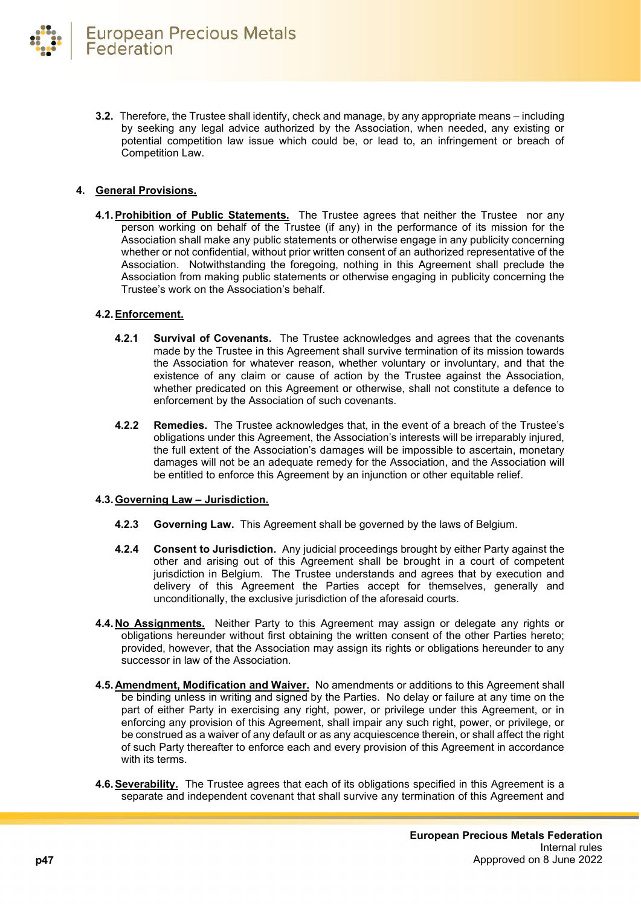**3.2.** Therefore, the Trustee shall identify, check and manage, by any appropriate means – including by seeking any legal advice authorized by the Association, when needed, any existing or potential competition law issue which could be, or lead to, an infringement or breach of Competition Law.

## 4. General Provisions.

**4.1. Prohibition of Public Statements.** The Trustee agrees that neither the Trustee nor any person working on behalf of the Trustee (if any) in the performance of its mission for the Association shall make any public statements or otherwise engage in any publicity concerning whether or not confidential, without prior written consent of an authorized representative of the Association. Notwithstanding the foregoing, nothing in this Agreement shall preclude the Association from making public statements or otherwise engaging in publicity concerning the Trustee's work on the Association's behalf.

**4.2. Enforcement.**

**4.2.1 Survival of Covenants.** The Trustee acknowledges and agrees that the covenants made by the Trustee in this Agreement shall survive termination of its mission towards the Association for whatever reason, whether voluntary or involuntary, and that the existence of any claim or cause of action by the Trustee against the Association, whether predicated on this Agreement or otherwise, shall not constitute a defence to enforcement by the Association of such covenants.

**4.2.2 Remedies.** The Trustee acknowledges that, in the event of a breach of the Trustee's obligations under this Agreement, the Association's interests will be irreparably injured, the full extent of the Association's damages will be impossible to ascertain, monetary damages will not be an adequate remedy for the Association, and the Association will be entitled to enforce this Agreement by an injunction or other equitable relief.

**4.3. Governing Law – Jurisdiction.**

**4.2.3 Governing Law.** This Agreement shall be governed by the laws of Belgium.

**4.2.4 Consent to Jurisdiction.** Any judicial proceedings brought by either Party against the other and arising out of this Agreement shall be brought in a court of competent jurisdiction in Belgium. The Trustee understands and agrees that by execution and delivery of this Agreement the Parties accept for themselves, generally and unconditionally, the exclusive jurisdiction of the aforesaid courts.

**4.4. No Assignments.** Neither Party to this Agreement may assign or delegate any rights or obligations hereunder without first obtaining the written consent of the other Parties hereto; provided, however, that the Association may assign its rights or obligations hereunder to any successor in law of the Association.

**4.5. Amendment, Modification and Waiver.** No amendments or additions to this Agreement shall be binding unless in writing and signed by the Parties. No delay or failure at any time on the part of either Party in exercising any right, power, or privilege under this Agreement, or in enforcing any provision of this Agreement, shall impair any such right, power, or privilege, or be construed as a waiver of any default or as any acquiescence therein, or shall affect the right of such Party thereafter to enforce each and every provision of this Agreement in accordance with its terms.

**4.6. Severability.** The Trustee agrees that each of its obligations specified in this Agreement is a separate and independent covenant that shall survive any termination of this Agreement and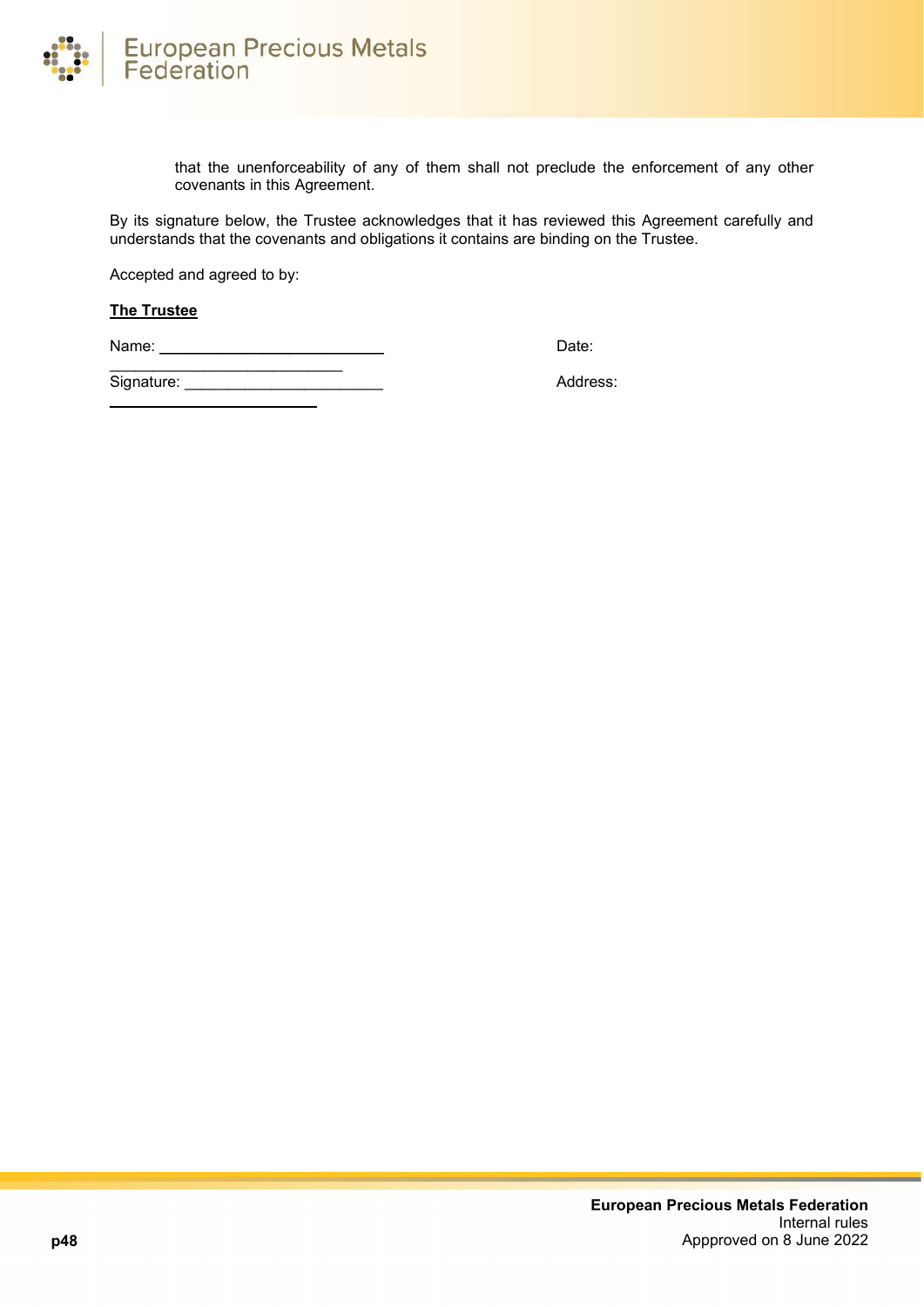that the unenforceability of any of them shall not preclude the enforcement of any other covenants in this Agreement.

By its signature below, the Trustee acknowledges that it has reviewed this Agreement carefully and understands that the covenants and obligations it contains are binding on the Trustee.

Accepted and agreed to by:

**The Trustee**

Name: ____________________________ Date: ____________________________

Signature: ________________________ Address: ____________________________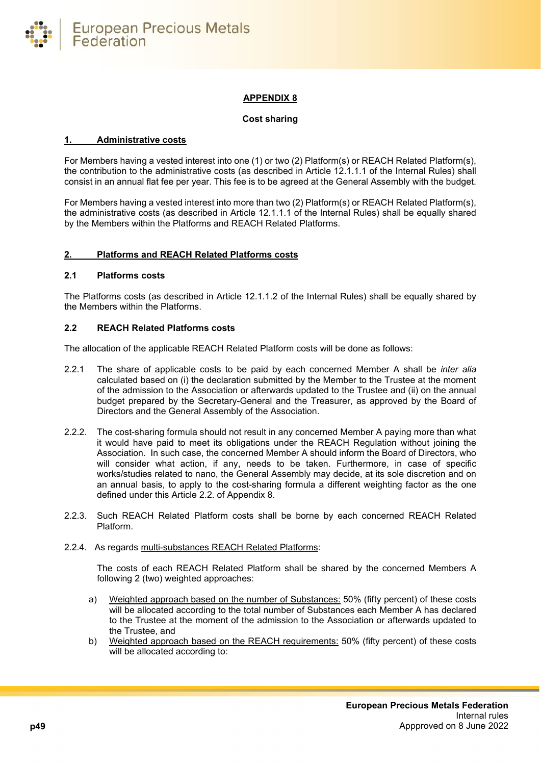## APPENDIX 8

**Cost sharing**

### 1. Administrative costs

For Members having a vested interest into one (1) or two (2) Platform(s) or REACH Related Platform(s), the contribution to the administrative costs (as described in Article 12.1.1.1 of the Internal Rules) shall consist in an annual flat fee per year. This fee is to be agreed at the General Assembly with the budget.

For Members having a vested interest into more than two (2) Platform(s) or REACH Related Platform(s), the administrative costs (as described in Article 12.1.1.1 of the Internal Rules) shall be equally shared by the Members within the Platforms and REACH Related Platforms.

### 2. Platforms and REACH Related Platforms costs

#### 2.1 Platforms costs

The Platforms costs (as described in Article 12.1.1.2 of the Internal Rules) shall be equally shared by the Members within the Platforms.

#### 2.2 REACH Related Platforms costs

The allocation of the applicable REACH Related Platform costs will be done as follows:

2.2.1 The share of applicable costs to be paid by each concerned Member A shall be *inter alia* calculated based on (i) the declaration submitted by the Member to the Trustee at the moment of the admission to the Association or afterwards updated to the Trustee and (ii) on the annual budget prepared by the Secretary-General and the Treasurer, as approved by the Board of Directors and the General Assembly of the Association.

2.2.2. The cost-sharing formula should not result in any concerned Member A paying more than what it would have paid to meet its obligations under the REACH Regulation without joining the Association. In such case, the concerned Member A should inform the Board of Directors, who will consider what action, if any, needs to be taken. Furthermore, in case of specific works/studies related to nano, the General Assembly may decide, at its sole discretion and on an annual basis, to apply to the cost-sharing formula a different weighting factor as the one defined under this Article 2.2. of Appendix 8.

2.2.3. Such REACH Related Platform costs shall be borne by each concerned REACH Related Platform.

2.2.4. As regards <u>multi-substances REACH Related Platforms</u>:

The costs of each REACH Related Platform shall be shared by the concerned Members A following 2 (two) weighted approaches:

a) <u>Weighted approach based on the number of Substances:</u> 50% (fifty percent) of these costs will be allocated according to the total number of Substances each Member A has declared to the Trustee at the moment of the admission to the Association or afterwards updated to the Trustee, and

b) <u>Weighted approach based on the REACH requirements:</u> 50% (fifty percent) of these costs will be allocated according to: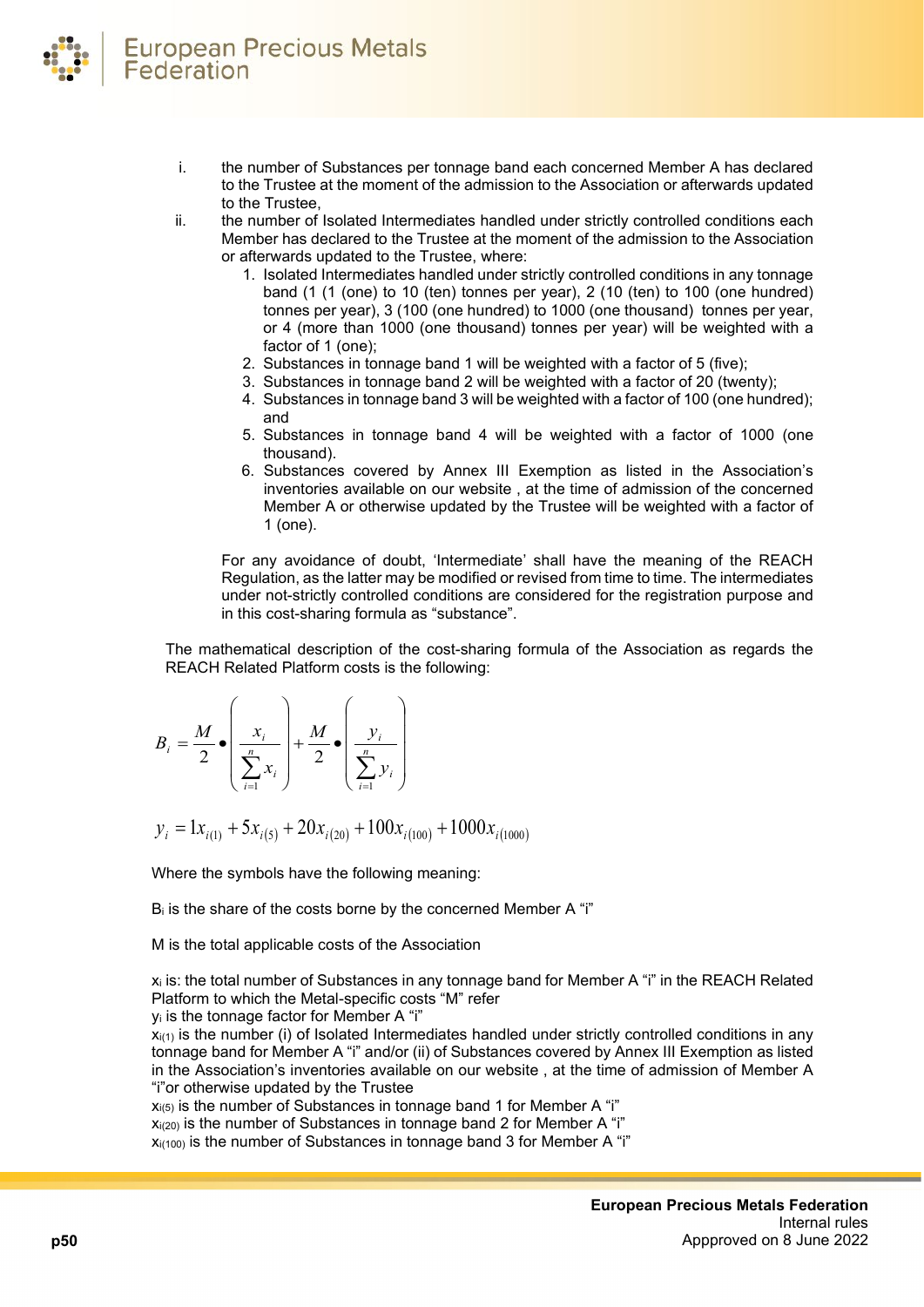i. the number of Substances per tonnage band each concerned Member A has declared to the Trustee at the moment of the admission to the Association or afterwards updated to the Trustee,

ii. the number of Isolated Intermediates handled under strictly controlled conditions each Member has declared to the Trustee at the moment of the admission to the Association or afterwards updated to the Trustee, where:

   1. Isolated Intermediates handled under strictly controlled conditions in any tonnage band (1 (1 (one) to 10 (ten) tonnes per year), 2 (10 (ten) to 100 (one hundred) tonnes per year), 3 (100 (one hundred) to 1000 (one thousand) tonnes per year, or 4 (more than 1000 (one thousand) tonnes per year) will be weighted with a factor of 1 (one);
   2. Substances in tonnage band 1 will be weighted with a factor of 5 (five);
   3. Substances in tonnage band 2 will be weighted with a factor of 20 (twenty);
   4. Substances in tonnage band 3 will be weighted with a factor of 100 (one hundred); and
   5. Substances in tonnage band 4 will be weighted with a factor of 1000 (one thousand).
   6. Substances covered by Annex III Exemption as listed in the Association's inventories available on our website , at the time of admission of the concerned Member A or otherwise updated by the Trustee will be weighted with a factor of 1 (one).

   For any avoidance of doubt, 'Intermediate' shall have the meaning of the REACH Regulation, as the latter may be modified or revised from time to time. The intermediates under not-strictly controlled conditions are considered for the registration purpose and in this cost-sharing formula as "substance".

The mathematical description of the cost-sharing formula of the Association as regards the REACH Related Platform costs is the following:

$$B_i = \frac{M}{2} \bullet \left( \frac{x_i}{\sum_{i=1}^{n} x_i} \right) + \frac{M}{2} \bullet \left( \frac{y_i}{\sum_{i=1}^{n} y_i} \right)$$

$$y_i = 1x_{i(1)} + 5x_{i(5)} + 20x_{i(20)} + 100x_{i(100)} + 1000x_{i(1000)}$$

Where the symbols have the following meaning:

$B_i$ is the share of the costs borne by the concerned Member A "i"

M is the total applicable costs of the Association

$x_i$ is: the total number of Substances in any tonnage band for Member A "i" in the REACH Related Platform to which the Metal-specific costs "M" refer

$y_i$ is the tonnage factor for Member A "i"

$x_{i(1)}$ is the number (i) of Isolated Intermediates handled under strictly controlled conditions in any tonnage band for Member A "i" and/or (ii) of Substances covered by Annex III Exemption as listed in the Association's inventories available on our website , at the time of admission of Member A "i"or otherwise updated by the Trustee

$x_{i(5)}$ is the number of Substances in tonnage band 1 for Member A "i"

$x_{i(20)}$ is the number of Substances in tonnage band 2 for Member A "i"

$x_{i(100)}$ is the number of Substances in tonnage band 3 for Member A "i"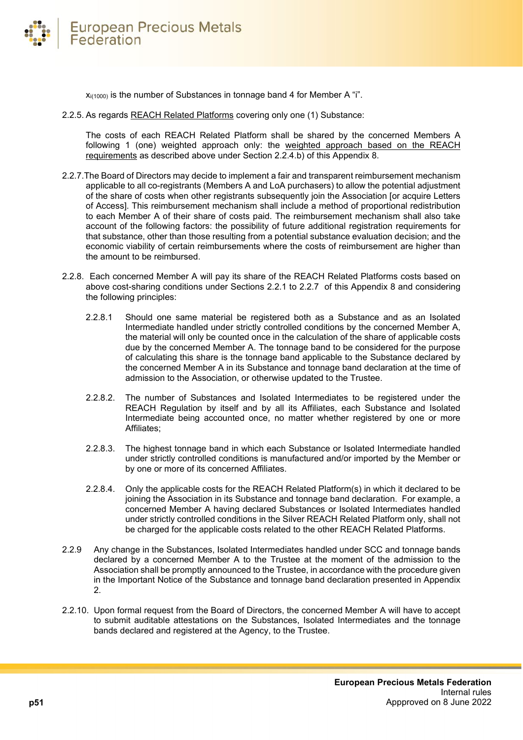$x_{i(1000)}$ is the number of Substances in tonnage band 4 for Member A "i".

2.2.5. As regards REACH Related Platforms covering only one (1) Substance:

The costs of each REACH Related Platform shall be shared by the concerned Members A following 1 (one) weighted approach only: the weighted approach based on the REACH requirements as described above under Section 2.2.4.b) of this Appendix 8.

2.2.7. The Board of Directors may decide to implement a fair and transparent reimbursement mechanism applicable to all co-registrants (Members A and LoA purchasers) to allow the potential adjustment of the share of costs when other registrants subsequently join the Association [or acquire Letters of Access]. This reimbursement mechanism shall include a method of proportional redistribution to each Member A of their share of costs paid. The reimbursement mechanism shall also take account of the following factors: the possibility of future additional registration requirements for that substance, other than those resulting from a potential substance evaluation decision; and the economic viability of certain reimbursements where the costs of reimbursement are higher than the amount to be reimbursed.

2.2.8. Each concerned Member A will pay its share of the REACH Related Platforms costs based on above cost-sharing conditions under Sections 2.2.1 to 2.2.7 of this Appendix 8 and considering the following principles:

2.2.8.1 Should one same material be registered both as a Substance and as an Isolated Intermediate handled under strictly controlled conditions by the concerned Member A, the material will only be counted once in the calculation of the share of applicable costs due by the concerned Member A. The tonnage band to be considered for the purpose of calculating this share is the tonnage band applicable to the Substance declared by the concerned Member A in its Substance and tonnage band declaration at the time of admission to the Association, or otherwise updated to the Trustee.

2.2.8.2. The number of Substances and Isolated Intermediates to be registered under the REACH Regulation by itself and by all its Affiliates, each Substance and Isolated Intermediate being accounted once, no matter whether registered by one or more Affiliates;

2.2.8.3. The highest tonnage band in which each Substance or Isolated Intermediate handled under strictly controlled conditions is manufactured and/or imported by the Member or by one or more of its concerned Affiliates.

2.2.8.4. Only the applicable costs for the REACH Related Platform(s) in which it declared to be joining the Association in its Substance and tonnage band declaration. For example, a concerned Member A having declared Substances or Isolated Intermediates handled under strictly controlled conditions in the Silver REACH Related Platform only, shall not be charged for the applicable costs related to the other REACH Related Platforms.

2.2.9 Any change in the Substances, Isolated Intermediates handled under SCC and tonnage bands declared by a concerned Member A to the Trustee at the moment of the admission to the Association shall be promptly announced to the Trustee, in accordance with the procedure given in the Important Notice of the Substance and tonnage band declaration presented in Appendix 2.

2.2.10. Upon formal request from the Board of Directors, the concerned Member A will have to accept to submit auditable attestations on the Substances, Isolated Intermediates and the tonnage bands declared and registered at the Agency, to the Trustee.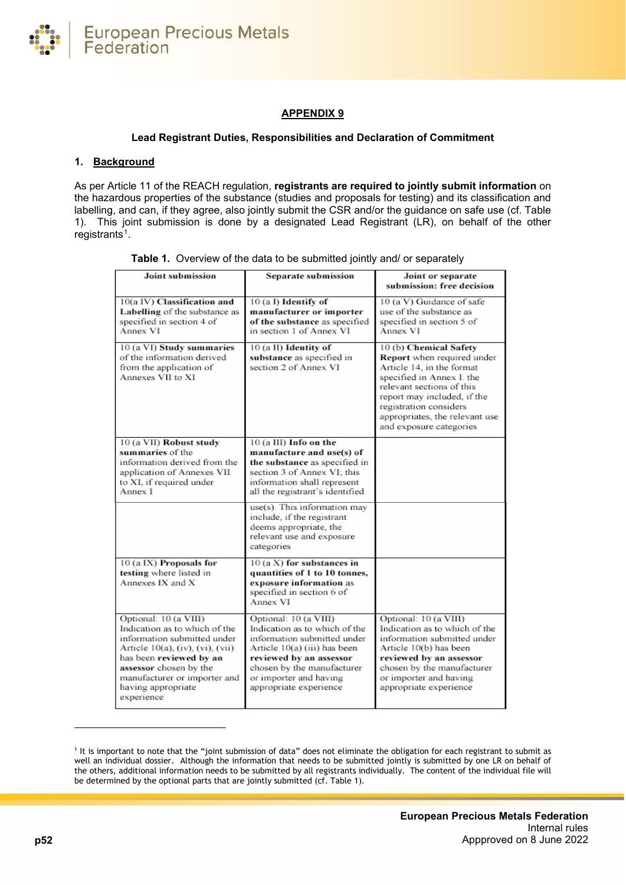## APPENDIX 9

### Lead Registrant Duties, Responsibilities and Declaration of Commitment

### 1. Background

As per Article 11 of the REACH regulation, **registrants are required to jointly submit information** on the hazardous properties of the substance (studies and proposals for testing) and its classification and labelling, and can, if they agree, also jointly submit the CSR and/or the guidance on safe use (cf. Table 1). This joint submission is done by a designated Lead Registrant (LR), on behalf of the other registrants[1].

**Table 1.** Overview of the data to be submitted jointly and/ or separately

| Joint submission | Separate submission | Joint or separate submission: free decision |
|---|---|---|
| 10(a IV) **Classification and Labelling** of the substance as specified in section 4 of Annex VI | 10 (a I) **Identify of manufacturer or importer of the substance** as specified in section 1 of Annex VI | 10 (a V) Guidance of safe use of the substance as specified in section 5 of Annex VI |
| 10 (a VI) **Study summaries** of the information derived from the application of Annexes VII to XI | 10 (a II) **Identity of substance** as specified in section 2 of Annex VI | 10 (b) **Chemical Safety Report** when required under Article 14, in the format specified in Annex I. the relevant sections of this report may included, if the registration considers appropriates, the relevant use and exposure categories |
| 10 (a VII) **Robust study summaries** of the information derived from the application of Annexes VII to XI, if required under Annex I | 10 (a III) **Info on the manufacture and use(s) of the substance** as specified in section 3 of Annex VI; this information shall represent all the registrant's identified use(s). This information may include, if the registrant deems appropriate, the relevant use and exposure categories | |
| 10 (a IX) **Proposals for testing** where listed in Annexes IX and X | 10 (a X) **for substances in quantities of 1 to 10 tonnes, exposure information** as specified in section 6 of Annex VI | |
| Optional: 10 (a VIII) Indication as to which of the information submitted under Article 10(a), (iv), (vi), (vii) has been **reviewed by an assessor** chosen by the manufacturer or importer and having appropriate experience | Optional: 10 (a VIII) Indication as to which of the information submitted under Article 10(a) (iii) has been **reviewed by an assessor** chosen by the manufacturer or importer and having appropriate experience | Optional: 10 (a VIII) Indication as to which of the information submitted under Article 10(b) has been **reviewed by an assessor** chosen by the manufacturer or importer and having appropriate experience |

[1] It is important to note that the "joint submission of data" does not eliminate the obligation for each registrant to submit as well an individual dossier. Although the information that needs to be submitted jointly is submitted by one LR on behalf of the others, additional information needs to be submitted by all registrants individually. The content of the individual file will be determined by the optional parts that are jointly submitted (cf. Table 1).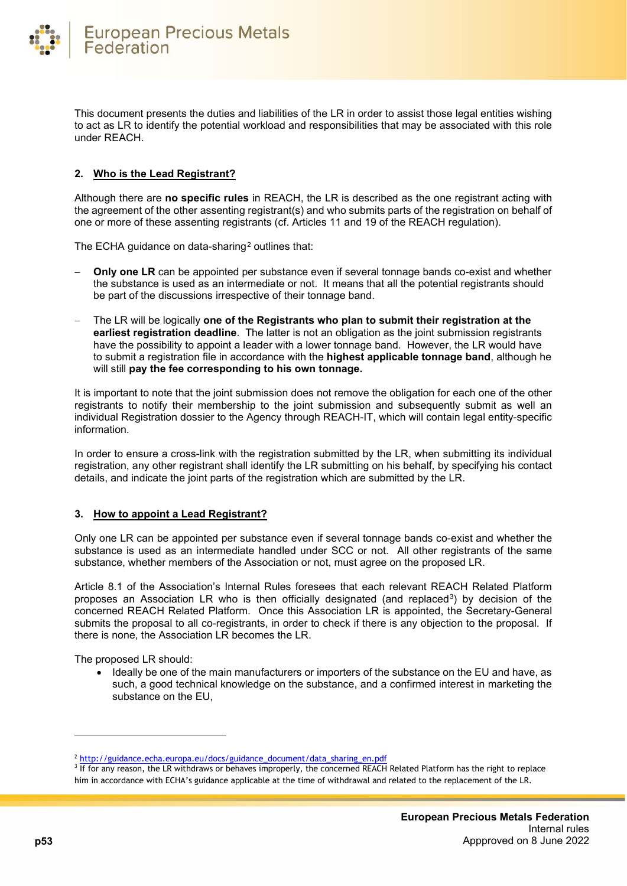This document presents the duties and liabilities of the LR in order to assist those legal entities wishing to act as LR to identify the potential workload and responsibilities that may be associated with this role under REACH.

## 2. Who is the Lead Registrant?

Although there are **no specific rules** in REACH, the LR is described as the one registrant acting with the agreement of the other assenting registrant(s) and who submits parts of the registration on behalf of one or more of these assenting registrants (cf. Articles 11 and 19 of the REACH regulation).

The ECHA guidance on data-sharing[2] outlines that:

- **Only one LR** can be appointed per substance even if several tonnage bands co-exist and whether the substance is used as an intermediate or not. It means that all the potential registrants should be part of the discussions irrespective of their tonnage band.
- The LR will be logically **one of the Registrants who plan to submit their registration at the earliest registration deadline**. The latter is not an obligation as the joint submission registrants have the possibility to appoint a leader with a lower tonnage band. However, the LR would have to submit a registration file in accordance with the **highest applicable tonnage band**, although he will still **pay the fee corresponding to his own tonnage.**

It is important to note that the joint submission does not remove the obligation for each one of the other registrants to notify their membership to the joint submission and subsequently submit as well an individual Registration dossier to the Agency through REACH-IT, which will contain legal entity-specific information.

In order to ensure a cross-link with the registration submitted by the LR, when submitting its individual registration, any other registrant shall identify the LR submitting on his behalf, by specifying his contact details, and indicate the joint parts of the registration which are submitted by the LR.

## 3. How to appoint a Lead Registrant?

Only one LR can be appointed per substance even if several tonnage bands co-exist and whether the substance is used as an intermediate handled under SCC or not. All other registrants of the same substance, whether members of the Association or not, must agree on the proposed LR.

Article 8.1 of the Association's Internal Rules foresees that each relevant REACH Related Platform proposes an Association LR who is then officially designated (and replaced[3]) by decision of the concerned REACH Related Platform. Once this Association LR is appointed, the Secretary-General submits the proposal to all co-registrants, in order to check if there is any objection to the proposal. If there is none, the Association LR becomes the LR.

The proposed LR should:

- Ideally be one of the main manufacturers or importers of the substance on the EU and have, as such, a good technical knowledge on the substance, and a confirmed interest in marketing the substance on the EU,

---

[2] http://guidance.echa.europa.eu/docs/guidance_document/data_sharing_en.pdf

[3] If for any reason, the LR withdraws or behaves improperly, the concerned REACH Related Platform has the right to replace him in accordance with ECHA's guidance applicable at the time of withdrawal and related to the replacement of the LR.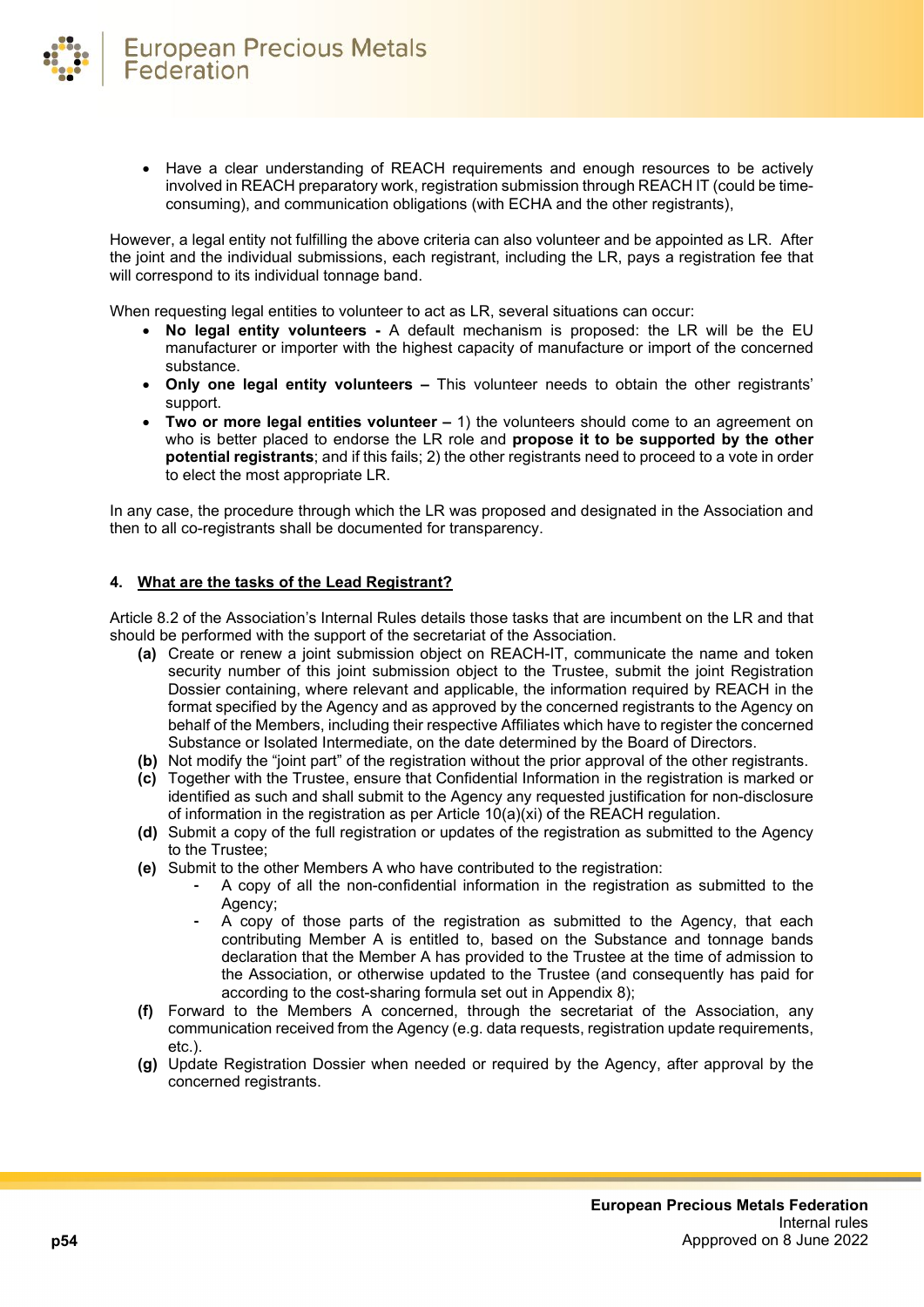- Have a clear understanding of REACH requirements and enough resources to be actively involved in REACH preparatory work, registration submission through REACH IT (could be time-consuming), and communication obligations (with ECHA and the other registrants),

However, a legal entity not fulfilling the above criteria can also volunteer and be appointed as LR. After the joint and the individual submissions, each registrant, including the LR, pays a registration fee that will correspond to its individual tonnage band.

When requesting legal entities to volunteer to act as LR, several situations can occur:

- **No legal entity volunteers -** A default mechanism is proposed: the LR will be the EU manufacturer or importer with the highest capacity of manufacture or import of the concerned substance.
- **Only one legal entity volunteers –** This volunteer needs to obtain the other registrants' support.
- **Two or more legal entities volunteer –** 1) the volunteers should come to an agreement on who is better placed to endorse the LR role and **propose it to be supported by the other potential registrants**; and if this fails; 2) the other registrants need to proceed to a vote in order to elect the most appropriate LR.

In any case, the procedure through which the LR was proposed and designated in the Association and then to all co-registrants shall be documented for transparency.

#### 4. What are the tasks of the Lead Registrant?

Article 8.2 of the Association's Internal Rules details those tasks that are incumbent on the LR and that should be performed with the support of the secretariat of the Association.

**(a)** Create or renew a joint submission object on REACH-IT, communicate the name and token security number of this joint submission object to the Trustee, submit the joint Registration Dossier containing, where relevant and applicable, the information required by REACH in the format specified by the Agency and as approved by the concerned registrants to the Agency on behalf of the Members, including their respective Affiliates which have to register the concerned Substance or Isolated Intermediate, on the date determined by the Board of Directors.

**(b)** Not modify the "joint part" of the registration without the prior approval of the other registrants.

**(c)** Together with the Trustee, ensure that Confidential Information in the registration is marked or identified as such and shall submit to the Agency any requested justification for non-disclosure of information in the registration as per Article 10(a)(xi) of the REACH regulation.

**(d)** Submit a copy of the full registration or updates of the registration as submitted to the Agency to the Trustee;

**(e)** Submit to the other Members A who have contributed to the registration:

- A copy of all the non-confidential information in the registration as submitted to the Agency;
- A copy of those parts of the registration as submitted to the Agency, that each contributing Member A is entitled to, based on the Substance and tonnage bands declaration that the Member A has provided to the Trustee at the time of admission to the Association, or otherwise updated to the Trustee (and consequently has paid for according to the cost-sharing formula set out in Appendix 8);

**(f)** Forward to the Members A concerned, through the secretariat of the Association, any communication received from the Agency (e.g. data requests, registration update requirements, etc.).

**(g)** Update Registration Dossier when needed or required by the Agency, after approval by the concerned registrants.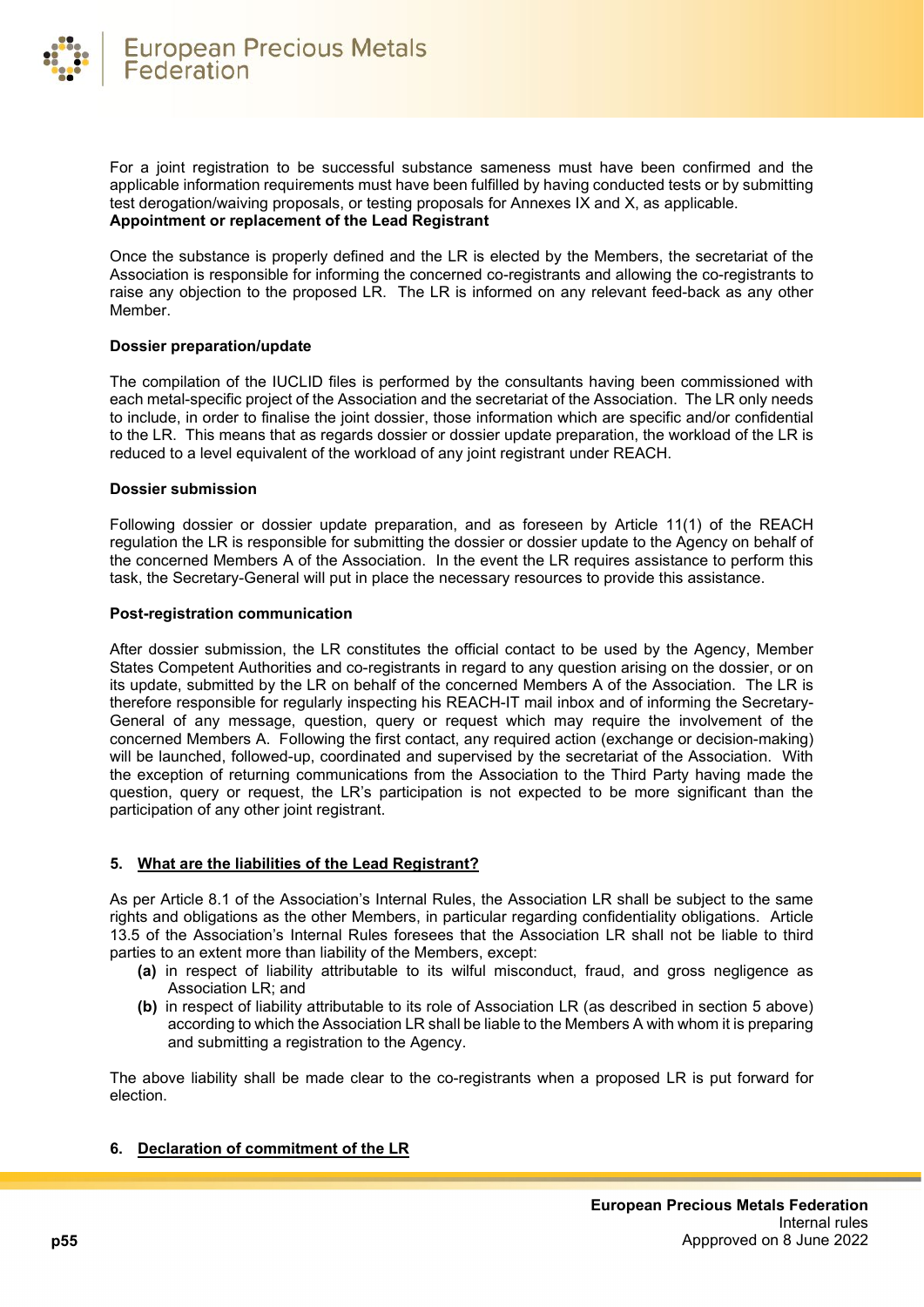For a joint registration to be successful substance sameness must have been confirmed and the applicable information requirements must have been fulfilled by having conducted tests or by submitting test derogation/waiving proposals, or testing proposals for Annexes IX and X, as applicable.
**Appointment or replacement of the Lead Registrant**

Once the substance is properly defined and the LR is elected by the Members, the secretariat of the Association is responsible for informing the concerned co-registrants and allowing the co-registrants to raise any objection to the proposed LR. The LR is informed on any relevant feed-back as any other Member.

**Dossier preparation/update**

The compilation of the IUCLID files is performed by the consultants having been commissioned with each metal-specific project of the Association and the secretariat of the Association. The LR only needs to include, in order to finalise the joint dossier, those information which are specific and/or confidential to the LR. This means that as regards dossier or dossier update preparation, the workload of the LR is reduced to a level equivalent of the workload of any joint registrant under REACH.

**Dossier submission**

Following dossier or dossier update preparation, and as foreseen by Article 11(1) of the REACH regulation the LR is responsible for submitting the dossier or dossier update to the Agency on behalf of the concerned Members A of the Association. In the event the LR requires assistance to perform this task, the Secretary-General will put in place the necessary resources to provide this assistance.

**Post-registration communication**

After dossier submission, the LR constitutes the official contact to be used by the Agency, Member States Competent Authorities and co-registrants in regard to any question arising on the dossier, or on its update, submitted by the LR on behalf of the concerned Members A of the Association. The LR is therefore responsible for regularly inspecting his REACH-IT mail inbox and of informing the Secretary-General of any message, question, query or request which may require the involvement of the concerned Members A. Following the first contact, any required action (exchange or decision-making) will be launched, followed-up, coordinated and supervised by the secretariat of the Association. With the exception of returning communications from the Association to the Third Party having made the question, query or request, the LR's participation is not expected to be more significant than the participation of any other joint registrant.

## 5. What are the liabilities of the Lead Registrant?

As per Article 8.1 of the Association's Internal Rules, the Association LR shall be subject to the same rights and obligations as the other Members, in particular regarding confidentiality obligations. Article 13.5 of the Association's Internal Rules foresees that the Association LR shall not be liable to third parties to an extent more than liability of the Members, except:

- **(a)** in respect of liability attributable to its wilful misconduct, fraud, and gross negligence as Association LR; and
- **(b)** in respect of liability attributable to its role of Association LR (as described in section 5 above) according to which the Association LR shall be liable to the Members A with whom it is preparing and submitting a registration to the Agency.

The above liability shall be made clear to the co-registrants when a proposed LR is put forward for election.

## 6. Declaration of commitment of the LR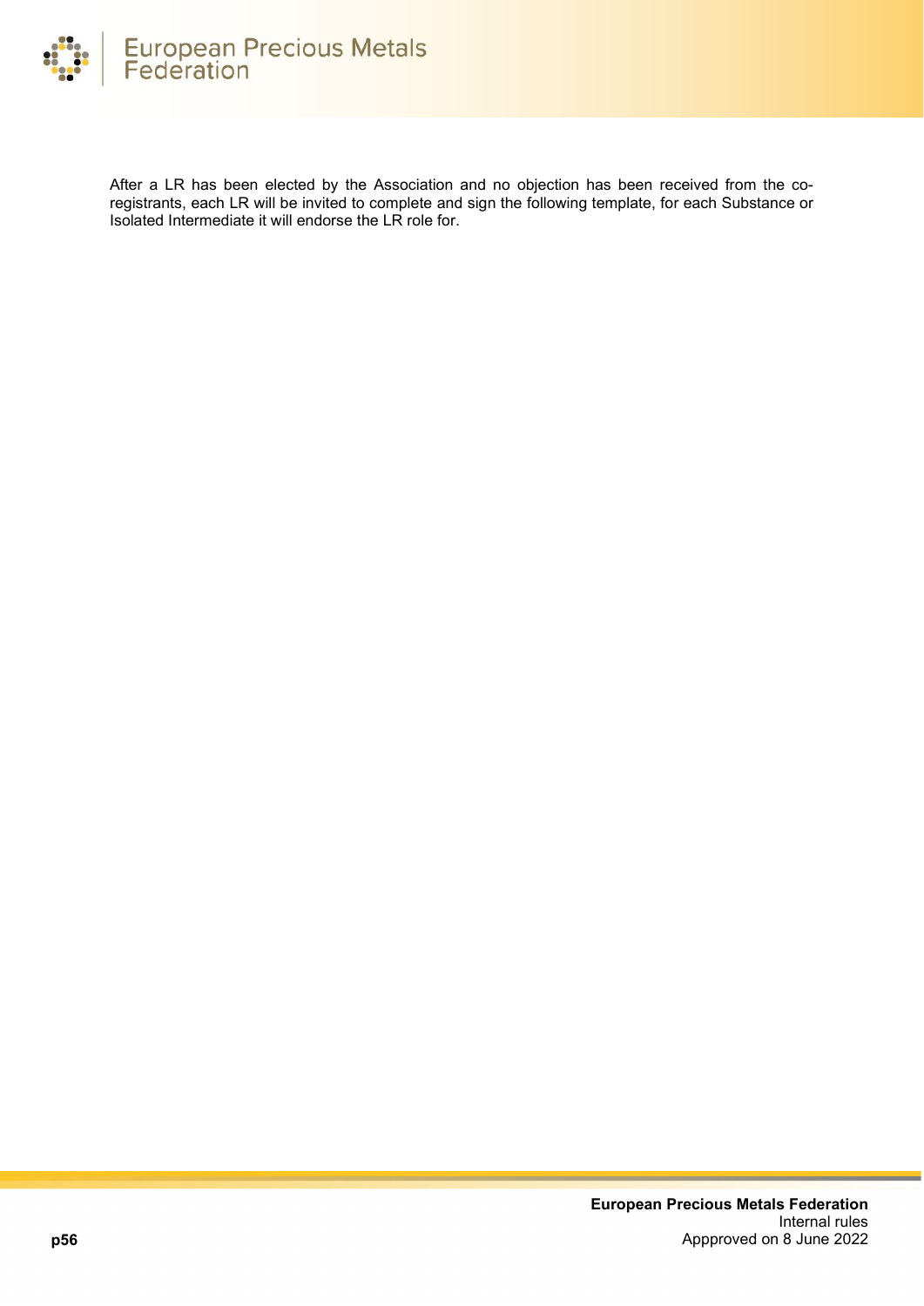After a LR has been elected by the Association and no objection has been received from the co-registrants, each LR will be invited to complete and sign the following template, for each Substance or Isolated Intermediate it will endorse the LR role for.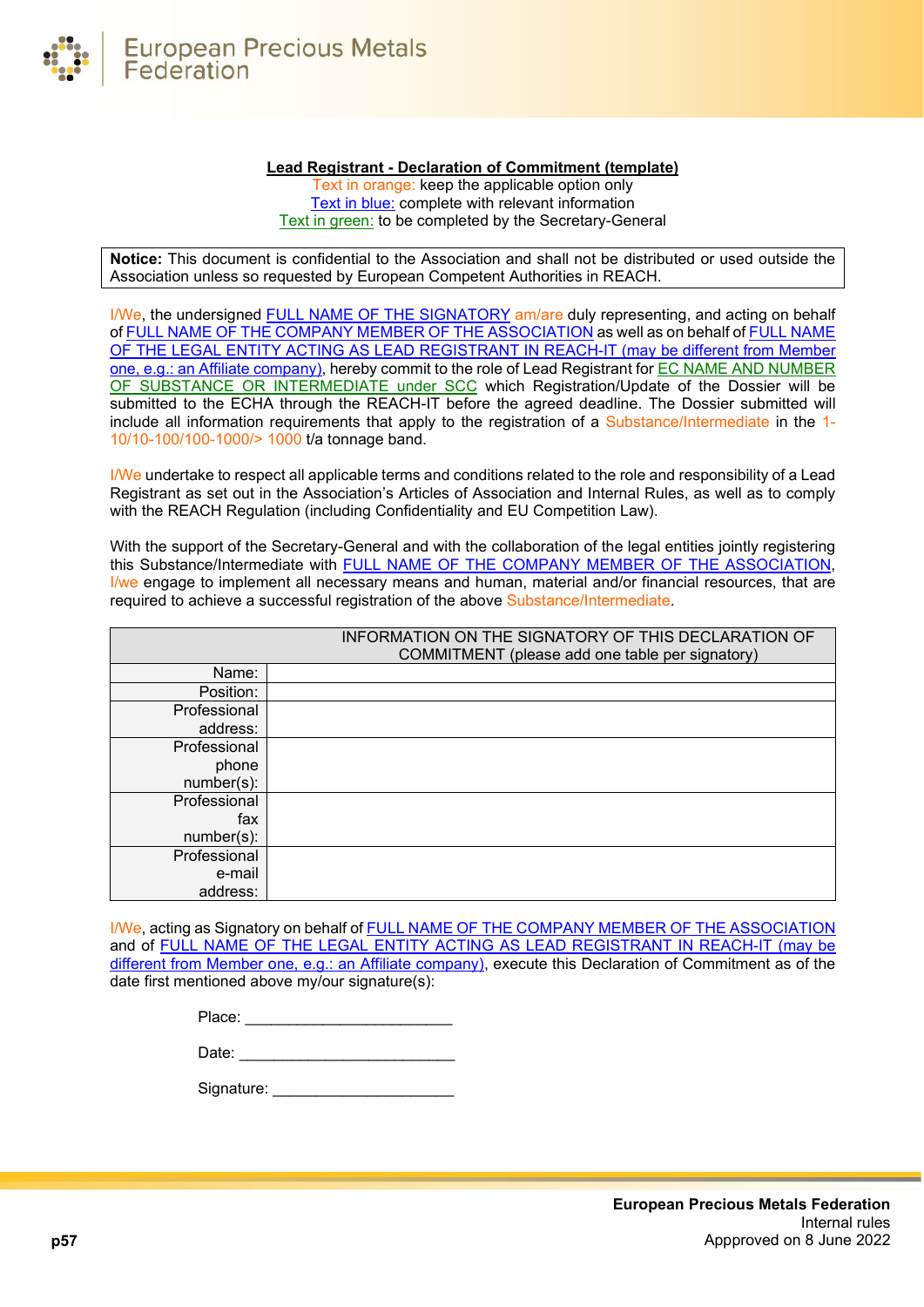**Lead Registrant - Declaration of Commitment (template)**

Text in orange: keep the applicable option only
Text in blue: complete with relevant information
Text in green: to be completed by the Secretary-General

**Notice:** This document is confidential to the Association and shall not be distributed or used outside the Association unless so requested by European Competent Authorities in REACH.

I/We, the undersigned FULL NAME OF THE SIGNATORY am/are duly representing, and acting on behalf of FULL NAME OF THE COMPANY MEMBER OF THE ASSOCIATION as well as on behalf of FULL NAME OF THE LEGAL ENTITY ACTING AS LEAD REGISTRANT IN REACH-IT (may be different from Member one, e.g.: an Affiliate company), hereby commit to the role of Lead Registrant for EC NAME AND NUMBER OF SUBSTANCE OR INTERMEDIATE under SCC which Registration/Update of the Dossier will be submitted to the ECHA through the REACH-IT before the agreed deadline. The Dossier submitted will include all information requirements that apply to the registration of a Substance/Intermediate in the 1-10/10-100/100-1000/> 1000 t/a tonnage band.

I/We undertake to respect all applicable terms and conditions related to the role and responsibility of a Lead Registrant as set out in the Association's Articles of Association and Internal Rules, as well as to comply with the REACH Regulation (including Confidentiality and EU Competition Law).

With the support of the Secretary-General and with the collaboration of the legal entities jointly registering this Substance/Intermediate with FULL NAME OF THE COMPANY MEMBER OF THE ASSOCIATION, I/we engage to implement all necessary means and human, material and/or financial resources, that are required to achieve a successful registration of the above Substance/Intermediate.

| INFORMATION ON THE SIGNATORY OF THIS DECLARATION OF COMMITMENT (please add one table per signatory) | |
|---|---|
| Name: | |
| Position: | |
| Professional address: | |
| Professional phone number(s): | |
| Professional fax number(s): | |
| Professional e-mail address: | |

I/We, acting as Signatory on behalf of FULL NAME OF THE COMPANY MEMBER OF THE ASSOCIATION and of FULL NAME OF THE LEGAL ENTITY ACTING AS LEAD REGISTRANT IN REACH-IT (may be different from Member one, e.g.: an Affiliate company), execute this Declaration of Commitment as of the date first mentioned above my/our signature(s):

Place: ________________________

Date: _________________________

Signature: _____________________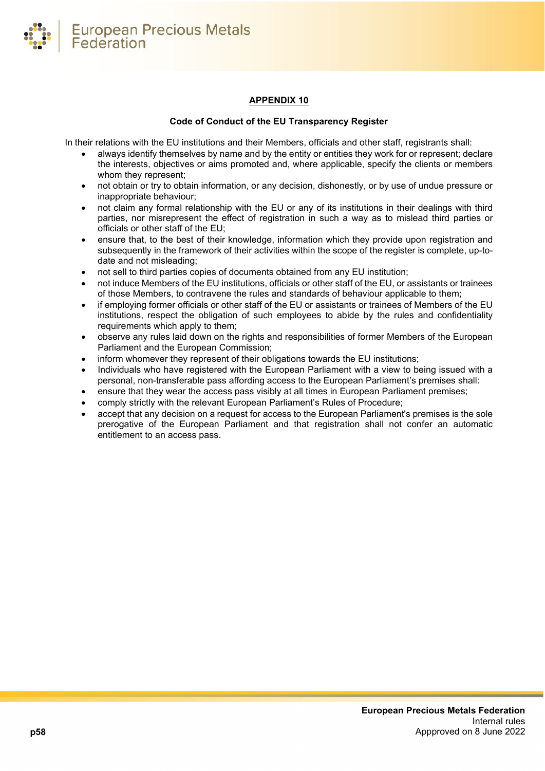## APPENDIX 10

### Code of Conduct of the EU Transparency Register

In their relations with the EU institutions and their Members, officials and other staff, registrants shall:

- always identify themselves by name and by the entity or entities they work for or represent; declare the interests, objectives or aims promoted and, where applicable, specify the clients or members whom they represent;
- not obtain or try to obtain information, or any decision, dishonestly, or by use of undue pressure or inappropriate behaviour;
- not claim any formal relationship with the EU or any of its institutions in their dealings with third parties, nor misrepresent the effect of registration in such a way as to mislead third parties or officials or other staff of the EU;
- ensure that, to the best of their knowledge, information which they provide upon registration and subsequently in the framework of their activities within the scope of the register is complete, up-to-date and not misleading;
- not sell to third parties copies of documents obtained from any EU institution;
- not induce Members of the EU institutions, officials or other staff of the EU, or assistants or trainees of those Members, to contravene the rules and standards of behaviour applicable to them;
- if employing former officials or other staff of the EU or assistants or trainees of Members of the EU institutions, respect the obligation of such employees to abide by the rules and confidentiality requirements which apply to them;
- observe any rules laid down on the rights and responsibilities of former Members of the European Parliament and the European Commission;
- inform whomever they represent of their obligations towards the EU institutions;
- Individuals who have registered with the European Parliament with a view to being issued with a personal, non-transferable pass affording access to the European Parliament's premises shall:
- ensure that they wear the access pass visibly at all times in European Parliament premises;
- comply strictly with the relevant European Parliament's Rules of Procedure;
- accept that any decision on a request for access to the European Parliament's premises is the sole prerogative of the European Parliament and that registration shall not confer an automatic entitlement to an access pass.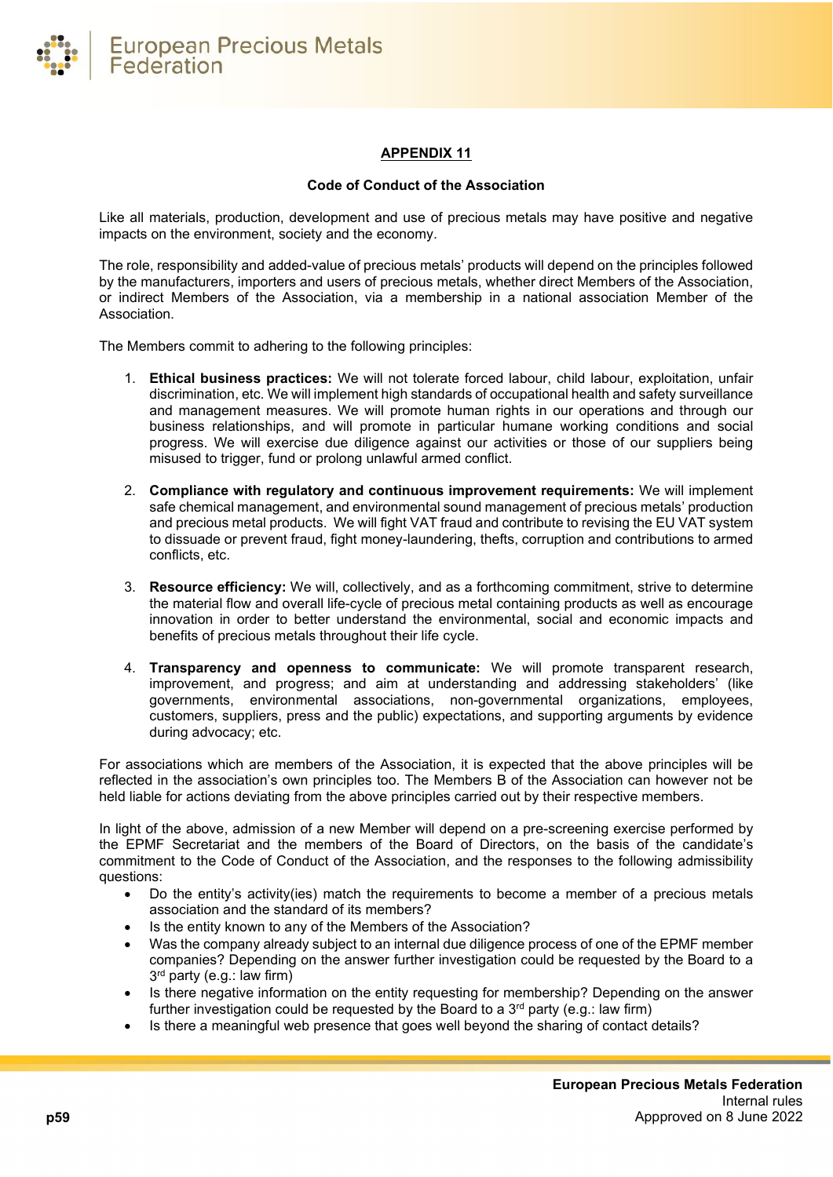## APPENDIX 11

### Code of Conduct of the Association

Like all materials, production, development and use of precious metals may have positive and negative impacts on the environment, society and the economy.

The role, responsibility and added-value of precious metals' products will depend on the principles followed by the manufacturers, importers and users of precious metals, whether direct Members of the Association, or indirect Members of the Association, via a membership in a national association Member of the Association.

The Members commit to adhering to the following principles:

1. **Ethical business practices:** We will not tolerate forced labour, child labour, exploitation, unfair discrimination, etc. We will implement high standards of occupational health and safety surveillance and management measures. We will promote human rights in our operations and through our business relationships, and will promote in particular humane working conditions and social progress. We will exercise due diligence against our activities or those of our suppliers being misused to trigger, fund or prolong unlawful armed conflict.

2. **Compliance with regulatory and continuous improvement requirements:** We will implement safe chemical management, and environmental sound management of precious metals' production and precious metal products. We will fight VAT fraud and contribute to revising the EU VAT system to dissuade or prevent fraud, fight money-laundering, thefts, corruption and contributions to armed conflicts, etc.

3. **Resource efficiency:** We will, collectively, and as a forthcoming commitment, strive to determine the material flow and overall life-cycle of precious metal containing products as well as encourage innovation in order to better understand the environmental, social and economic impacts and benefits of precious metals throughout their life cycle.

4. **Transparency and openness to communicate:** We will promote transparent research, improvement, and progress; and aim at understanding and addressing stakeholders' (like governments, environmental associations, non-governmental organizations, employees, customers, suppliers, press and the public) expectations, and supporting arguments by evidence during advocacy; etc.

For associations which are members of the Association, it is expected that the above principles will be reflected in the association's own principles too. The Members B of the Association can however not be held liable for actions deviating from the above principles carried out by their respective members.

In light of the above, admission of a new Member will depend on a pre-screening exercise performed by the EPMF Secretariat and the members of the Board of Directors, on the basis of the candidate's commitment to the Code of Conduct of the Association, and the responses to the following admissibility questions:

- Do the entity's activity(ies) match the requirements to become a member of a precious metals association and the standard of its members?
- Is the entity known to any of the Members of the Association?
- Was the company already subject to an internal due diligence process of one of the EPMF member companies? Depending on the answer further investigation could be requested by the Board to a 3rd party (e.g.: law firm)
- Is there negative information on the entity requesting for membership? Depending on the answer further investigation could be requested by the Board to a 3rd party (e.g.: law firm)
- Is there a meaningful web presence that goes well beyond the sharing of contact details?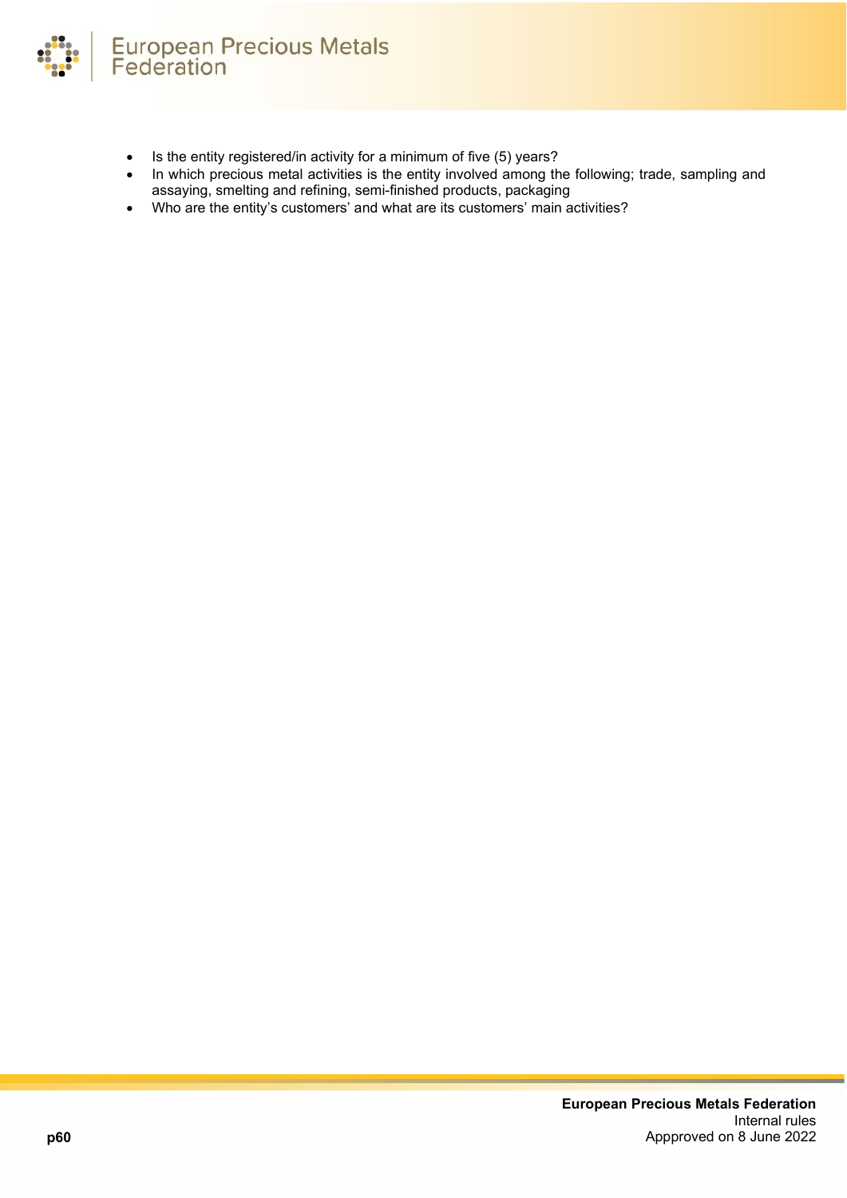- Is the entity registered/in activity for a minimum of five (5) years?
- In which precious metal activities is the entity involved among the following; trade, sampling and assaying, smelting and refining, semi-finished products, packaging
- Who are the entity's customers' and what are its customers' main activities?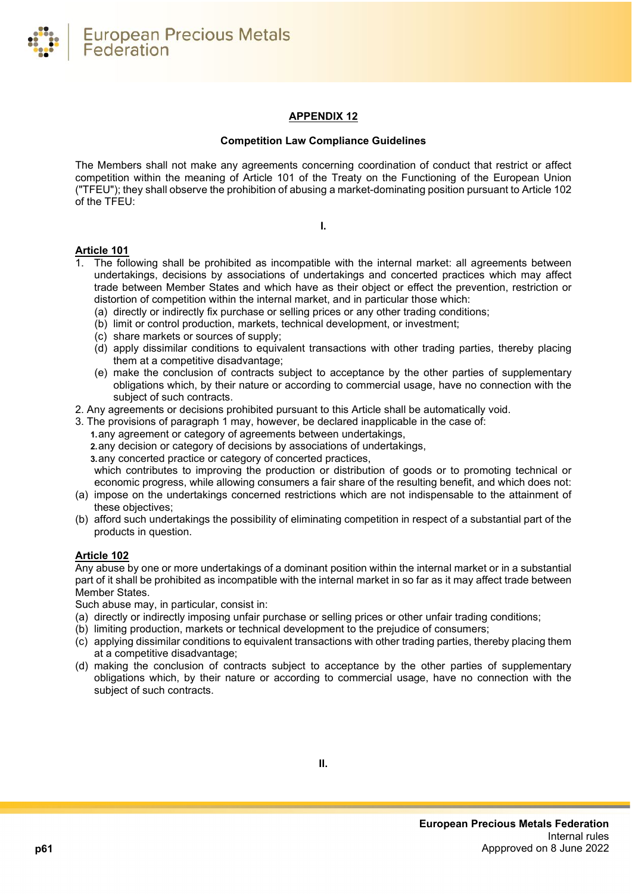## APPENDIX 12

**Competition Law Compliance Guidelines**

The Members shall not make any agreements concerning coordination of conduct that restrict or affect competition within the meaning of Article 101 of the Treaty on the Functioning of the European Union ("TFEU"); they shall observe the prohibition of abusing a market-dominating position pursuant to Article 102 of the TFEU:

**I.**

**Article 101**

1. The following shall be prohibited as incompatible with the internal market: all agreements between undertakings, decisions by associations of undertakings and concerted practices which may affect trade between Member States and which have as their object or effect the prevention, restriction or distortion of competition within the internal market, and in particular those which:
   (a) directly or indirectly fix purchase or selling prices or any other trading conditions;
   (b) limit or control production, markets, technical development, or investment;
   (c) share markets or sources of supply;
   (d) apply dissimilar conditions to equivalent transactions with other trading parties, thereby placing them at a competitive disadvantage;
   (e) make the conclusion of contracts subject to acceptance by the other parties of supplementary obligations which, by their nature or according to commercial usage, have no connection with the subject of such contracts.
2. Any agreements or decisions prohibited pursuant to this Article shall be automatically void.
3. The provisions of paragraph 1 may, however, be declared inapplicable in the case of:
   1. any agreement or category of agreements between undertakings,
   2. any decision or category of decisions by associations of undertakings,
   3. any concerted practice or category of concerted practices,

   which contributes to improving the production or distribution of goods or to promoting technical or economic progress, while allowing consumers a fair share of the resulting benefit, and which does not:

(a) impose on the undertakings concerned restrictions which are not indispensable to the attainment of these objectives;
(b) afford such undertakings the possibility of eliminating competition in respect of a substantial part of the products in question.

**Article 102**

Any abuse by one or more undertakings of a dominant position within the internal market or in a substantial part of it shall be prohibited as incompatible with the internal market in so far as it may affect trade between Member States.

Such abuse may, in particular, consist in:

(a) directly or indirectly imposing unfair purchase or selling prices or other unfair trading conditions;
(b) limiting production, markets or technical development to the prejudice of consumers;
(c) applying dissimilar conditions to equivalent transactions with other trading parties, thereby placing them at a competitive disadvantage;
(d) making the conclusion of contracts subject to acceptance by the other parties of supplementary obligations which, by their nature or according to commercial usage, have no connection with the subject of such contracts.

**II.**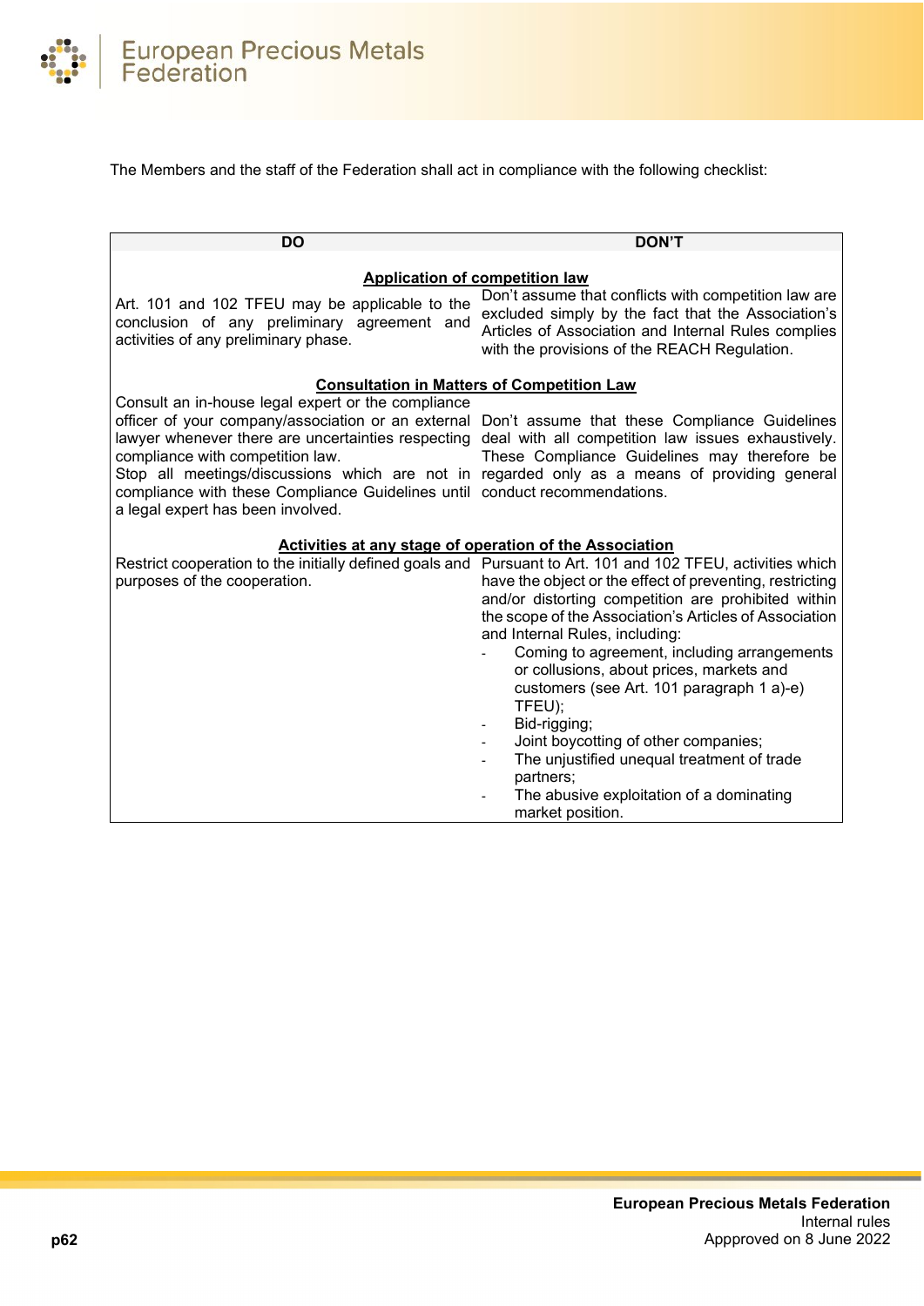The Members and the staff of the Federation shall act in compliance with the following checklist:

| DO | DON'T |
|---|---|
| **Application of competition law** | |
| Art. 101 and 102 TFEU may be applicable to the conclusion of any preliminary agreement and activities of any preliminary phase. | Don't assume that conflicts with competition law are excluded simply by the fact that the Association's Articles of Association and Internal Rules complies with the provisions of the REACH Regulation. |
| **Consultation in Matters of Competition Law** | |
| Consult an in-house legal expert or the compliance officer of your company/association or an external lawyer whenever there are uncertainties respecting compliance with competition law.<br>Stop all meetings/discussions which are not in compliance with these Compliance Guidelines until a legal expert has been involved. | Don't assume that these Compliance Guidelines deal with all competition law issues exhaustively. These Compliance Guidelines may therefore be regarded only as a means of providing general conduct recommendations. |
| **Activities at any stage of operation of the Association** | |
| Restrict cooperation to the initially defined goals and purposes of the cooperation. | Pursuant to Art. 101 and 102 TFEU, activities which have the object or the effect of preventing, restricting and/or distorting competition are prohibited within the scope of the Association's Articles of Association and Internal Rules, including:<br>- Coming to agreement, including arrangements or collusions, about prices, markets and customers (see Art. 101 paragraph 1 a)-e) TFEU);<br>- Bid-rigging;<br>- Joint boycotting of other companies;<br>- The unjustified unequal treatment of trade partners;<br>- The abusive exploitation of a dominating market position. |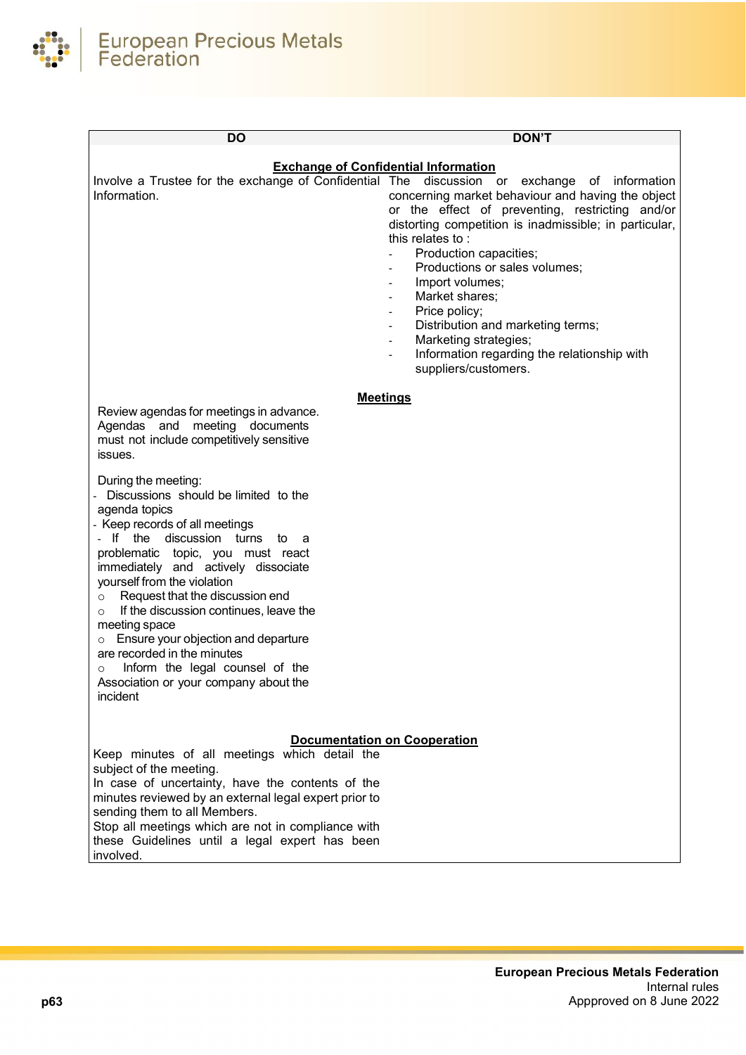| DO | DON'T |
| --- | --- |
| **Exchange of Confidential Information** | |
| Involve a Trustee for the exchange of Confidential Information. | The discussion or exchange of information concerning market behaviour and having the object or the effect of preventing, restricting and/or distorting competition is inadmissible; in particular, this relates to :<br>- Production capacities;<br>- Productions or sales volumes;<br>- Import volumes;<br>- Market shares;<br>- Price policy;<br>- Distribution and marketing terms;<br>- Marketing strategies;<br>- Information regarding the relationship with suppliers/customers. |
| **Meetings** | |
| Review agendas for meetings in advance. Agendas and meeting documents must not include competitively sensitive issues.<br><br>During the meeting:<br>- Discussions should be limited to the agenda topics<br>- Keep records of all meetings<br>- If the discussion turns to a problematic topic, you must react immediately and actively dissociate yourself from the violation<br>○ Request that the discussion end<br>○ If the discussion continues, leave the meeting space<br>○ Ensure your objection and departure are recorded in the minutes<br>○ Inform the legal counsel of the Association or your company about the incident | |
| **Documentation on Cooperation** | |
| Keep minutes of all meetings which detail the subject of the meeting.<br>In case of uncertainty, have the contents of the minutes reviewed by an external legal expert prior to sending them to all Members.<br>Stop all meetings which are not in compliance with these Guidelines until a legal expert has been involved. | |